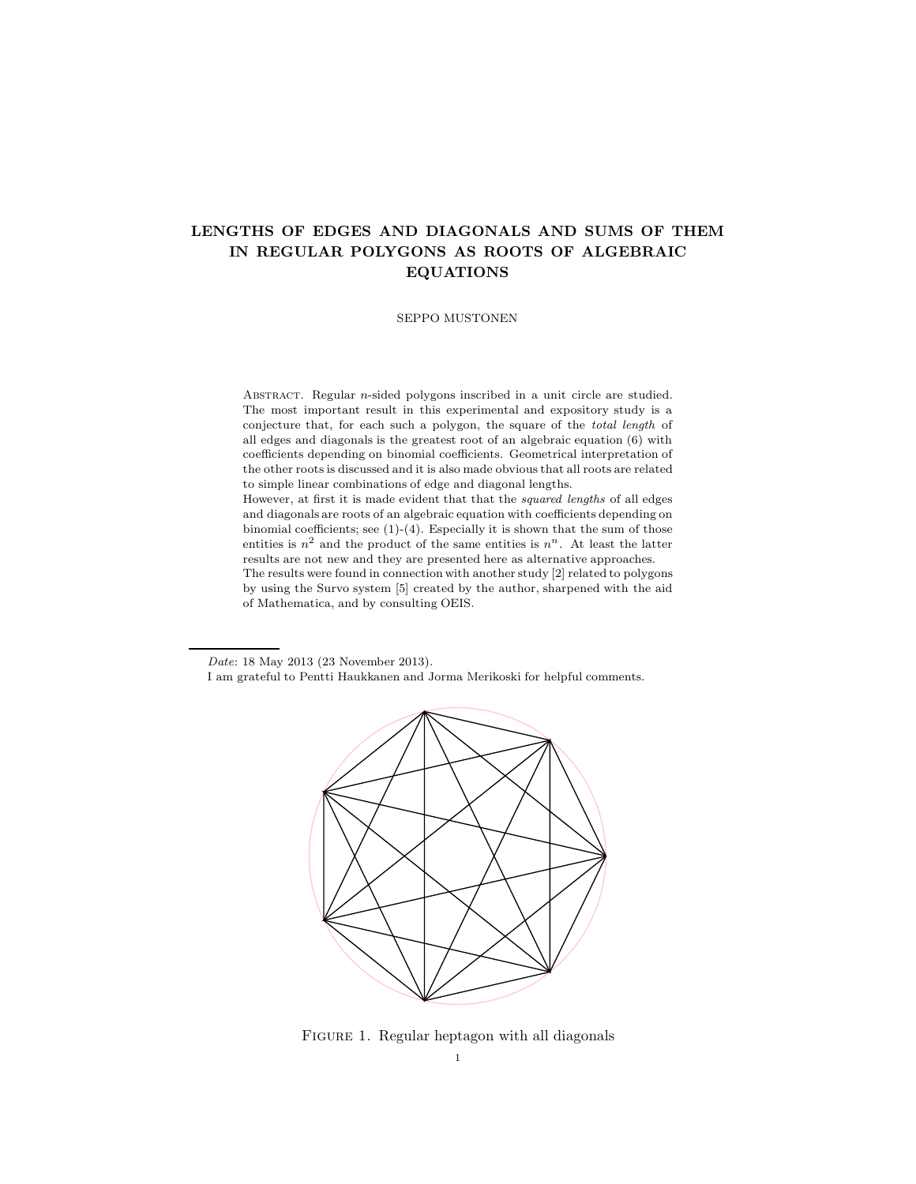# LENGTHS OF EDGES AND DIAGONALS AND SUMS OF THEM IN REGULAR POLYGONS AS ROOTS OF ALGEBRAIC EQUATIONS

SEPPO MUSTONEN

Abstract. Regular $n$-sided polygons inscribed in a unit circle are studied. The most important result in this experimental and expository study is a conjecture that, for each such a polygon, the square of the *total length* of all edges and diagonals is the greatest root of an algebraic equation (6) with coefficients depending on binomial coefficients. Geometrical interpretation of the other roots is discussed and it is also made obvious that all roots are related to simple linear combinations of edge and diagonal lengths.

However, at first it is made evident that that the *squared lengths* of all edges and diagonals are roots of an algebraic equation with coefficients depending on binomial coefficients; see (1)-(4). Especially it is shown that the sum of those entities is $n^2$ and the product of the same entities is $n^n$. At least the latter results are not new and they are presented here as alternative approaches.

The results were found in connection with another study [2] related to polygons by using the Survo system [5] created by the author, sharpened with the aid of Mathematica, and by consulting OEIS.

---

*Date*: 18 May 2013 (23 November 2013).

I am grateful to Pentti Haukkanen and Jorma Merikoski for helpful comments.

Figure 1. Regular heptagon with all diagonals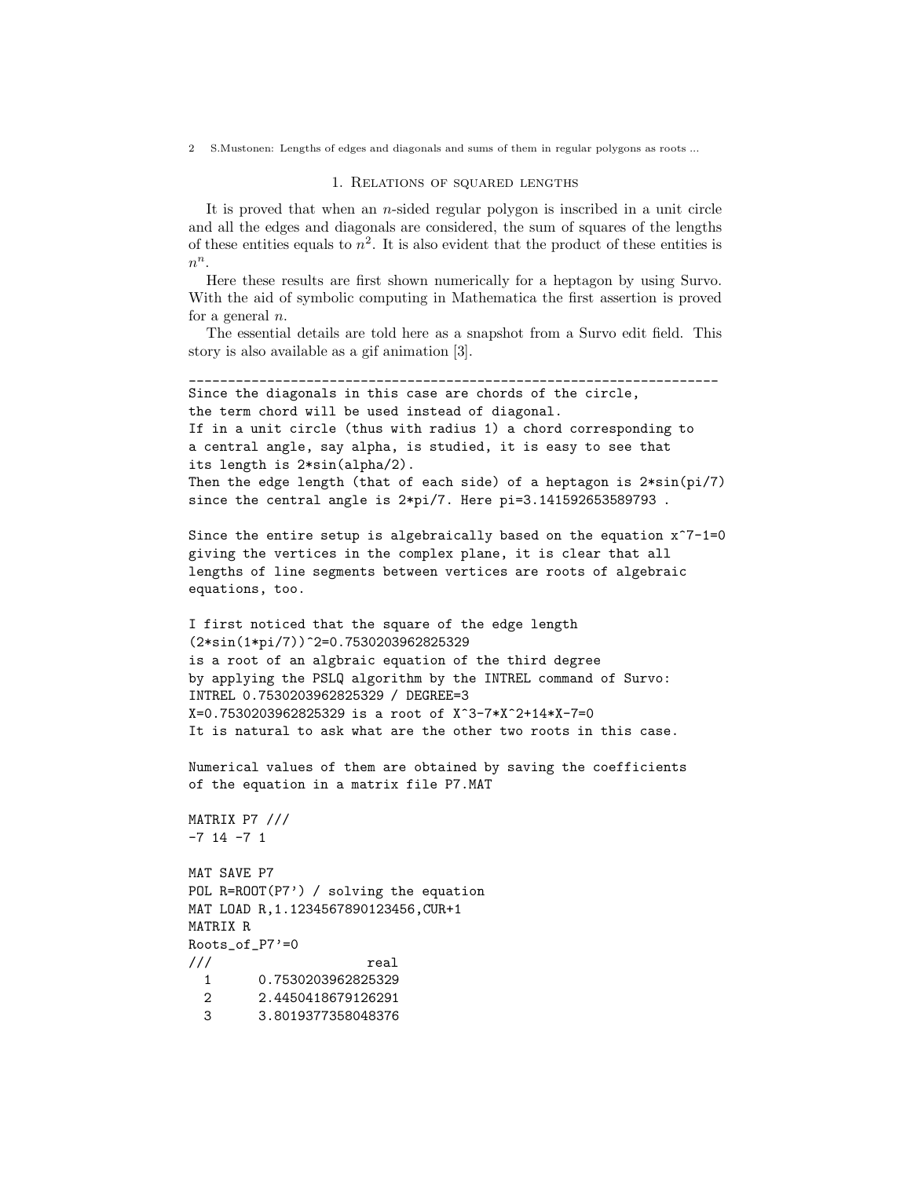## 1. Relations of squared lengths

It is proved that when an $n$-sided regular polygon is inscribed in a unit circle and all the edges and diagonals are considered, the sum of squares of the lengths of these entities equals to $n^2$. It is also evident that the product of these entities is $n^n$.

Here these results are first shown numerically for a heptagon by using Survo. With the aid of symbolic computing in Mathematica the first assertion is proved for a general $n$.

The essential details are told here as a snapshot from a Survo edit field. This story is also available as a gif animation [3].

```
______________________________________________________________________
Since the diagonals in this case are chords of the circle,
the term chord will be used instead of diagonal.
If in a unit circle (thus with radius 1) a chord corresponding to
a central angle, say alpha, is studied, it is easy to see that
its length is 2*sin(alpha/2).
Then the edge length (that of each side) of a heptagon is 2*sin(pi/7)
since the central angle is 2*pi/7. Here pi=3.141592653589793 .

Since the entire setup is algebraically based on the equation x^7-1=0
giving the vertices in the complex plane, it is clear that all
lengths of line segments between vertices are roots of algebraic
equations, too.

I first noticed that the square of the edge length
(2*sin(1*pi/7))^2=0.7530203962825329
is a root of an algbraic equation of the third degree
by applying the PSLQ algorithm by the INTREL command of Survo:
INTREL 0.7530203962825329 / DEGREE=3
X=0.7530203962825329 is a root of X^3-7*X^2+14*X-7=0
It is natural to ask what are the other two roots in this case.

Numerical values of them are obtained by saving the coefficients
of the equation in a matrix file P7.MAT

MATRIX P7 ///
-7 14 -7 1

MAT SAVE P7
POL R=ROOT(P7') / solving the equation
MAT LOAD R,1.1234567890123456,CUR+1
MATRIX R
Roots_of_P7'=0
///                  real
  1      0.7530203962825329
  2      2.4450418679126291
  3      3.8019377358048376
```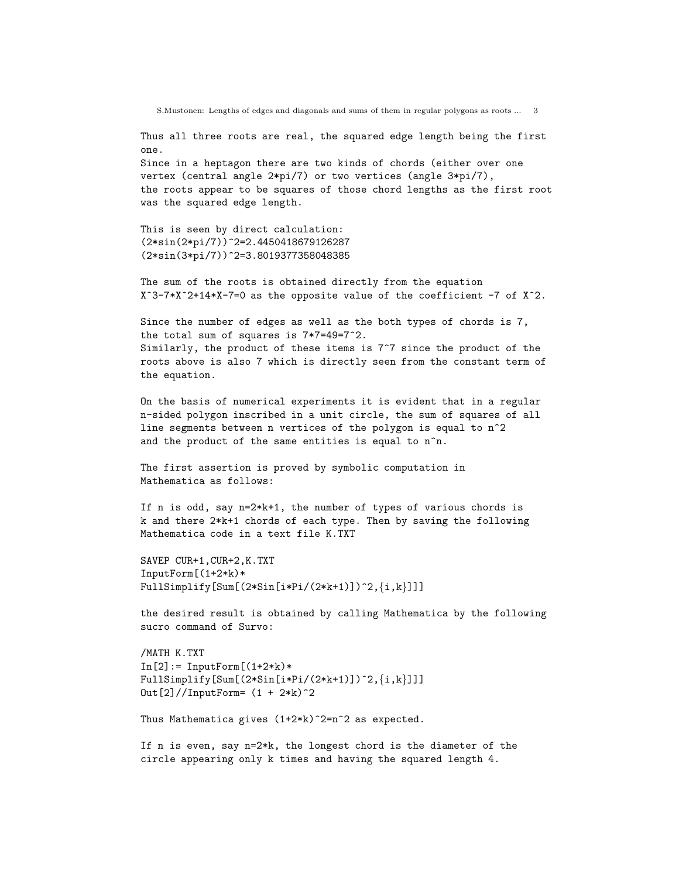Thus all three roots are real, the squared edge length being the first one.
Since in a heptagon there are two kinds of chords (either over one vertex (central angle 2*pi/7) or two vertices (angle 3*pi/7), the roots appear to be squares of those chord lengths as the first root was the squared edge length.

This is seen by direct calculation:

```
(2*sin(2*pi/7))^2=2.4450418679126287
(2*sin(3*pi/7))^2=3.8019377358048385
```

The sum of the roots is obtained directly from the equation X^3-7*X^2+14*X-7=0 as the opposite value of the coefficient -7 of X^2.

Since the number of edges as well as the both types of chords is 7, the total sum of squares is 7*7=49=7^2.
Similarly, the product of these items is 7^7 since the product of the roots above is also 7 which is directly seen from the constant term of the equation.

On the basis of numerical experiments it is evident that in a regular n-sided polygon inscribed in a unit circle, the sum of squares of all line segments between n vertices of the polygon is equal to n^2 and the product of the same entities is equal to n^n.

The first assertion is proved by symbolic computation in Mathematica as follows:

If n is odd, say n=2*k+1, the number of types of various chords is k and there 2*k+1 chords of each type. Then by saving the following Mathematica code in a text file K.TXT

```
SAVEP CUR+1,CUR+2,K.TXT
InputForm[(1+2*k)*
FullSimplify[Sum[(2*Sin[i*Pi/(2*k+1)])^2,{i,k}]]]
```

the desired result is obtained by calling Mathematica by the following sucro command of Survo:

```
/MATH K.TXT
In[2]:= InputForm[(1+2*k)*
FullSimplify[Sum[(2*Sin[i*Pi/(2*k+1)])^2,{i,k}]]]
Out[2]//InputForm= (1 + 2*k)^2
```

Thus Mathematica gives (1+2*k)^2=n^2 as expected.

If n is even, say n=2*k, the longest chord is the diameter of the circle appearing only k times and having the squared length 4.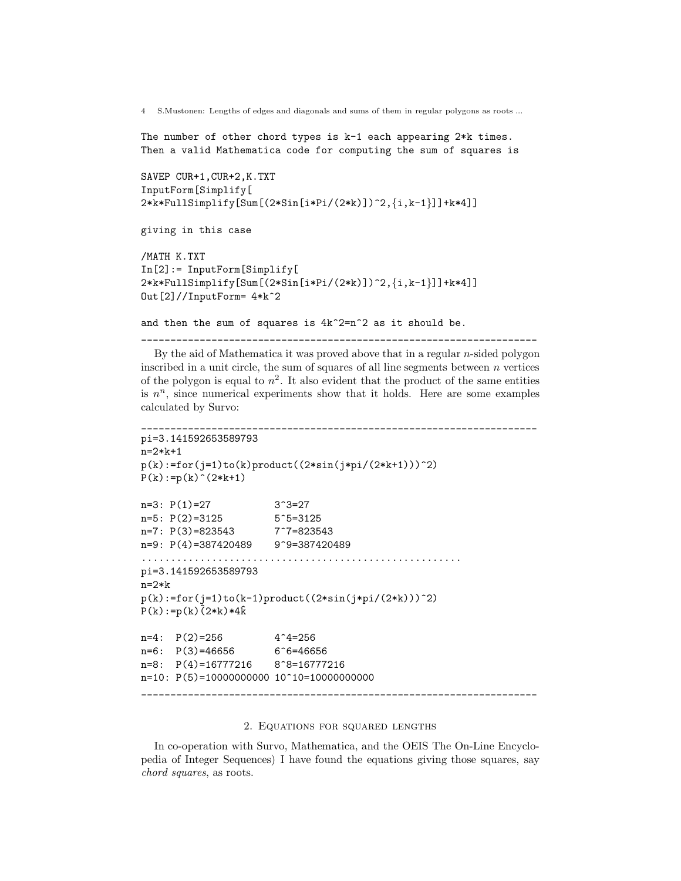```
The number of other chord types is k-1 each appearing 2*k times.
Then a valid Mathematica code for computing the sum of squares is

SAVEP CUR+1,CUR+2,K.TXT
InputForm[Simplify[
2*k*FullSimplify[Sum[(2*Sin[i*Pi/(2*k)])^2,{i,k-1}]]+k*4]]

giving in this case

/MATH K.TXT
In[2]:= InputForm[Simplify[
2*k*FullSimplify[Sum[(2*Sin[i*Pi/(2*k)])^2,{i,k-1}]]+k*4]]
Out[2]//InputForm= 4*k^2

and then the sum of squares is 4k^2=n^2 as it should be.
____________________________________________________________________
```

By the aid of Mathematica it was proved above that in a regular $n$-sided polygon inscribed in a unit circle, the sum of squares of all line segments between $n$ vertices of the polygon is equal to $n^2$. It also evident that the product of the same entities is $n^n$, since numerical experiments show that it holds. Here are some examples calculated by Survo:

```
____________________________________________________________________
pi=3.141592653589793
n=2*k+1
p(k):=for(j=1)to(k)product((2*sin(j*pi/(2*k+1)))^2)
P(k):=p(k)^(2*k+1)

n=3: P(1)=27           3^3=27
n=5: P(2)=3125         5^5=3125
n=7: P(3)=823543       7^7=823543
n=9: P(4)=387420489    9^9=387420489
.....................................................
pi=3.141592653589793
n=2*k
p(k):=for(j=1)to(k-1)product((2*sin(j*pi/(2*k)))^2)
P(k):=p(k)^(2*k)*4^k

n=4:  P(2)=256          4^4=256
n=6:  P(3)=46656        6^6=46656
n=8:  P(4)=16777216     8^8=16777216
n=10: P(5)=10000000000 10^10=10000000000
____________________________________________________________________
```

## 2. Equations for squared lengths

In co-operation with Survo, Mathematica, and the OEIS The On-Line Encyclopedia of Integer Sequences) I have found the equations giving those squares, say *chord squares*, as roots.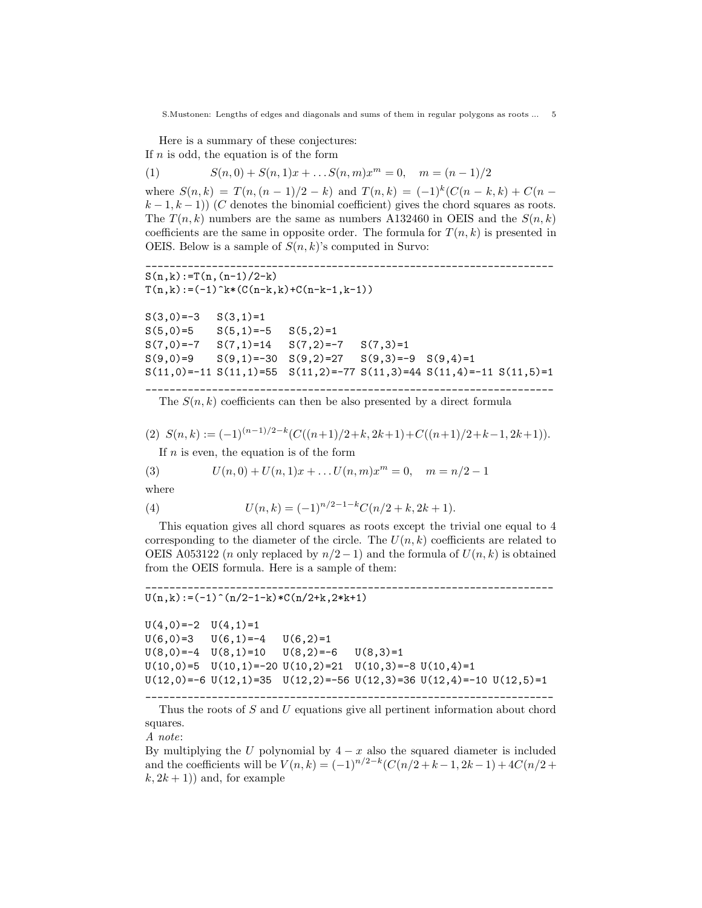Here is a summary of these conjectures:
If $n$ is odd, the equation is of the form

$$S(n,0) + S(n,1)x + \dots S(n,m)x^m = 0, \quad m = (n-1)/2 \tag{1}$$

where $S(n,k) = T(n,(n-1)/2-k)$ and $T(n,k) = (-1)^k(C(n-k,k) + C(n-k-1,k-1))$ ($C$ denotes the binomial coefficient) gives the chord squares as roots. The $T(n,k)$ numbers are the same as numbers A132460 in OEIS and the $S(n,k)$ coefficients are the same in opposite order. The formula for $T(n,k)$ is presented in OEIS. Below is a sample of $S(n,k)$'s computed in Survo:

```
______________________________________________________________________
S(n,k):=T(n,(n-1)/2-k)
T(n,k):=(-1)^k*(C(n-k,k)+C(n-k-1,k-1))

S(3,0)=-3   S(3,1)=1
S(5,0)=5    S(5,1)=-5   S(5,2)=1
S(7,0)=-7   S(7,1)=14   S(7,2)=-7   S(7,3)=1
S(9,0)=9    S(9,1)=-30  S(9,2)=27   S(9,3)=-9  S(9,4)=1
S(11,0)=-11 S(11,1)=55  S(11,2)=-77 S(11,3)=44 S(11,4)=-11 S(11,5)=1
______________________________________________________________________
```

The $S(n,k)$ coefficients can then be also presented by a direct formula

$$S(n,k) := (-1)^{(n-1)/2-k}(C((n+1)/2+k,2k+1)+C((n+1)/2+k-1,2k+1)). \tag{2}$$

If $n$ is even, the equation is of the form

$$U(n,0) + U(n,1)x + \dots U(n,m)x^m = 0, \quad m = n/2-1 \tag{3}$$

where

$$U(n,k) = (-1)^{n/2-1-k}C(n/2+k,2k+1). \tag{4}$$

This equation gives all chord squares as roots except the trivial one equal to 4 corresponding to the diameter of the circle. The $U(n,k)$ coefficients are related to OEIS A053122 ($n$ only replaced by $n/2-1$) and the formula of $U(n,k)$ is obtained from the OEIS formula. Here is a sample of them:

```
______________________________________________________________________
U(n,k):=(-1)^(n/2-1-k)*C(n/2+k,2*k+1)

U(4,0)=-2  U(4,1)=1
U(6,0)=3   U(6,1)=-4   U(6,2)=1
U(8,0)=-4  U(8,1)=10   U(8,2)=-6   U(8,3)=1
U(10,0)=5  U(10,1)=-20 U(10,2)=21  U(10,3)=-8 U(10,4)=1
U(12,0)=-6 U(12,1)=35  U(12,2)=-56 U(12,3)=36 U(12,4)=-10 U(12,5)=1
______________________________________________________________________
```

Thus the roots of $S$ and $U$ equations give all pertinent information about chord squares.

*A note*:
By multiplying the $U$ polynomial by $4-x$ also the squared diameter is included and the coefficients will be $V(n,k) = (-1)^{n/2-k}(C(n/2+k-1,2k-1)+4C(n/2+k,2k+1))$ and, for example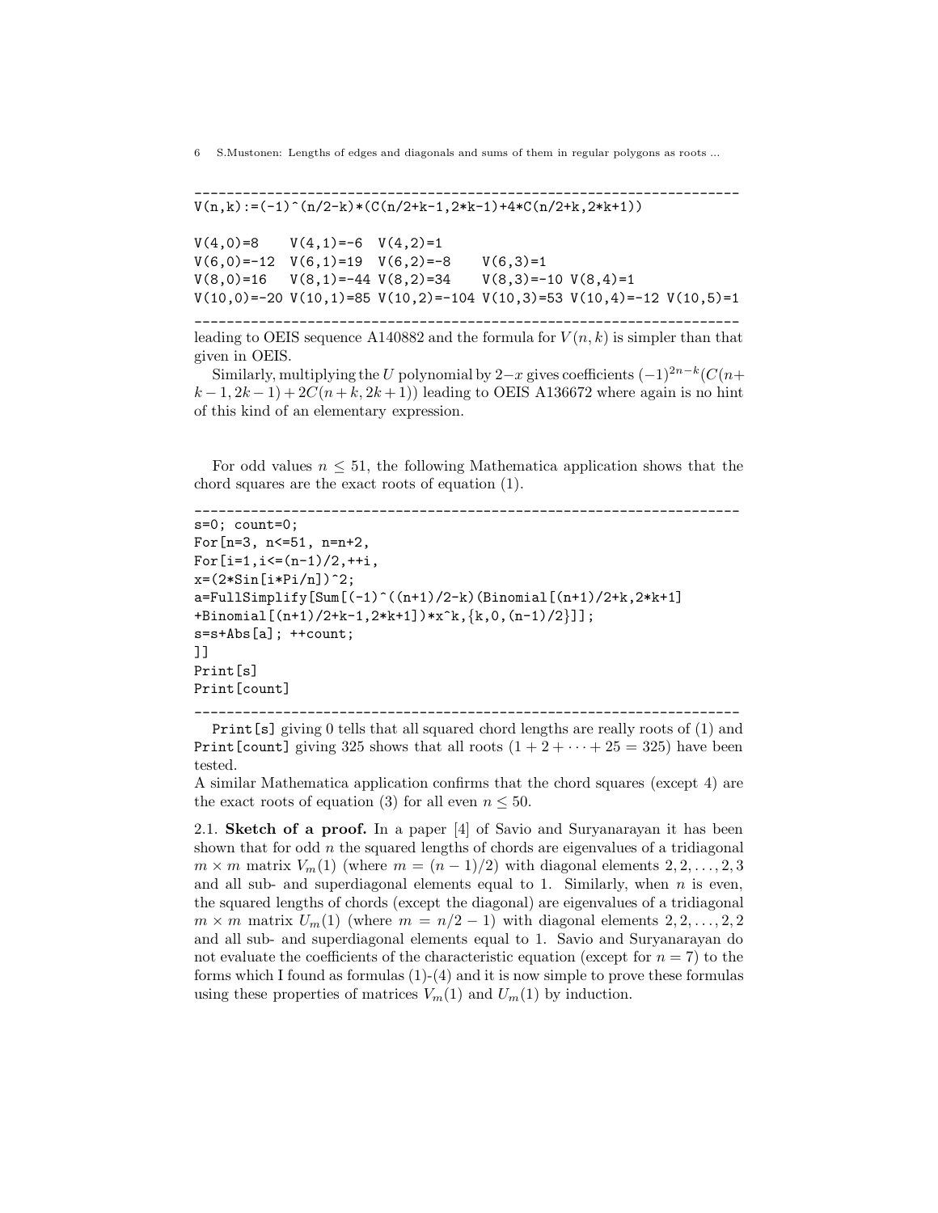```
---------------------------------------------------------------------
V(n,k):=(-1)^(n/2-k)*(C(n/2+k-1,2*k-1)+4*C(n/2+k,2*k+1))

V(4,0)=8    V(4,1)=-6  V(4,2)=1
V(6,0)=-12  V(6,1)=19  V(6,2)=-8    V(6,3)=1
V(8,0)=16   V(8,1)=-44 V(8,2)=34    V(8,3)=-10 V(8,4)=1
V(10,0)=-20 V(10,1)=85 V(10,2)=-104 V(10,3)=53 V(10,4)=-12 V(10,5)=1
---------------------------------------------------------------------
```

leading to OEIS sequence A140882 and the formula for $V(n,k)$ is simpler than that given in OEIS.

Similarly, multiplying the $U$ polynomial by $2-x$ gives coefficients $(-1)^{2n-k}(C(n+k-1,2k-1)+2C(n+k,2k+1))$ leading to OEIS A136672 where again is no hint of this kind of an elementary expression.

For odd values $n \leq 51$, the following Mathematica application shows that the chord squares are the exact roots of equation (1).

```
---------------------------------------------------------------------
s=0; count=0;
For[n=3, n<=51, n=n+2,
For[i=1,i<=(n-1)/2,++i,
x=(2*Sin[i*Pi/n])^2;
a=FullSimplify[Sum[(-1)^((n+1)/2-k)(Binomial[(n+1)/2+k,2*k+1]
+Binomial[(n+1)/2+k-1,2*k+1])*x^k,{k,0,(n-1)/2}]];
s=s+Abs[a]; ++count;
]]
Print[s]
Print[count]
---------------------------------------------------------------------
```

`Print[s]` giving 0 tells that all squared chord lengths are really roots of (1) and `Print[count]` giving 325 shows that all roots $(1+2+\cdots+25=325)$ have been tested.
A similar Mathematica application confirms that the chord squares (except 4) are the exact roots of equation (3) for all even $n \leq 50$.

2.1. **Sketch of a proof.** In a paper [4] of Savio and Suryanarayan it has been shown that for odd $n$ the squared lengths of chords are eigenvalues of a tridiagonal $m \times m$ matrix $V_m(1)$ (where $m = (n-1)/2$) with diagonal elements $2, 2, \ldots, 2, 3$ and all sub- and superdiagonal elements equal to 1. Similarly, when $n$ is even, the squared lengths of chords (except the diagonal) are eigenvalues of a tridiagonal $m \times m$ matrix $U_m(1)$ (where $m = n/2 - 1$) with diagonal elements $2, 2, \ldots, 2, 2$ and all sub- and superdiagonal elements equal to 1. Savio and Suryanarayan do not evaluate the coefficients of the characteristic equation (except for $n = 7$) to the forms which I found as formulas (1)-(4) and it is now simple to prove these formulas using these properties of matrices $V_m(1)$ and $U_m(1)$ by induction.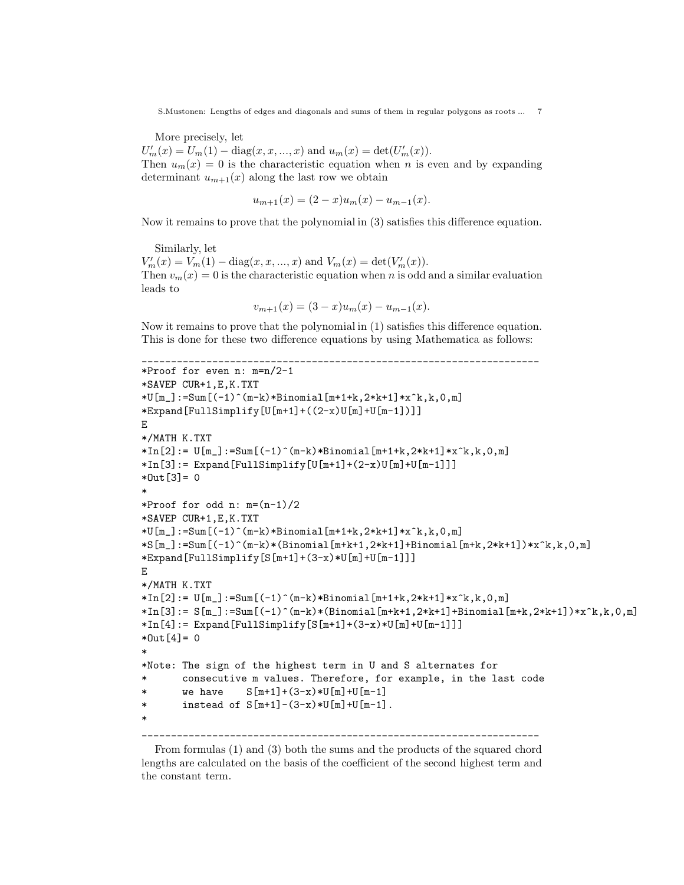More precisely, let
$U'_m(x) = U_m(1) - \mathrm{diag}(x, x, ..., x)$ and $u_m(x) = \det(U'_m(x))$.
Then $u_m(x) = 0$ is the characteristic equation when $n$ is even and by expanding determinant $u_{m+1}(x)$ along the last row we obtain

$$u_{m+1}(x) = (2 - x)u_m(x) - u_{m-1}(x).$$

Now it remains to prove that the polynomial in (3) satisfies this difference equation.

Similarly, let
$V'_m(x) = V_m(1) - \mathrm{diag}(x, x, ..., x)$ and $V_m(x) = \det(V'_m(x))$.
Then $v_m(x) = 0$ is the characteristic equation when $n$ is odd and a similar evaluation leads to

$$v_{m+1}(x) = (3 - x)u_m(x) - u_{m-1}(x).$$

Now it remains to prove that the polynomial in (1) satisfies this difference equation. This is done for these two difference equations by using Mathematica as follows:

```
______________________________________________________________________
*Proof for even n: m=n/2-1
*SAVEP CUR+1,E,K.TXT
*U[m_]:=Sum[(-1)^(m-k)*Binomial[m+1+k,2*k+1]*x^k,k,0,m]
*Expand[FullSimplify[U[m+1]+((2-x)U[m]+U[m-1])]]
E
*/MATH K.TXT
*In[2]:= U[m_]:=Sum[(-1)^(m-k)*Binomial[m+1+k,2*k+1]*x^k,k,0,m]
*In[3]:= Expand[FullSimplify[U[m+1]+(2-x)U[m]+U[m-1]]]
*Out[3]= 0
*
*Proof for odd n: m=(n-1)/2
*SAVEP CUR+1,E,K.TXT
*U[m_]:=Sum[(-1)^(m-k)*Binomial[m+1+k,2*k+1]*x^k,k,0,m]
*S[m_]:=Sum[(-1)^(m-k)*(Binomial[m+k+1,2*k+1]+Binomial[m+k,2*k+1])*x^k,k,0,m]
*Expand[FullSimplify[S[m+1]+(3-x)*U[m]+U[m-1]]]
E
*/MATH K.TXT
*In[2]:= U[m_]:=Sum[(-1)^(m-k)*Binomial[m+1+k,2*k+1]*x^k,k,0,m]
*In[3]:= S[m_]:=Sum[(-1)^(m-k)*(Binomial[m+k+1,2*k+1]+Binomial[m+k,2*k+1])*x^k,k,0,m]
*In[4]:= Expand[FullSimplify[S[m+1]+(3-x)*U[m]+U[m-1]]]
*Out[4]= 0
*
*Note: The sign of the highest term in U and S alternates for
*      consecutive m values. Therefore, for example, in the last code
*      we have    S[m+1]+(3-x)*U[m]+U[m-1]
*      instead of S[m+1]-(3-x)*U[m]+U[m-1].
*
______________________________________________________________________
```

From formulas (1) and (3) both the sums and the products of the squared chord lengths are calculated on the basis of the coefficient of the second highest term and the constant term.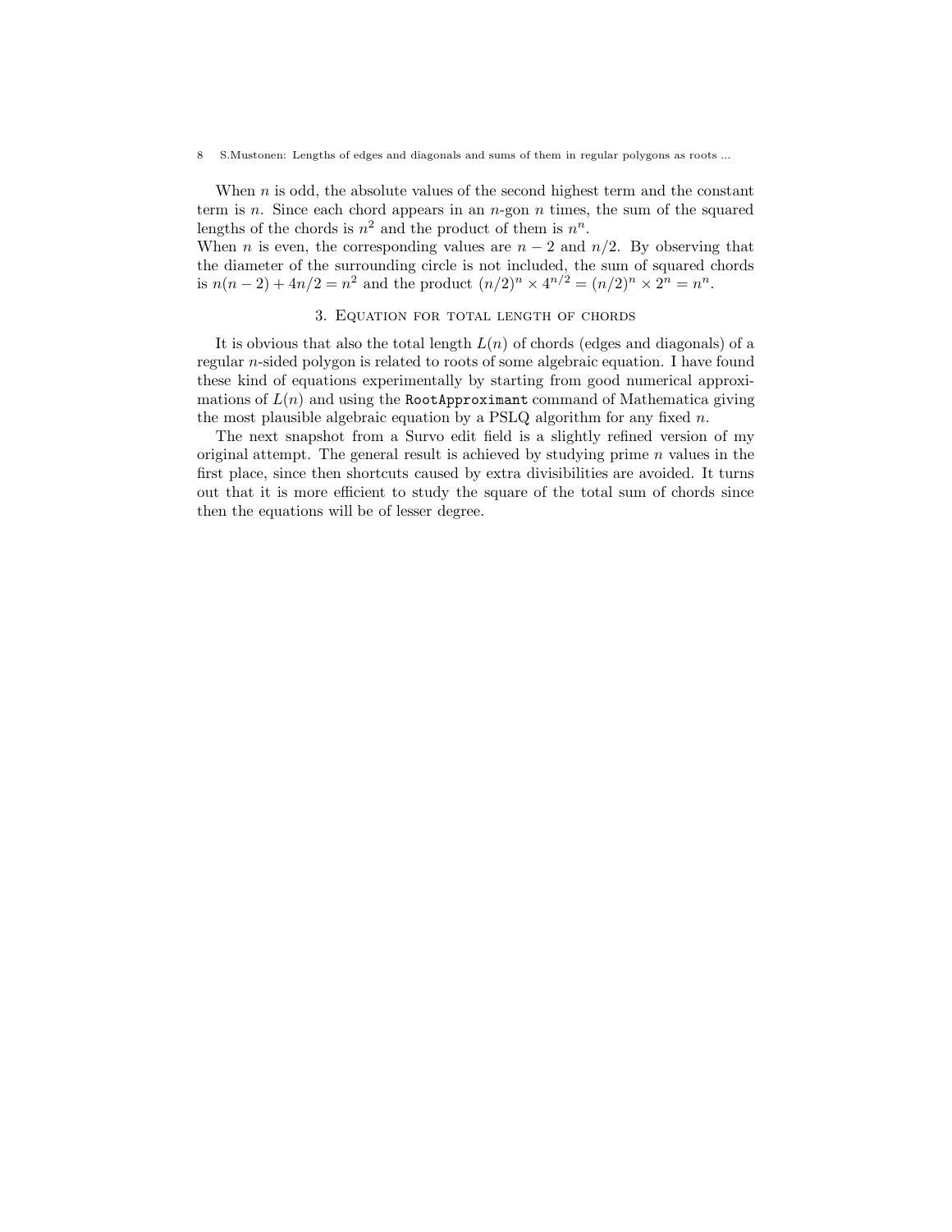When $n$ is odd, the absolute values of the second highest term and the constant term is $n$. Since each chord appears in an $n$-gon $n$ times, the sum of the squared lengths of the chords is $n^2$ and the product of them is $n^n$.
When $n$ is even, the corresponding values are $n-2$ and $n/2$. By observing that the diameter of the surrounding circle is not included, the sum of squared chords is $n(n-2)+4n/2=n^2$ and the product $(n/2)^n \times 4^{n/2}=(n/2)^n \times 2^n=n^n$.

## 3. Equation for total length of chords

It is obvious that also the total length $L(n)$ of chords (edges and diagonals) of a regular $n$-sided polygon is related to roots of some algebraic equation. I have found these kind of equations experimentally by starting from good numerical approximations of $L(n)$ and using the `RootApproximant` command of Mathematica giving the most plausible algebraic equation by a PSLQ algorithm for any fixed $n$.

The next snapshot from a Survo edit field is a slightly refined version of my original attempt. The general result is achieved by studying prime $n$ values in the first place, since then shortcuts caused by extra divisibilities are avoided. It turns out that it is more efficient to study the square of the total sum of chords since then the equations will be of lesser degree.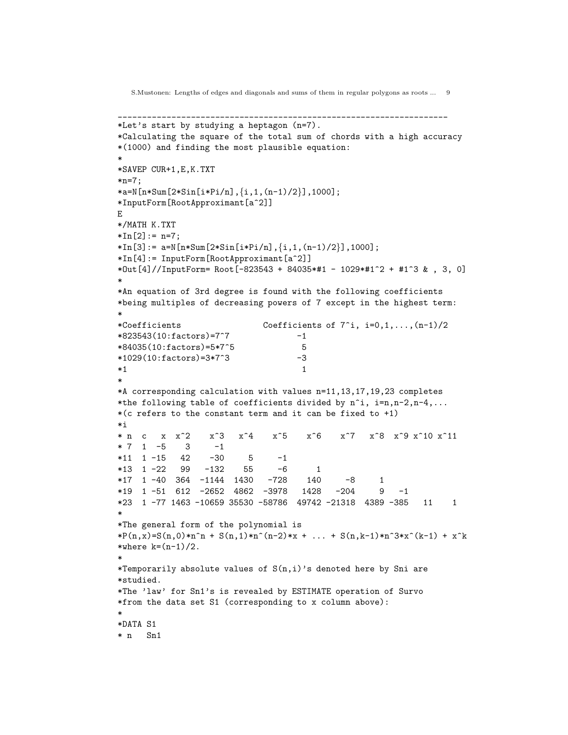```
_____________________________________________________________________
*Let's start by studying a heptagon (n=7).
*Calculating the square of the total sum of chords with a high accuracy
*(1000) and finding the most plausible equation:
*
*SAVEP CUR+1,E,K.TXT
*n=7;
*a=N[n*Sum[2*Sin[i*Pi/n],{i,1,(n-1)/2}],1000];
*InputForm[RootApproximant[a^2]]
E
*/MATH K.TXT
*In[2]:= n=7;
*In[3]:= a=N[n*Sum[2*Sin[i*Pi/n],{i,1,(n-1)/2}],1000];
*In[4]:= InputForm[RootApproximant[a^2]]
*Out[4]//InputForm= Root[-823543 + 84035*#1 - 1029*#1^2 + #1^3 & , 3, 0]
*
*An equation of 3rd degree is found with the following coefficients
*being multiples of decreasing powers of 7 except in the highest term:
*
*Coefficients                 Coefficients of 7^i, i=0,1,...,(n-1)/2
*823543(10:factors)=7^7              -1
*84035(10:factors)=5*7^5              5
*1029(10:factors)=3*7^3              -3
*1                                    1
*
*A corresponding calculation with values n=11,13,17,19,23 completes
*the following table of coefficients divided by n^i, i=n,n-2,n-4,...
*(c refers to the constant term and it can be fixed to +1)
*i
* n  c   x  x^2    x^3   x^4    x^5    x^6    x^7   x^8  x^9 x^10 x^11
* 7  1  -5    3     -1
*11  1 -15   42    -30     5     -1
*13  1 -22   99   -132    55     -6      1
*17  1 -40  364  -1144  1430   -728    140     -8     1
*19  1 -51  612  -2652  4862  -3978   1428   -204     9   -1
*23  1 -77 1463 -10659 35530 -58786  49742 -21318  4389 -385   11    1
*
*The general form of the polynomial is
*P(n,x)=S(n,0)*n^n + S(n,1)*n^(n-2)*x + ... + S(n,k-1)*n^3*x^(k-1) + x^k
*where k=(n-1)/2.
*
*Temporarily absolute values of S(n,i)'s denoted here by Sni are
*studied.
*The 'law' for Sn1's is revealed by ESTIMATE operation of Survo
*from the data set S1 (corresponding to x column above):
*
*DATA S1
* n   Sn1
```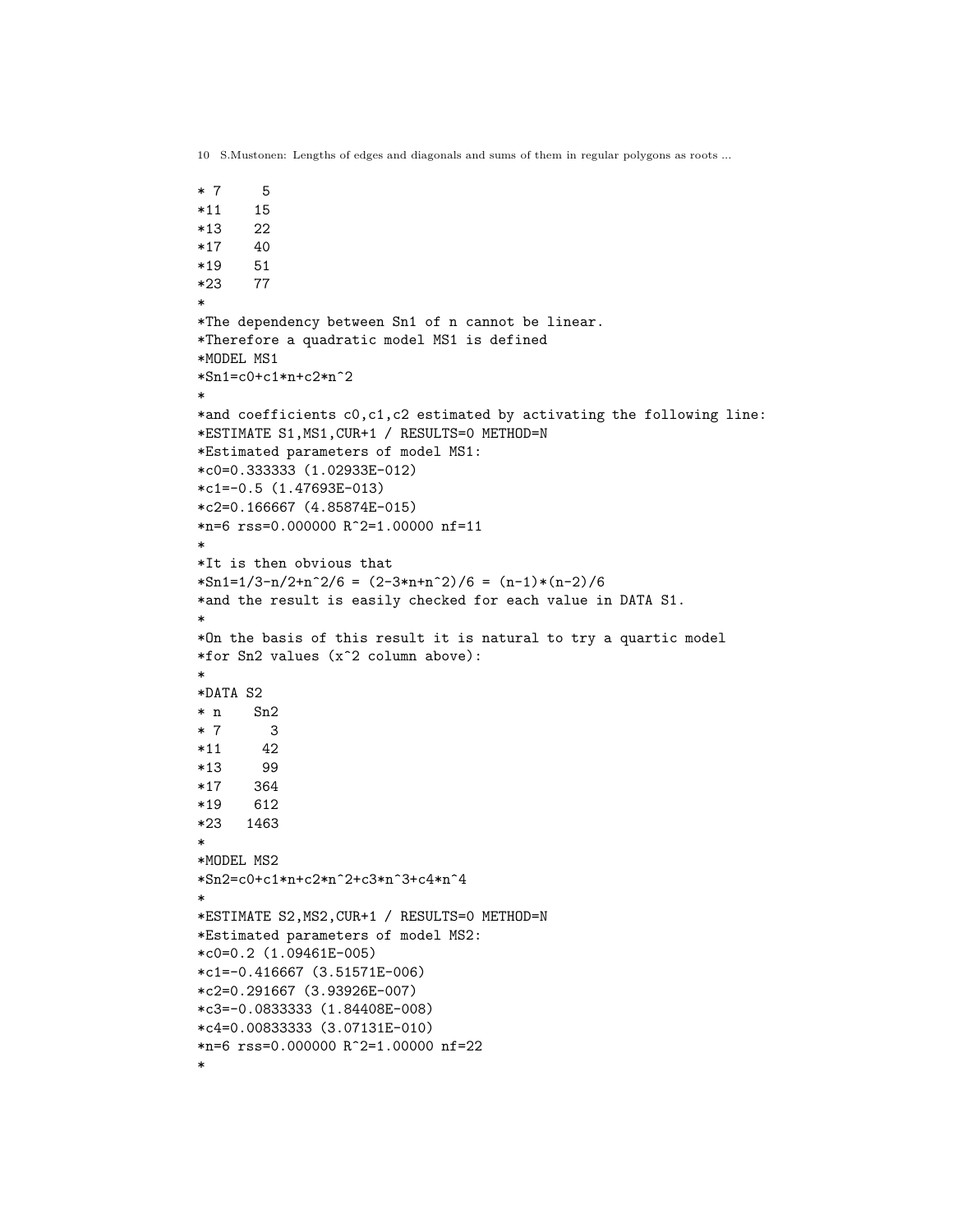```
* 7     5
*11    15
*13    22
*17    40
*19    51
*23    77
*
*The dependency between Sn1 of n cannot be linear.
*Therefore a quadratic model MS1 is defined
*MODEL MS1
*Sn1=c0+c1*n+c2*n^2
*
*and coefficients c0,c1,c2 estimated by activating the following line:
*ESTIMATE S1,MS1,CUR+1 / RESULTS=0 METHOD=N
*Estimated parameters of model MS1:
*c0=0.333333 (1.02933E-012)
*c1=-0.5 (1.47693E-013)
*c2=0.166667 (4.85874E-015)
*n=6 rss=0.000000 R^2=1.00000 nf=11
*
*It is then obvious that
*Sn1=1/3-n/2+n^2/6 = (2-3*n+n^2)/6 = (n-1)*(n-2)/6
*and the result is easily checked for each value in DATA S1.
*
*On the basis of this result it is natural to try a quartic model
*for Sn2 values (x^2 column above):
*
*DATA S2
* n    Sn2
* 7      3
*11     42
*13     99
*17    364
*19    612
*23   1463
*
*MODEL MS2
*Sn2=c0+c1*n+c2*n^2+c3*n^3+c4*n^4
*
*ESTIMATE S2,MS2,CUR+1 / RESULTS=0 METHOD=N
*Estimated parameters of model MS2:
*c0=0.2 (1.09461E-005)
*c1=-0.416667 (3.51571E-006)
*c2=0.291667 (3.93926E-007)
*c3=-0.0833333 (1.84408E-008)
*c4=0.00833333 (3.07131E-010)
*n=6 rss=0.000000 R^2=1.00000 nf=22
*
```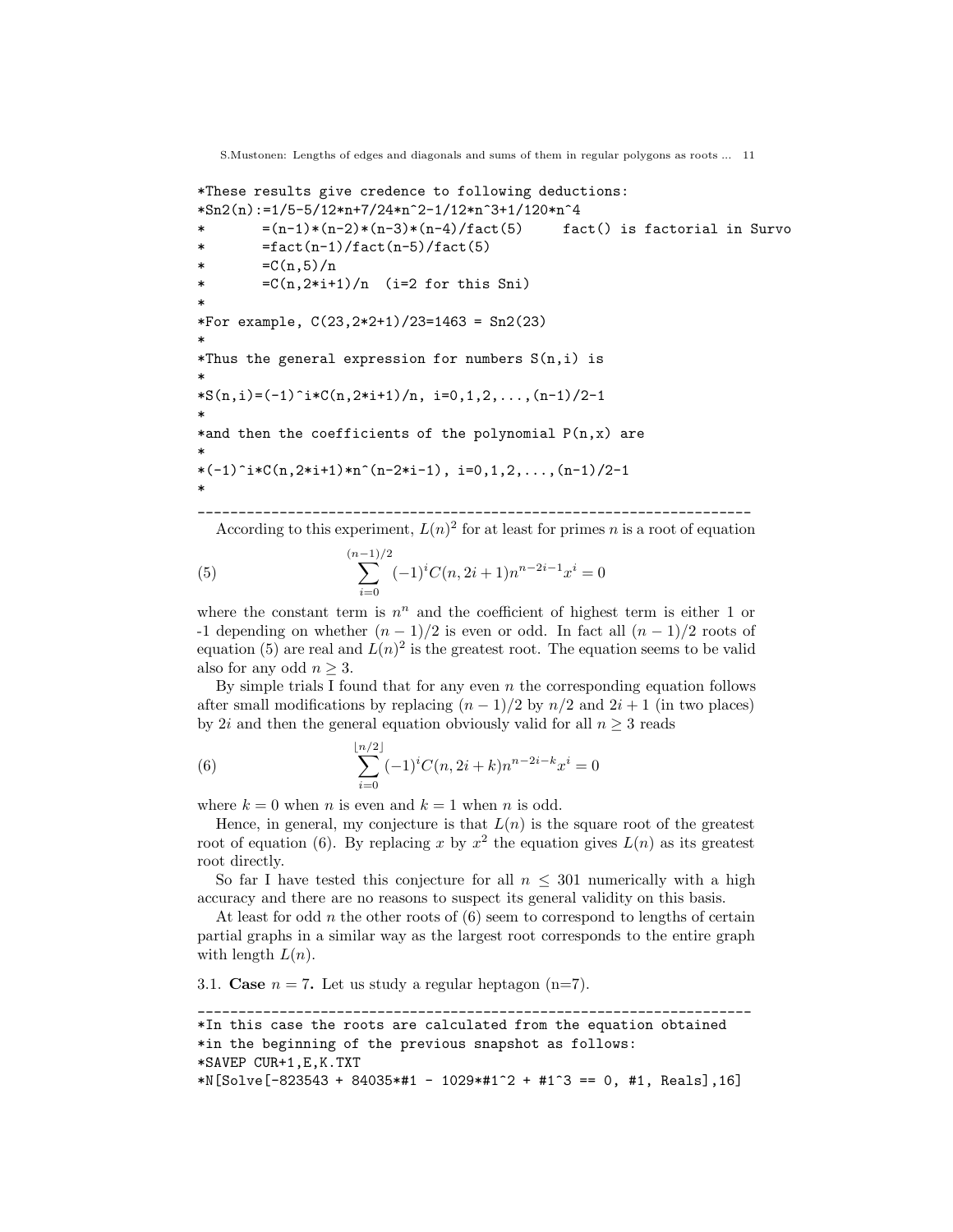```
*These results give credence to following deductions:
*Sn2(n):=1/5-5/12*n+7/24*n^2-1/12*n^3+1/120*n^4
*       =(n-1)*(n-2)*(n-3)*(n-4)/fact(5)     fact() is factorial in Survo
*       =fact(n-1)/fact(n-5)/fact(5)
*       =C(n,5)/n
*       =C(n,2*i+1)/n  (i=2 for this Sni)
*
*For example, C(23,2*2+1)/23=1463 = Sn2(23)
*
*Thus the general expression for numbers S(n,i) is
*
*S(n,i)=(-1)^i*C(n,2*i+1)/n, i=0,1,2,...,(n-1)/2-1
*
*and then the coefficients of the polynomial P(n,x) are
*
*(-1)^i*C(n,2*i+1)*n^(n-2*i-1), i=0,1,2,...,(n-1)/2-1
*
----------------------------------------------------------------------
```

According to this experiment, $L(n)^2$ for at least for primes $n$ is a root of equation

$$\sum_{i=0}^{(n-1)/2} (-1)^i C(n, 2i+1) n^{n-2i-1} x^i = 0 \tag{5}$$

where the constant term is $n^n$ and the coefficient of highest term is either 1 or -1 depending on whether $(n-1)/2$ is even or odd. In fact all $(n-1)/2$ roots of equation (5) are real and $L(n)^2$ is the greatest root. The equation seems to be valid also for any odd $n \geq 3$.

By simple trials I found that for any even $n$ the corresponding equation follows after small modifications by replacing $(n-1)/2$ by $n/2$ and $2i+1$ (in two places) by $2i$ and then the general equation obviously valid for all $n \geq 3$ reads

$$\sum_{i=0}^{\lfloor n/2 \rfloor} (-1)^i C(n, 2i+k) n^{n-2i-k} x^i = 0 \tag{6}$$

where $k = 0$ when $n$ is even and $k = 1$ when $n$ is odd.

Hence, in general, my conjecture is that $L(n)$ is the square root of the greatest root of equation (6). By replacing $x$ by $x^2$ the equation gives $L(n)$ as its greatest root directly.

So far I have tested this conjecture for all $n \leq 301$ numerically with a high accuracy and there are no reasons to suspect its general validity on this basis.

At least for odd $n$ the other roots of (6) seem to correspond to lengths of certain partial graphs in a similar way as the largest root corresponds to the entire graph with length $L(n)$.

### 3.1. **Case** $n = 7$. Let us study a regular heptagon (n=7).

```
----------------------------------------------------------------------
*In this case the roots are calculated from the equation obtained
*in the beginning of the previous snapshot as follows:
*SAVEP CUR+1,E,K.TXT
*N[Solve[-823543 + 84035*#1 - 1029*#1^2 + #1^3 == 0, #1, Reals],16]
```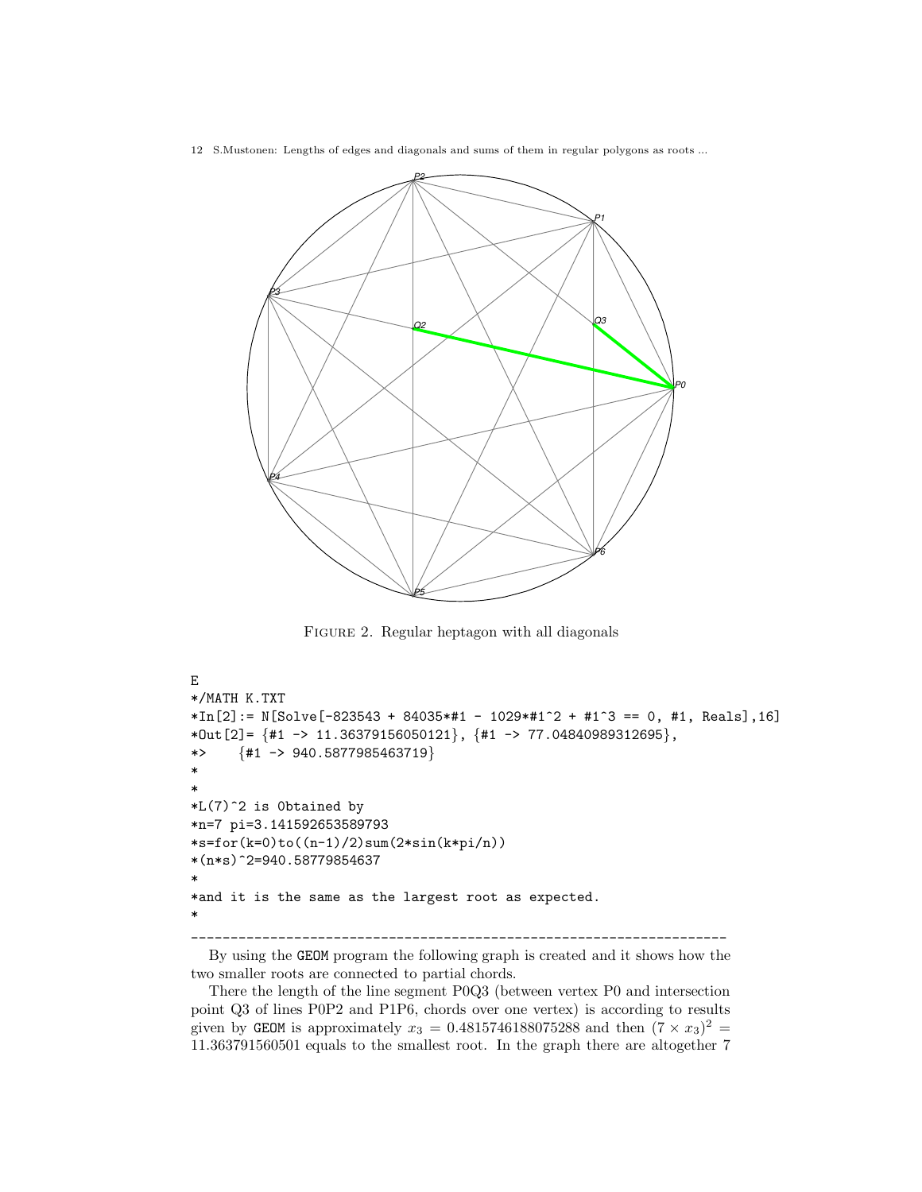FIGURE 2. Regular heptagon with all diagonals

```
E
*/MATH K.TXT
*In[2]:= N[Solve[-823543 + 84035*#1 - 1029*#1^2 + #1^3 == 0, #1, Reals],16]
*Out[2]= {#1 -> 11.36379156050121}, {#1 -> 77.04840989312695},
*>    {#1 -> 940.5877985463719}
*
*
*L(7)^2 is Obtained by
*n=7 pi=3.141592653589793
*s=for(k=0)to((n-1)/2)sum(2*sin(k*pi/n))
*(n*s)^2=940.58779854637
*
*and it is the same as the largest root as expected.
*
----------------------------------------------------------------------
```

By using the GEOM program the following graph is created and it shows how the two smaller roots are connected to partial chords.

There the length of the line segment P0Q3 (between vertex P0 and intersection point Q3 of lines P0P2 and P1P6, chords over one vertex) is according to results given by GEOM is approximately $x_3 = 0.4815746188075288$ and then $(7 \times x_3)^2 = 11.363791560501$ equals to the smallest root. In the graph there are altogether 7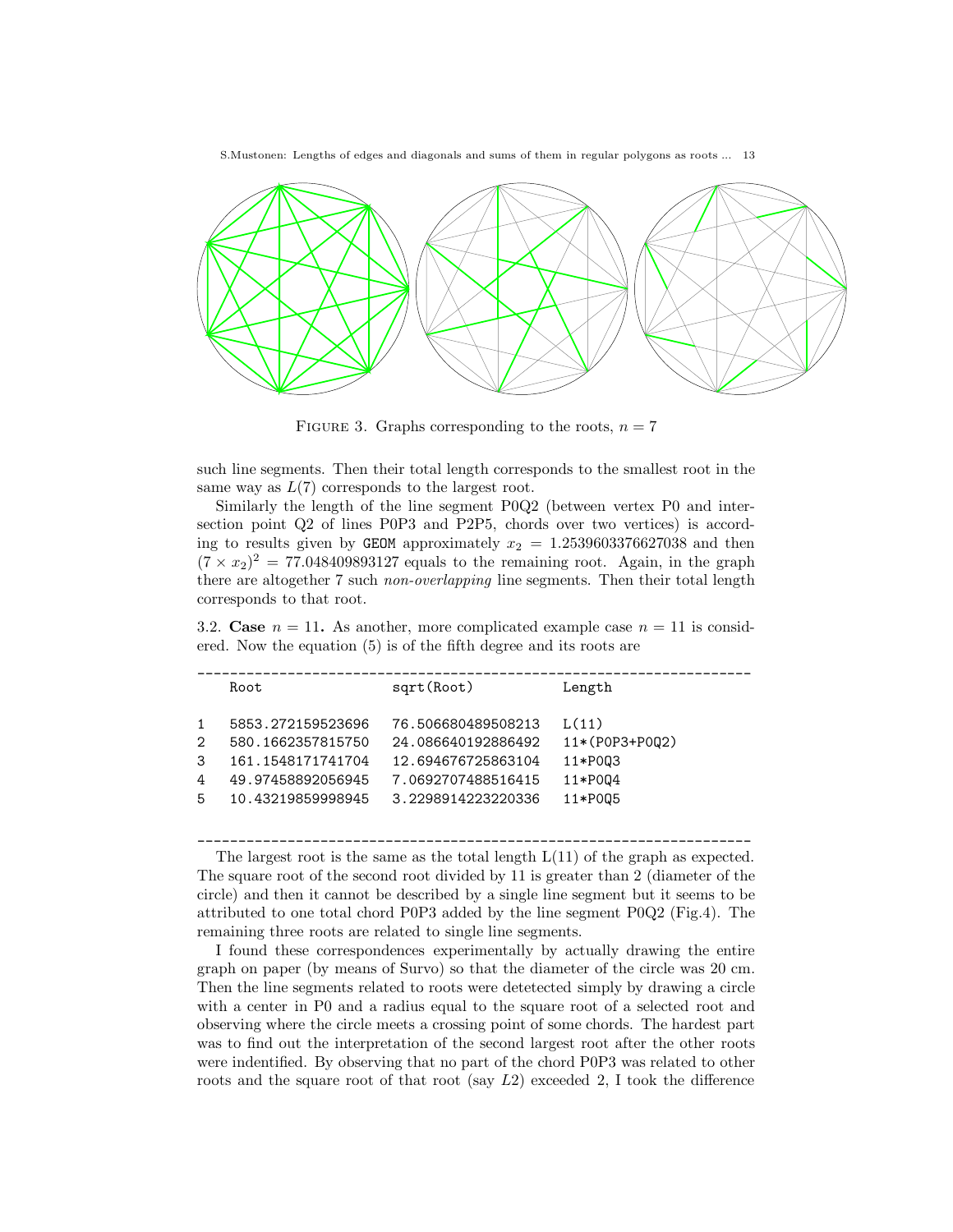FIGURE 3. Graphs corresponding to the roots, $n = 7$

such line segments. Then their total length corresponds to the smallest root in the same way as $L(7)$ corresponds to the largest root.

Similarly the length of the line segment P0Q2 (between vertex P0 and intersection point Q2 of lines P0P3 and P2P5, chords over two vertices) is according to results given by `GEOM` approximately $x_2 = 1.2539603376627038$ and then $(7 \times x_2)^2 = 77.048409893127$ equals to the remaining root. Again, in the graph there are altogether 7 such *non-overlapping* line segments. Then their total length corresponds to that root.

3.2. **Case** $n = 11$**.** As another, more complicated example case $n = 11$ is considered. Now the equation (5) is of the fifth degree and its roots are

| | Root | sqrt(Root) | Length |
|---|---|---|---|
| 1 | 5853.272159523696 | 76.506680489508213 | L(11) |
| 2 | 580.1662357815750 | 24.086640192886492 | 11*(P0P3+P0Q2) |
| 3 | 161.1548171741704 | 12.694676725863104 | 11*P0Q3 |
| 4 | 49.97458892056945 | 7.0692707488516415 | 11*P0Q4 |
| 5 | 10.43219859998945 | 3.2298914223220336 | 11*P0Q5 |

The largest root is the same as the total length L(11) of the graph as expected. The square root of the second root divided by 11 is greater than 2 (diameter of the circle) and then it cannot be described by a single line segment but it seems to be attributed to one total chord P0P3 added by the line segment P0Q2 (Fig.4). The remaining three roots are related to single line segments.

I found these correspondences experimentally by actually drawing the entire graph on paper (by means of Survo) so that the diameter of the circle was 20 cm. Then the line segments related to roots were detetected simply by drawing a circle with a center in P0 and a radius equal to the square root of a selected root and observing where the circle meets a crossing point of some chords. The hardest part was to find out the interpretation of the second largest root after the other roots were indentified. By observing that no part of the chord P0P3 was related to other roots and the square root of that root (say $L2$) exceeded 2, I took the difference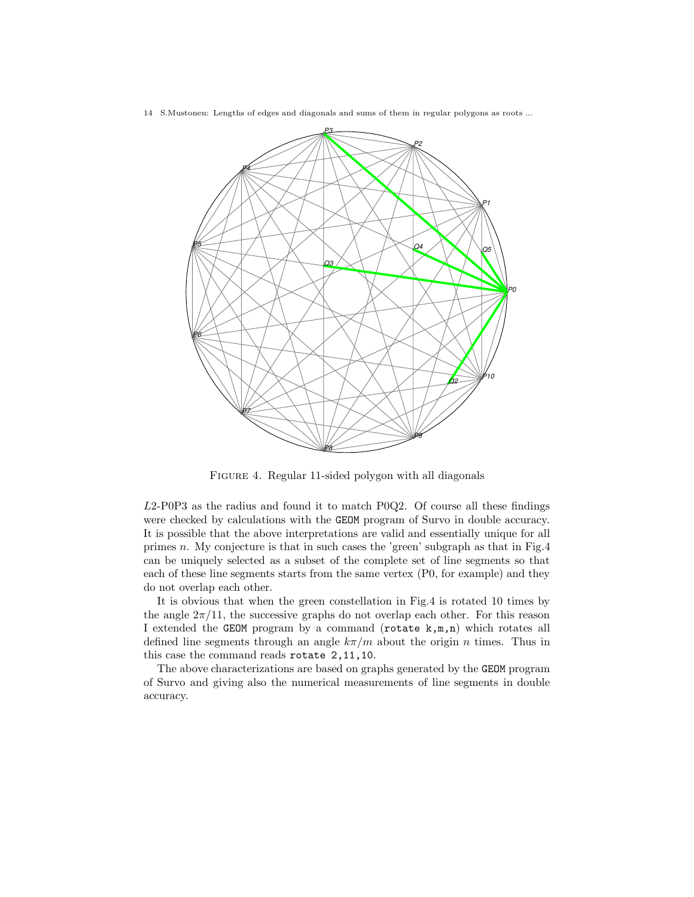FIGURE 4. Regular 11-sided polygon with all diagonals

$L2$-P0P3 as the radius and found it to match P0Q2. Of course all these findings were checked by calculations with the `GEOM` program of Survo in double accuracy. It is possible that the above interpretations are valid and essentially unique for all primes $n$. My conjecture is that in such cases the 'green' subgraph as that in Fig.4 can be uniquely selected as a subset of the complete set of line segments so that each of these line segments starts from the same vertex (P0, for example) and they do not overlap each other.

It is obvious that when the green constellation in Fig.4 is rotated 10 times by the angle $2\pi/11$, the successive graphs do not overlap each other. For this reason I extended the `GEOM` program by a command (`rotate k,m,n`) which rotates all defined line segments through an angle $k\pi/m$ about the origin $n$ times. Thus in this case the command reads `rotate 2,11,10`.

The above characterizations are based on graphs generated by the `GEOM` program of Survo and giving also the numerical measurements of line segments in double accuracy.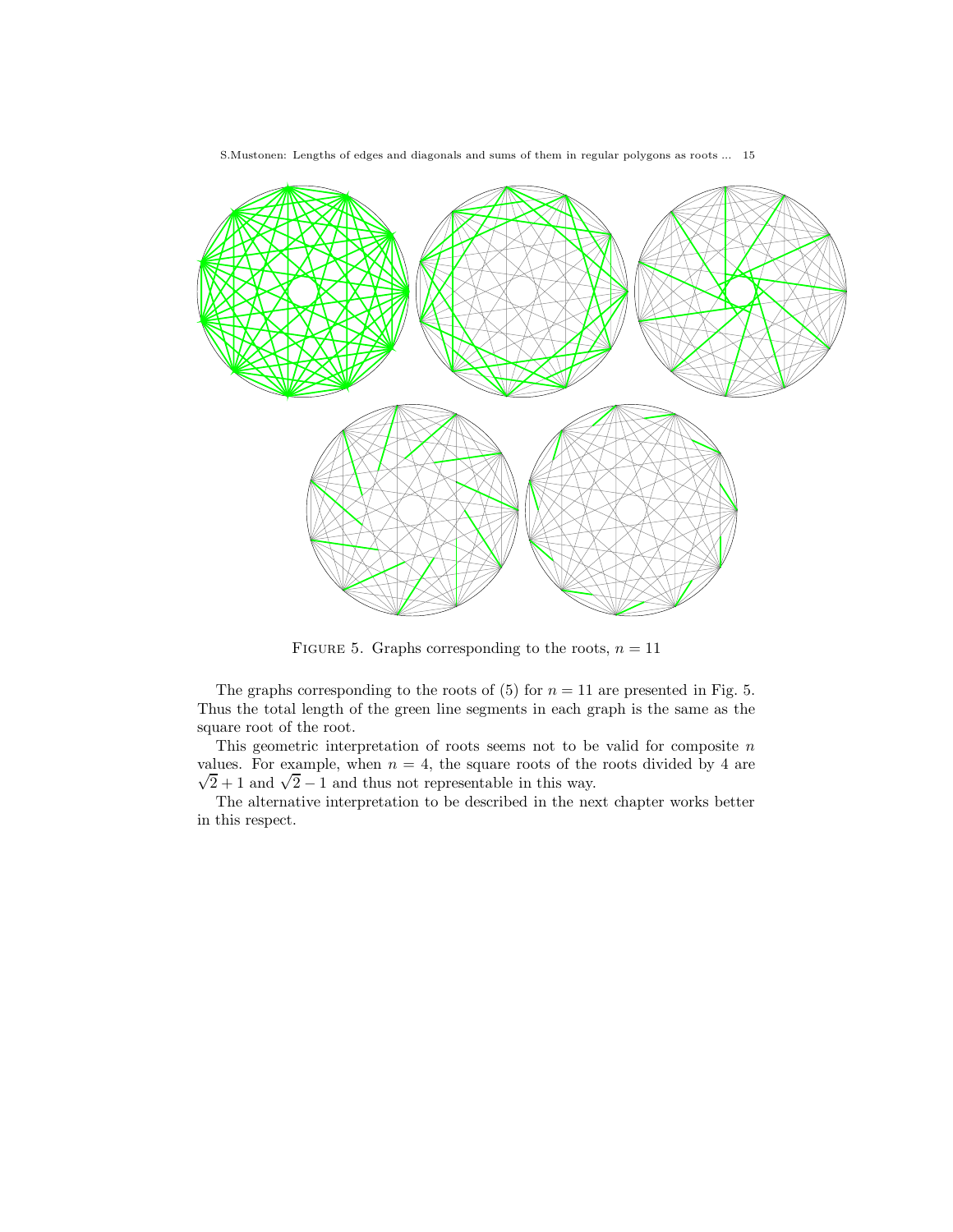FIGURE 5. Graphs corresponding to the roots, $n = 11$

The graphs corresponding to the roots of (5) for $n = 11$ are presented in Fig. 5. Thus the total length of the green line segments in each graph is the same as the square root of the root.

This geometric interpretation of roots seems not to be valid for composite $n$ values. For example, when $n = 4$, the square roots of the roots divided by 4 are $\sqrt{2} + 1$ and $\sqrt{2} - 1$ and thus not representable in this way.

The alternative interpretation to be described in the next chapter works better in this respect.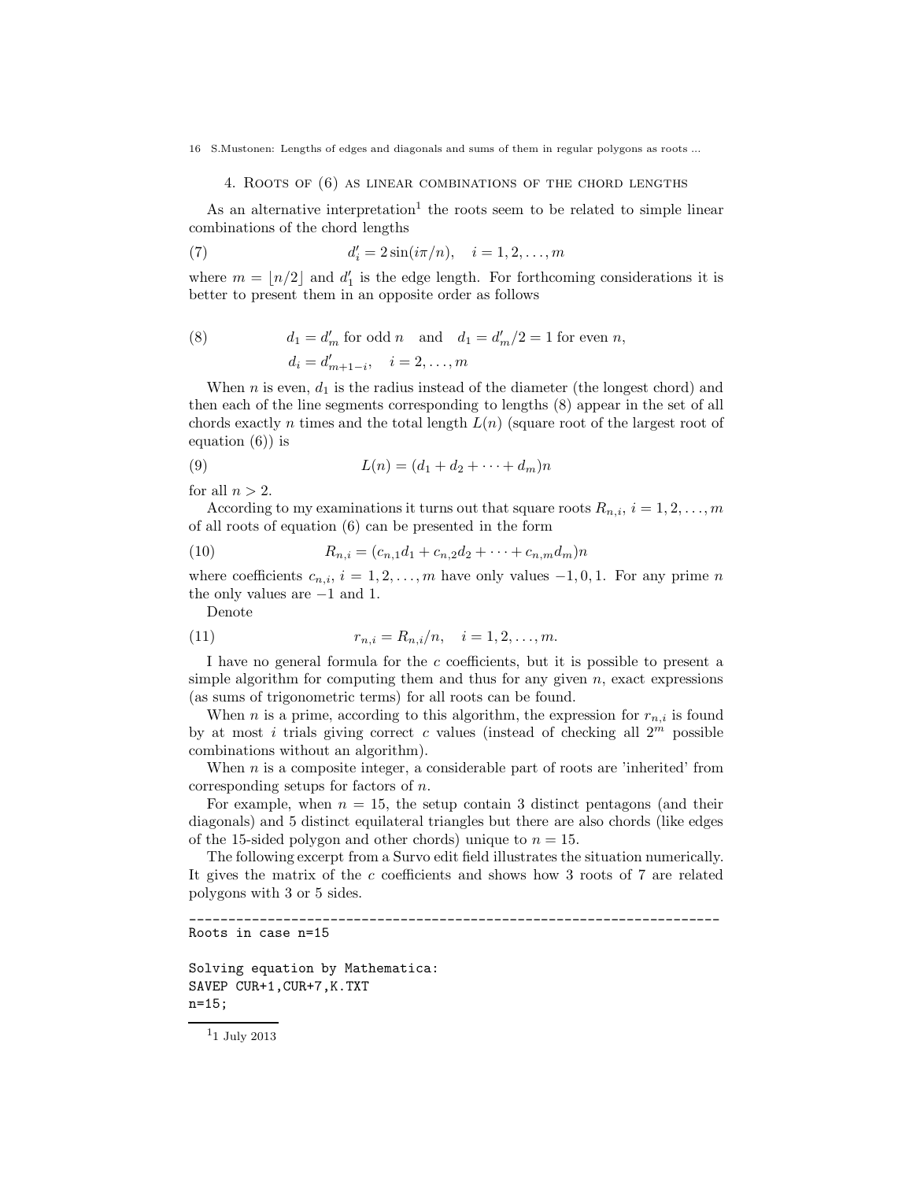## 4. Roots of (6) as linear combinations of the chord lengths

As an alternative interpretation[1] the roots seem to be related to simple linear combinations of the chord lengths

$$d'_i = 2\sin(i\pi/n), \quad i = 1, 2, \ldots, m \tag{7}$$

where $m = \lfloor n/2 \rfloor$ and $d'_1$ is the edge length. For forthcoming considerations it is better to present them in an opposite order as follows

$$\begin{aligned} &d_1 = d'_m \text{ for odd } n \quad \text{and} \quad d_1 = d'_m/2 = 1 \text{ for even } n, \\ &d_i = d'_{m+1-i}, \quad i = 2, \ldots, m \end{aligned} \tag{8}$$

When $n$ is even, $d_1$ is the radius instead of the diameter (the longest chord) and then each of the line segments corresponding to lengths (8) appear in the set of all chords exactly $n$ times and the total length $L(n)$ (square root of the largest root of equation (6)) is

$$L(n) = (d_1 + d_2 + \cdots + d_m)n \tag{9}$$

for all $n > 2$.

According to my examinations it turns out that square roots $R_{n,i}$, $i = 1, 2, \ldots, m$ of all roots of equation (6) can be presented in the form

$$R_{n,i} = (c_{n,1}d_1 + c_{n,2}d_2 + \cdots + c_{n,m}d_m)n \tag{10}$$

where coefficients $c_{n,i}$, $i = 1, 2, \ldots, m$ have only values $-1, 0, 1$. For any prime $n$ the only values are $-1$ and $1$.

Denote

$$r_{n,i} = R_{n,i}/n, \quad i = 1, 2, \ldots, m. \tag{11}$$

I have no general formula for the $c$ coefficients, but it is possible to present a simple algorithm for computing them and thus for any given $n$, exact expressions (as sums of trigonometric terms) for all roots can be found.

When $n$ is a prime, according to this algorithm, the expression for $r_{n,i}$ is found by at most $i$ trials giving correct $c$ values (instead of checking all $2^m$ possible combinations without an algorithm).

When $n$ is a composite integer, a considerable part of roots are 'inherited' from corresponding setups for factors of $n$.

For example, when $n = 15$, the setup contain 3 distinct pentagons (and their diagonals) and 5 distinct equilateral triangles but there are also chords (like edges of the 15-sided polygon and other chords) unique to $n = 15$.

The following excerpt from a Survo edit field illustrates the situation numerically. It gives the matrix of the $c$ coefficients and shows how 3 roots of 7 are related polygons with 3 or 5 sides.

```
______________________________________________________________________
Roots in case n=15

Solving equation by Mathematica:
SAVEP CUR+1,CUR+7,K.TXT
n=15;
```

[1] 1 July 2013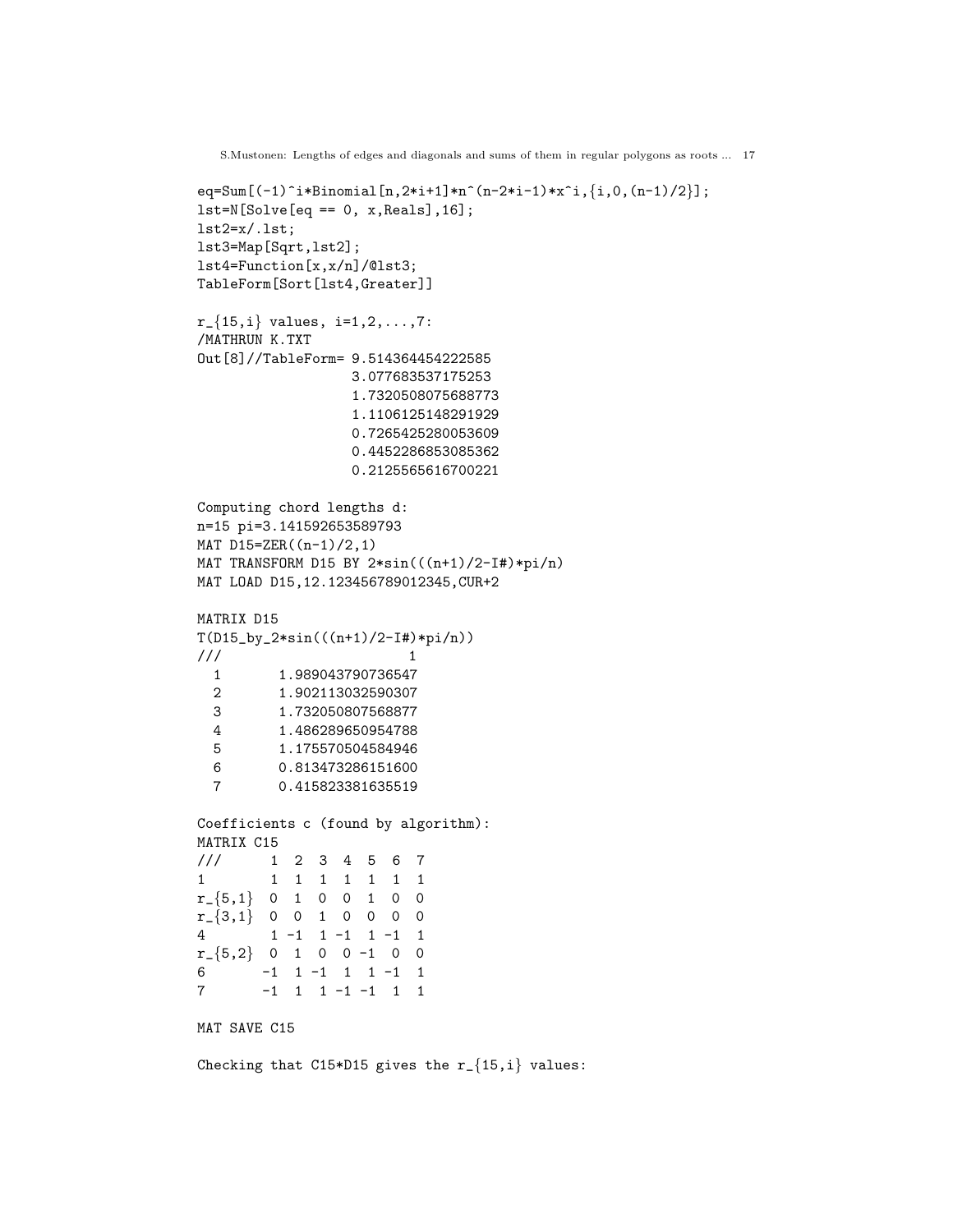```
eq=Sum[(-1)^i*Binomial[n,2*i+1]*n^(n-2*i-1)*x^i,{i,0,(n-1)/2}];
lst=N[Solve[eq == 0, x,Reals],16];
lst2=x/.lst;
lst3=Map[Sqrt,lst2];
lst4=Function[x,x/n]/@lst3;
TableForm[Sort[lst4,Greater]]

r_{15,i} values, i=1,2,...,7:
/MATHRUN K.TXT
Out[8]//TableForm= 9.514364454222585
                   3.077683537175253
                   1.7320508075688773
                   1.1106125148291929
                   0.7265425280053609
                   0.4452286853085362
                   0.2125565616700221

Computing chord lengths d:
n=15 pi=3.141592653589793
MAT D15=ZER((n-1)/2,1)
MAT TRANSFORM D15 BY 2*sin(((n+1)/2-I#)*pi/n)
MAT LOAD D15,12.123456789012345,CUR+2

MATRIX D15
T(D15_by_2*sin(((n+1)/2-I#)*pi/n))
///                    1
  1       1.989043790736547
  2       1.902113032590307
  3       1.732050807568877
  4       1.486289650954788
  5       1.175570504584946
  6       0.813473286151600
  7       0.415823381635519

Coefficients c (found by algorithm):
MATRIX C15
///      1  2  3  4  5  6  7
1        1  1  1  1  1  1  1
r_{5,1}  0  1  0  0  1  0  0
r_{3,1}  0  0  1  0  0  0  0
4        1 -1  1 -1  1 -1  1
r_{5,2}  0  1  0  0 -1  0  0
6       -1  1 -1  1  1 -1  1
7       -1  1  1 -1 -1  1  1

MAT SAVE C15

Checking that C15*D15 gives the r_{15,i} values:
```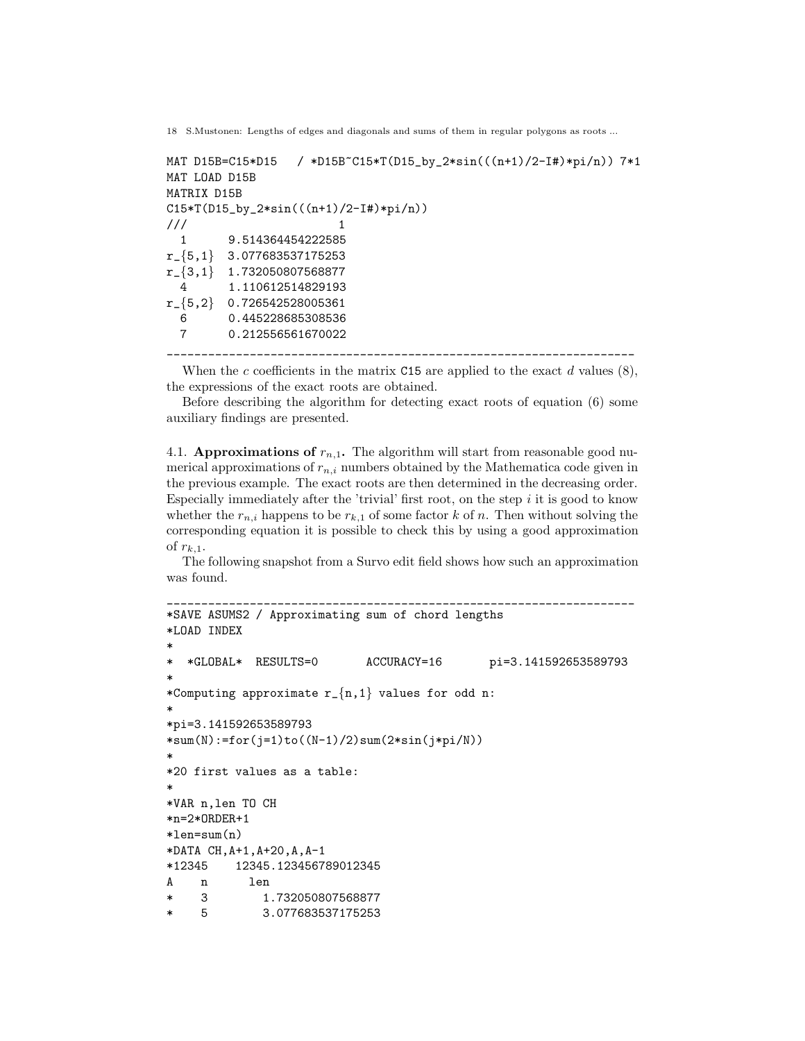```
MAT D15B=C15*D15   / *D15B~C15*T(D15_by_2*sin(((n+1)/2-I#)*pi/n)) 7*1
MAT LOAD D15B
MATRIX D15B
C15*T(D15_by_2*sin(((n+1)/2-I#)*pi/n))
///                       1
  1      9.514364454222585
r_{5,1}  3.077683537175253
r_{3,1}  1.732050807568877
  4      1.110612514829193
r_{5,2}  0.726542528005361
  6      0.445228685308536
  7      0.212556561670022
---------------------------------------------------------------------
```

When the $c$ coefficients in the matrix `C15` are applied to the exact $d$ values (8), the expressions of the exact roots are obtained.

Before describing the algorithm for detecting exact roots of equation (6) some auxiliary findings are presented.

4.1. **Approximations of $r_{n,1}$.** The algorithm will start from reasonable good numerical approximations of $r_{n,i}$ numbers obtained by the Mathematica code given in the previous example. The exact roots are then determined in the decreasing order. Especially immediately after the 'trivial' first root, on the step $i$ it is good to know whether the $r_{n,i}$ happens to be $r_{k,1}$ of some factor $k$ of $n$. Then without solving the corresponding equation it is possible to check this by using a good approximation of $r_{k,1}$.

The following snapshot from a Survo edit field shows how such an approximation was found.

```
---------------------------------------------------------------------
*SAVE ASUMS2 / Approximating sum of chord lengths
*LOAD INDEX
*
*  *GLOBAL*  RESULTS=0       ACCURACY=16       pi=3.141592653589793
*
*Computing approximate r_{n,1} values for odd n:
*
*pi=3.141592653589793
*sum(N):=for(j=1)to((N-1)/2)sum(2*sin(j*pi/N))
*
*20 first values as a table:
*
*VAR n,len TO CH
*n=2*ORDER+1
*len=sum(n)
*DATA CH,A+1,A+20,A,A-1
*12345    12345.123456789012345
A    n      len
*    3        1.732050807568877
*    5        3.077683537175253
```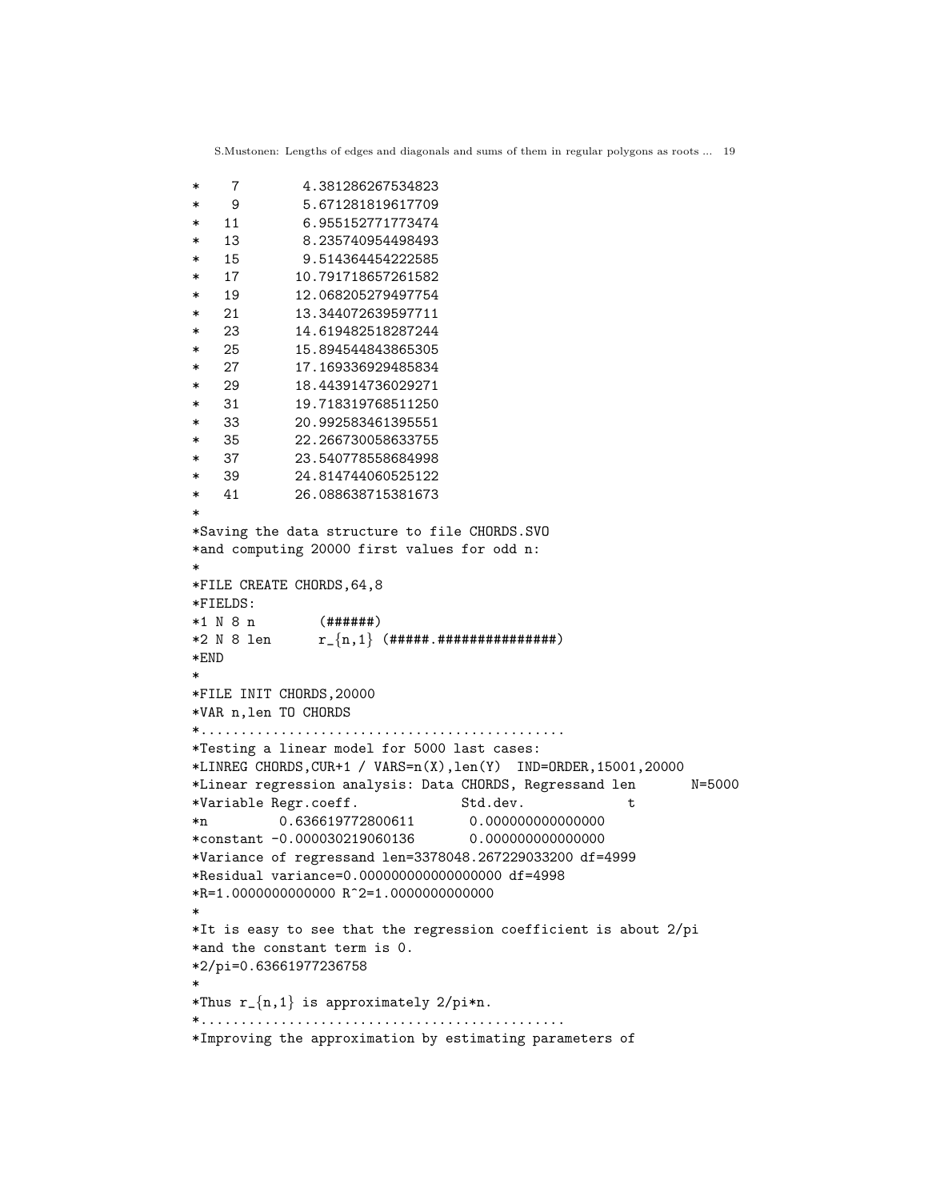```
*    7        4.381286267534823
*    9        5.671281819617709
*   11        6.955152771773474
*   13        8.235740954498493
*   15        9.514364454222585
*   17       10.791718657261582
*   19       12.068205279497754
*   21       13.344072639597711
*   23       14.619482518287244
*   25       15.894544843865305
*   27       17.169336929485834
*   29       18.443914736029271
*   31       19.718319768511250
*   33       20.992583461395551
*   35       22.266730058633755
*   37       23.540778558684998
*   39       24.814744060525122
*   41       26.088638715381673
*
*Saving the data structure to file CHORDS.SVO
*and computing 20000 first values for odd n:
*
*FILE CREATE CHORDS,64,8
*FIELDS:
*1 N 8 n        (######)
*2 N 8 len      r_{n,1} (#####.###############)
*END
*
*FILE INIT CHORDS,20000
*VAR n,len TO CHORDS
*............................................
*Testing a linear model for 5000 last cases:
*LINREG CHORDS,CUR+1 / VARS=n(X),len(Y)  IND=ORDER,15001,20000
*Linear regression analysis: Data CHORDS, Regressand len       N=5000
*Variable Regr.coeff.             Std.dev.             t
*n         0.636619772800611       0.000000000000000
*constant -0.000030219060136       0.000000000000000
*Variance of regressand len=3378048.267229033200 df=4999
*Residual variance=0.000000000000000000 df=4998
*R=1.0000000000000 R^2=1.0000000000000
*
*It is easy to see that the regression coefficient is about 2/pi
*and the constant term is 0.
*2/pi=0.63661977236758
*
*Thus r_{n,1} is approximately 2/pi*n.
*............................................
*Improving the approximation by estimating parameters of
```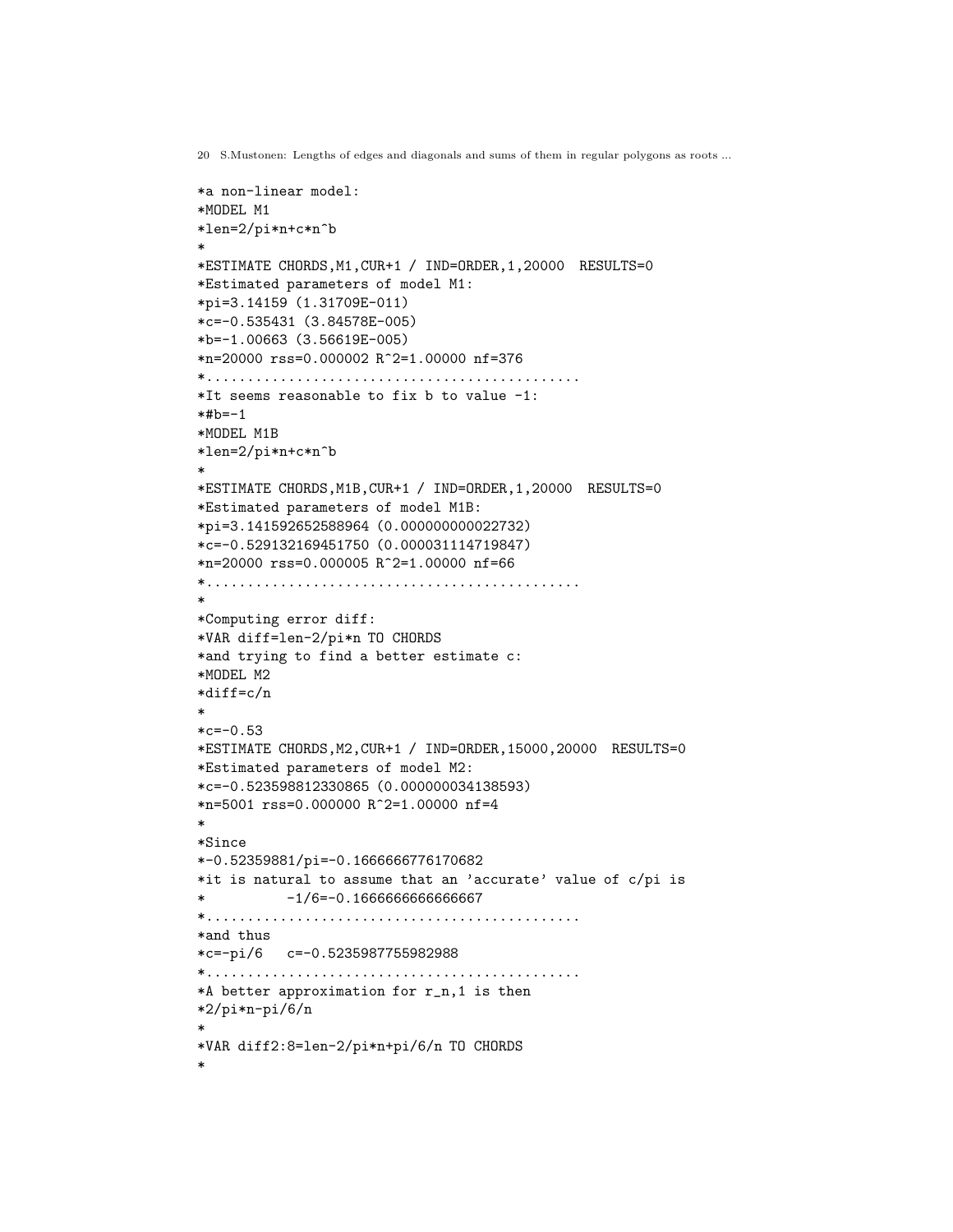```
*a non-linear model:
*MODEL M1
*len=2/pi*n+c*n^b
*
*ESTIMATE CHORDS,M1,CUR+1 / IND=ORDER,1,20000  RESULTS=0
*Estimated parameters of model M1:
*pi=3.14159 (1.31709E-011)
*c=-0.535431 (3.84578E-005)
*b=-1.00663 (3.56619E-005)
*n=20000 rss=0.000002 R^2=1.00000 nf=376
*.............................................
*It seems reasonable to fix b to value -1:
*#b=-1
*MODEL M1B
*len=2/pi*n+c*n^b
*
*ESTIMATE CHORDS,M1B,CUR+1 / IND=ORDER,1,20000  RESULTS=0
*Estimated parameters of model M1B:
*pi=3.141592652588964 (0.000000000022732)
*c=-0.529132169451750 (0.000031114719847)
*n=20000 rss=0.000005 R^2=1.00000 nf=66
*.............................................
*
*Computing error diff:
*VAR diff=len-2/pi*n TO CHORDS
*and trying to find a better estimate c:
*MODEL M2
*diff=c/n
*
*c=-0.53
*ESTIMATE CHORDS,M2,CUR+1 / IND=ORDER,15000,20000  RESULTS=0
*Estimated parameters of model M2:
*c=-0.523598812330865 (0.000000034138593)
*n=5001 rss=0.000000 R^2=1.00000 nf=4
*
*Since
*-0.52359881/pi=-0.1666666776170682
*it is natural to assume that an 'accurate' value of c/pi is
*          -1/6=-0.1666666666666667
*.............................................
*and thus
*c=-pi/6   c=-0.5235987755982988
*.............................................
*A better approximation for r_n,1 is then
*2/pi*n-pi/6/n
*
*VAR diff2:8=len-2/pi*n+pi/6/n TO CHORDS
*
```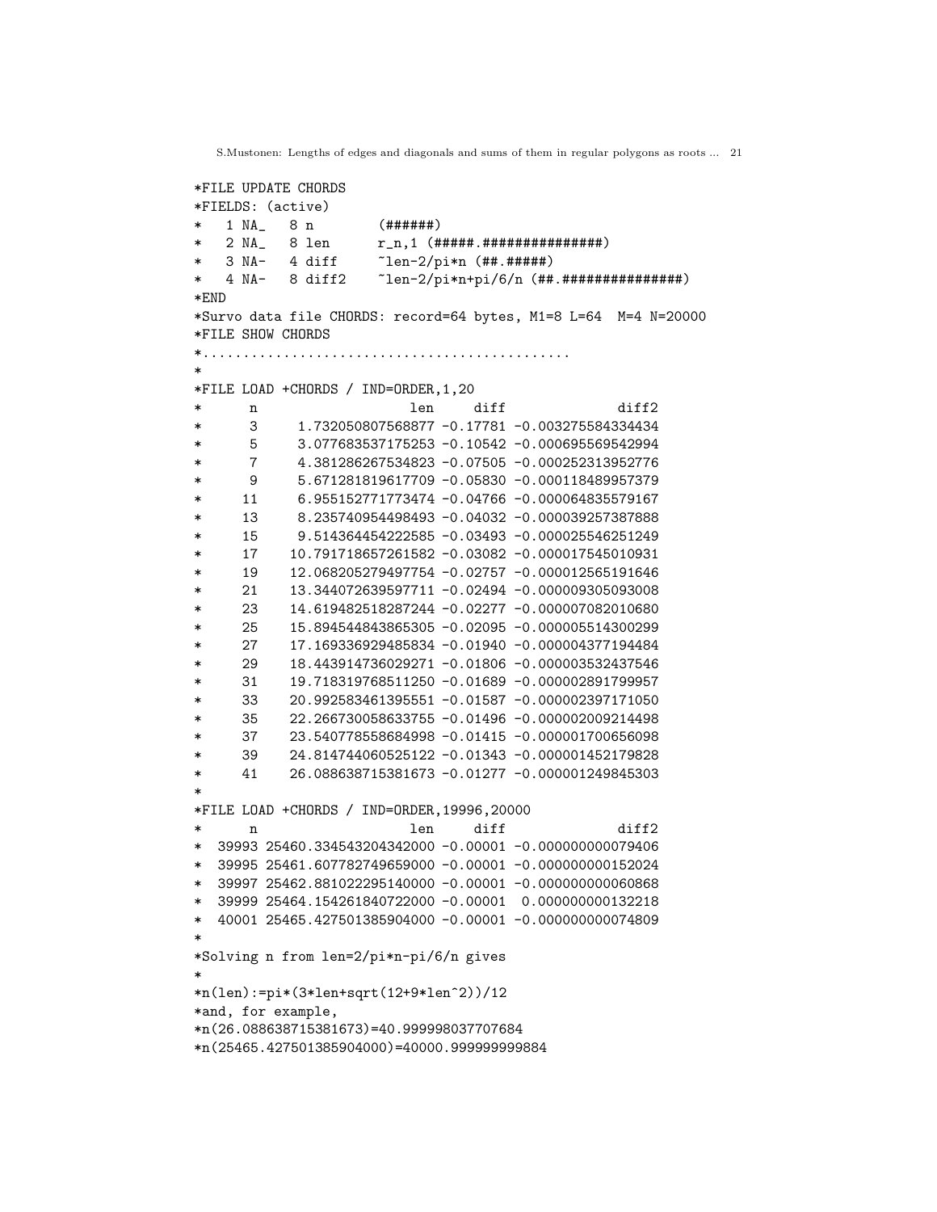```
*FILE UPDATE CHORDS
*FIELDS: (active)
*   1 NA_   8 n        (######)
*   2 NA_   8 len      r_n,1 (#####.###############)
*   3 NA-   4 diff     ~len-2/pi*n (##.#####)
*   4 NA-   8 diff2    ~len-2/pi*n+pi/6/n (##.###############)
*END
*Survo data file CHORDS: record=64 bytes, M1=8 L=64  M=4 N=20000
*FILE SHOW CHORDS
*............................................
*
*FILE LOAD +CHORDS / IND=ORDER,1,20
*      n                  len     diff             diff2
*      3     1.732050807568877 -0.17781 -0.003275584334434
*      5     3.077683537175253 -0.10542 -0.000695569542994
*      7     4.381286267534823 -0.07505 -0.000252313952776
*      9     5.671281819617709 -0.05830 -0.000118489957379
*     11     6.955152771773474 -0.04766 -0.000064835579167
*     13     8.235740954498493 -0.04032 -0.000039257387888
*     15     9.514364454222585 -0.03493 -0.000025546251249
*     17    10.791718657261582 -0.03082 -0.000017545010931
*     19    12.068205279497754 -0.02757 -0.000012565191646
*     21    13.344072639597711 -0.02494 -0.000009305093008
*     23    14.619482518287244 -0.02277 -0.000007082010680
*     25    15.894544843865305 -0.02095 -0.000005514300299
*     27    17.169336929485834 -0.01940 -0.000004377194484
*     29    18.443914736029271 -0.01806 -0.000003532437546
*     31    19.718319768511250 -0.01689 -0.000002891799957
*     33    20.992583461395551 -0.01587 -0.000002397171050
*     35    22.266730058633755 -0.01496 -0.000002009214498
*     37    23.540778558684998 -0.01415 -0.000001700656098
*     39    24.814744060525122 -0.01343 -0.000001452179828
*     41    26.088638715381673 -0.01277 -0.000001249845303
*
*FILE LOAD +CHORDS / IND=ORDER,19996,20000
*      n                  len     diff             diff2
*  39993 25460.334543204342000 -0.00001 -0.000000000079406
*  39995 25461.607782749659000 -0.00001 -0.000000000152024
*  39997 25462.881022295140000 -0.00001 -0.000000000060868
*  39999 25464.154261840722000 -0.00001  0.000000000132218
*  40001 25465.427501385904000 -0.00001 -0.000000000074809
*
*Solving n from len=2/pi*n-pi/6/n gives
*
*n(len):=pi*(3*len+sqrt(12+9*len^2))/12
*and, for example,
*n(26.088638715381673)=40.999998037707684
*n(25465.427501385904000)=40000.999999999884
```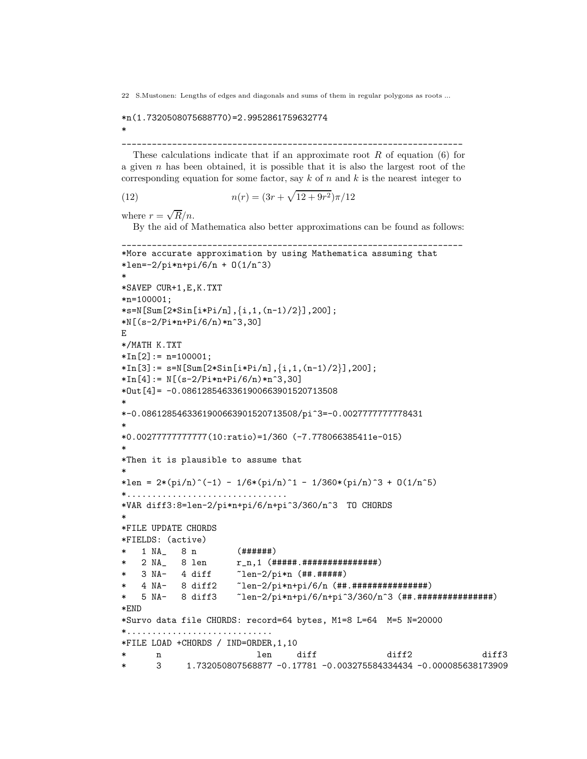```
*n(1.7320508075688770)=2.9952861759632774
*
```

---

These calculations indicate that if an approximate root $R$ of equation (6) for a given $n$ has been obtained, it is possible that it is also the largest root of the corresponding equation for some factor, say $k$ of $n$ and $k$ is the nearest integer to

$$n(r) = (3r + \sqrt{12 + 9r^2})\pi/12 \qquad (12)$$

where $r = \sqrt{R}/n$.

By the aid of Mathematica also better approximations can be found as follows:

---

```
*More accurate approximation by using Mathematica assuming that
*len=-2/pi*n+pi/6/n + O(1/n^3)
*
*SAVEP CUR+1,E,K.TXT
*n=100001;
*s=N[Sum[2*Sin[i*Pi/n],{i,1,(n-1)/2}],200];
*N[(s-2/Pi*n+Pi/6/n)*n^3,30]
E
*/MATH K.TXT
*In[2]:= n=100001;
*In[3]:= s=N[Sum[2*Sin[i*Pi/n],{i,1,(n-1)/2}],200];
*In[4]:= N[(s-2/Pi*n+Pi/6/n)*n^3,30]
*Out[4]= -0.0861285463361900663901520713508
*
*-0.0861285463361900663901520713508/pi^3=-0.0027777777778431
*
*0.00277777777777(10:ratio)=1/360 (-7.778066385411e-015)
*
*Then it is plausible to assume that
*
*len = 2*(pi/n)^(-1) - 1/6*(pi/n)^1 - 1/360*(pi/n)^3 + O(1/n^5)
*................................
*VAR diff3:8=len-2/pi*n+pi/6/n+pi^3/360/n^3  TO CHORDS
*
*FILE UPDATE CHORDS
*FIELDS: (active)
*   1 NA_   8 n        (######)
*   2 NA_   8 len      r_n,1 (#####.###############)
*   3 NA-   4 diff     ~len-2/pi*n (##.#####)
*   4 NA-   8 diff2    ~len-2/pi*n+pi/6/n (##.###############)
*   5 NA-   8 diff3    ~len-2/pi*n+pi/6/n+pi^3/360/n^3 (##.###############)
*END
*Survo data file CHORDS: record=64 bytes, M1=8 L=64  M=5 N=20000
*............................
*FILE LOAD +CHORDS / IND=ORDER,1,10
*      n                  len     diff              diff2              diff3
*      3     1.732050807568877 -0.17781 -0.003275584334434 -0.000085638173909
```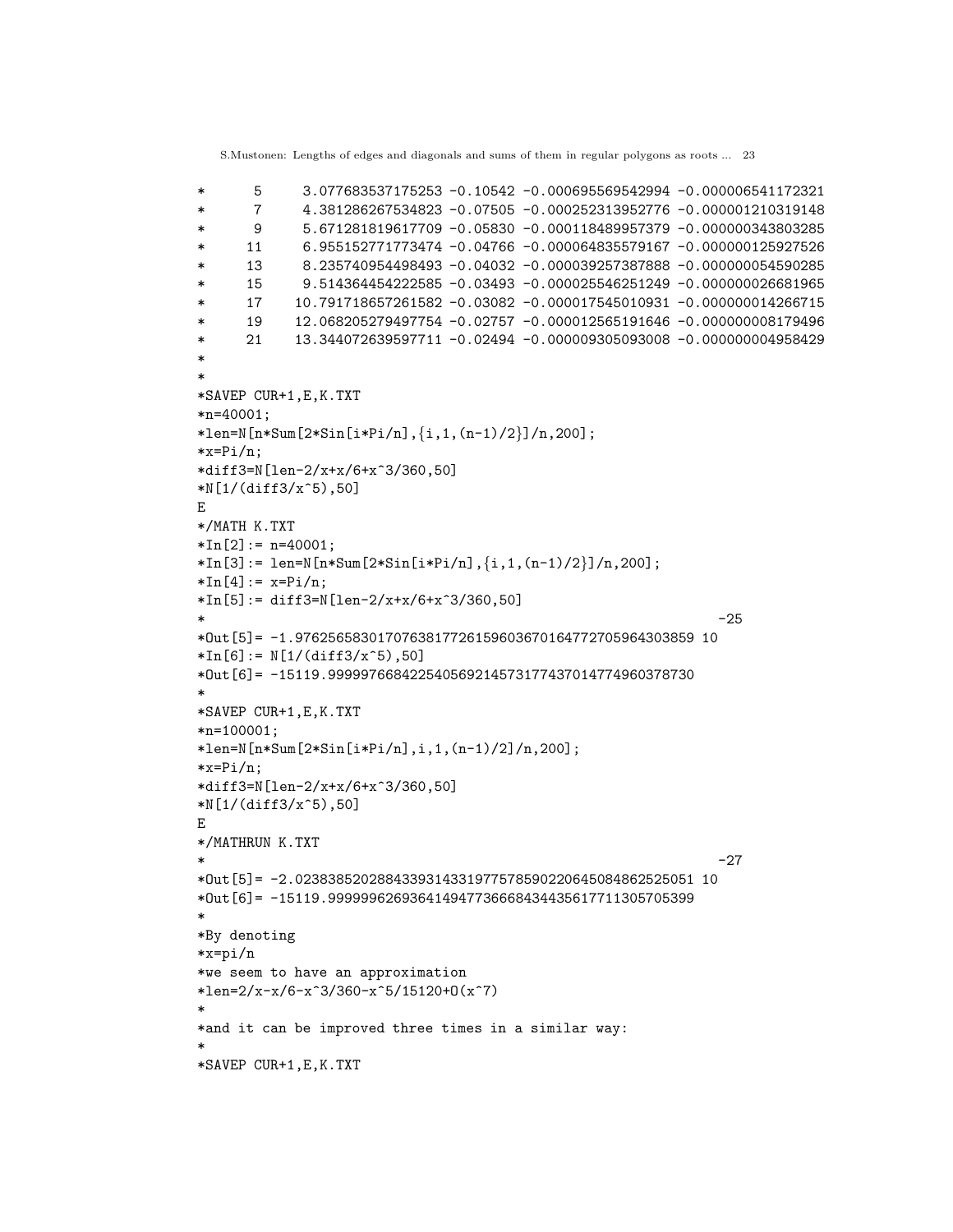```
*      5     3.077683537175253 -0.10542 -0.000695569542994 -0.000006541172321
*      7     4.381286267534823 -0.07505 -0.000252313952776 -0.000001210319148
*      9     5.671281819617709 -0.05830 -0.000118489957379 -0.000000343803285
*     11     6.955152771773474 -0.04766 -0.000064835579167 -0.000000125927526
*     13     8.235740954498493 -0.04032 -0.000039257387888 -0.000000054590285
*     15     9.514364454222585 -0.03493 -0.000025546251249 -0.000000026681965
*     17    10.791718657261582 -0.03082 -0.000017545010931 -0.000000014266715
*     19    12.068205279497754 -0.02757 -0.000012565191646 -0.000000008179496
*     21    13.344072639597711 -0.02494 -0.000009305093008 -0.000000004958429
*
*
*SAVEP CUR+1,E,K.TXT
*n=40001;
*len=N[n*Sum[2*Sin[i*Pi/n],{i,1,(n-1)/2}]/n,200];
*x=Pi/n;
*diff3=N[len-2/x+x/6+x^3/360,50]
*N[1/(diff3/x^5),50]
E
*/MATH K.TXT
*In[2]:= n=40001;
*In[3]:= len=N[n*Sum[2*Sin[i*Pi/n],{i,1,(n-1)/2}]/n,200];
*In[4]:= x=Pi/n;
*In[5]:= diff3=N[len-2/x+x/6+x^3/360,50]
*                                                                        -25
*Out[5]= -1.9762565830170763817726159603670164772705964303859 10
*In[6]:= N[1/(diff3/x^5),50]
*Out[6]= -15119.999997668422540569214573177437014774960378730
*
*SAVEP CUR+1,E,K.TXT
*n=100001;
*len=N[n*Sum[2*Sin[i*Pi/n],i,1,(n-1)/2]/n,200];
*x=Pi/n;
*diff3=N[len-2/x+x/6+x^3/360,50]
*N[1/(diff3/x^5),50]
E
*/MATHRUN K.TXT
*                                                                        -27
*Out[5]= -2.0238385202884339314331977578590220645084862525051 10
*Out[6]= -15119.999999626936414947736668434435617711305705399
*
*By denoting
*x=pi/n
*we seem to have an approximation
*len=2/x-x/6-x^3/360-x^5/15120+O(x^7)
*
*and it can be improved three times in a similar way:
*
*SAVEP CUR+1,E,K.TXT
```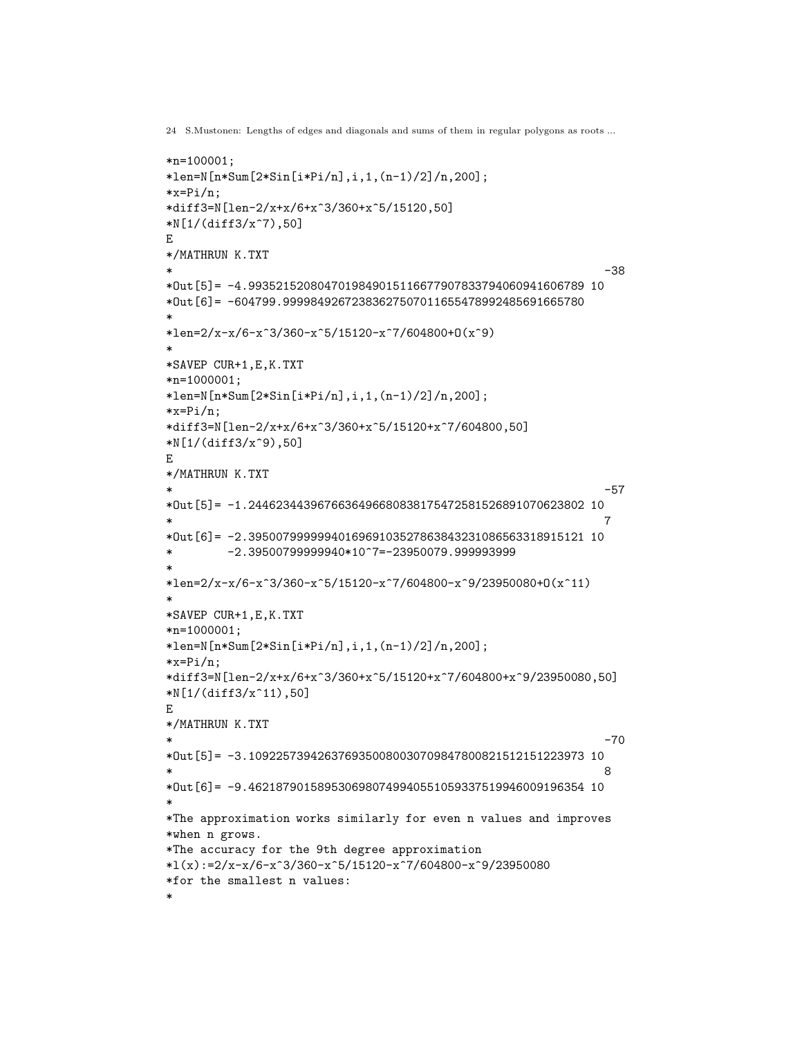```
*n=100001;
*len=N[n*Sum[2*Sin[i*Pi/n],i,1,(n-1)/2]/n,200];
*x=Pi/n;
*diff3=N[len-2/x+x/6+x^3/360+x^5/15120,50]
*N[1/(diff3/x^7),50]
E
*/MATHRUN K.TXT
*                                                                  -38
*Out[5]= -4.9935215208047019849015116677907833794060941606789 10
*Out[6]= -604799.99998492672383627507011655478992485691665780
*
*len=2/x-x/6-x^3/360-x^5/15120-x^7/604800+O(x^9)
*
*SAVEP CUR+1,E,K.TXT
*n=1000001;
*len=N[n*Sum[2*Sin[i*Pi/n],i,1,(n-1)/2]/n,200];
*x=Pi/n;
*diff3=N[len-2/x+x/6+x^3/360+x^5/15120+x^7/604800,50]
*N[1/(diff3/x^9),50]
E
*/MATHRUN K.TXT
*                                                                  -57
*Out[5]= -1.2446234439676636496680838175472581526891070623802 10
*                                                                  7
*Out[6]= -2.3950079999994016969103527863843231086563318915121 10
*        -2.39500799999940*10^7=-23950079.999993999
*
*len=2/x-x/6-x^3/360-x^5/15120-x^7/604800-x^9/23950080+O(x^11)
*
*SAVEP CUR+1,E,K.TXT
*n=1000001;
*len=N[n*Sum[2*Sin[i*Pi/n],i,1,(n-1)/2]/n,200];
*x=Pi/n;
*diff3=N[len-2/x+x/6+x^3/360+x^5/15120+x^7/604800+x^9/23950080,50]
*N[1/(diff3/x^11),50]
E
*/MATHRUN K.TXT
*                                                                  -70
*Out[5]= -3.1092257394263769350080030709847800821512151223973 10
*                                                                  8
*Out[6]= -9.4621879015895306980749940551059337519946009196354 10
*
*The approximation works similarly for even n values and improves
*when n grows.
*The accuracy for the 9th degree approximation
*l(x):=2/x-x/6-x^3/360-x^5/15120-x^7/604800-x^9/23950080
*for the smallest n values:
*
```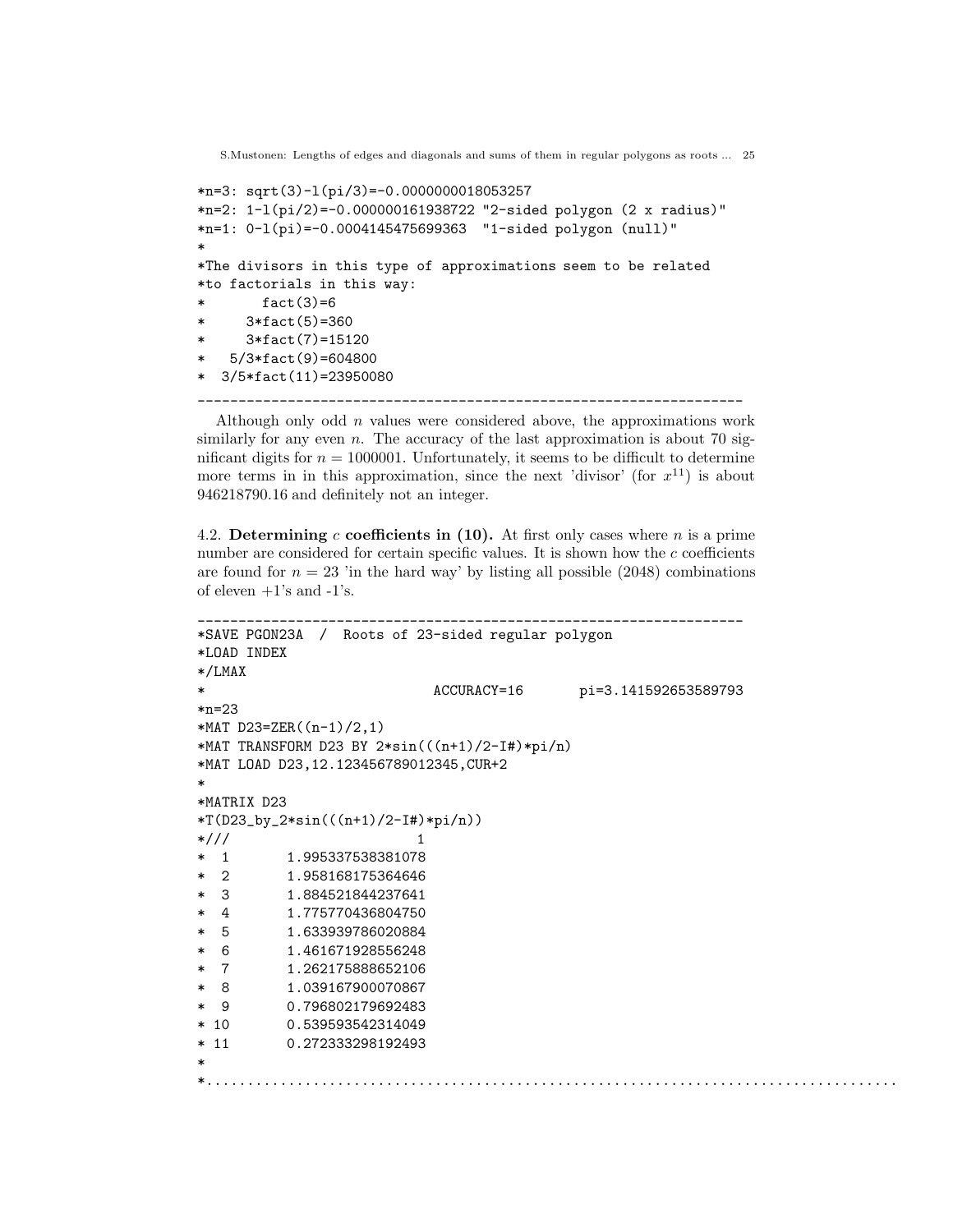```
*n=3: sqrt(3)-l(pi/3)=-0.0000000018053257
*n=2: 1-l(pi/2)=-0.000000161938722 "2-sided polygon (2 x radius)"
*n=1: 0-l(pi)=-0.0004145475699363  "1-sided polygon (null)"
*
*The divisors in this type of approximations seem to be related
*to factorials in this way:
*       fact(3)=6
*     3*fact(5)=360
*     3*fact(7)=15120
*   5/3*fact(9)=604800
*  3/5*fact(11)=23950080
```

---

Although only odd $n$ values were considered above, the approximations work similarly for any even $n$. The accuracy of the last approximation is about 70 significant digits for $n = 1000001$. Unfortunately, it seems to be difficult to determine more terms in in this approximation, since the next 'divisor' (for $x^{11}$) is about 946218790.16 and definitely not an integer.

4.2. **Determining $c$ coefficients in (10).** At first only cases where $n$ is a prime number are considered for certain specific values. It is shown how the $c$ coefficients are found for $n = 23$ 'in the hard way' by listing all possible (2048) combinations of eleven +1's and -1's.

---

```
*SAVE PGON23A  /  Roots of 23-sided regular polygon
*LOAD INDEX
*/LMAX
*                           ACCURACY=16      pi=3.141592653589793
*n=23
*MAT D23=ZER((n-1)/2,1)
*MAT TRANSFORM D23 BY 2*sin(((n+1)/2-I#)*pi/n)
*MAT LOAD D23,12.123456789012345,CUR+2
*
*MATRIX D23
*T(D23_by_2*sin(((n+1)/2-I#)*pi/n))
*///                        1
*  1       1.995337538381078
*  2       1.958168175364646
*  3       1.884521844237641
*  4       1.775770436804750
*  5       1.633939786020884
*  6       1.461671928556248
*  7       1.262175888652106
*  8       1.039167900070867
*  9       0.796802179692483
* 10       0.539593542314049
* 11       0.272333298192493
*
*...............................................................................
```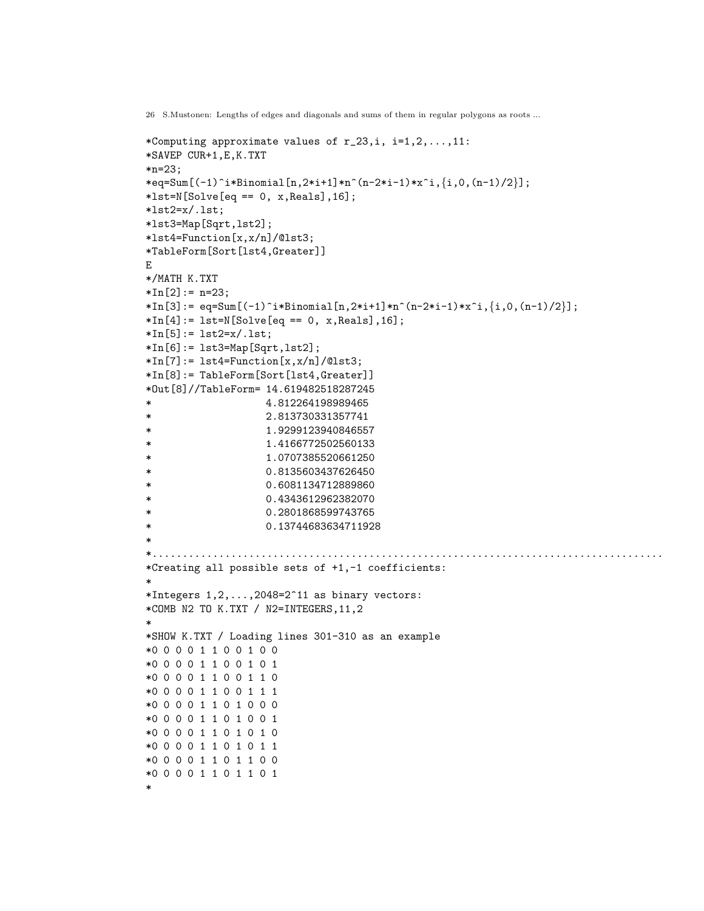```
*Computing approximate values of r_23,i, i=1,2,...,11:
*SAVEP CUR+1,E,K.TXT
*n=23;
*eq=Sum[(-1)^i*Binomial[n,2*i+1]*n^(n-2*i-1)*x^i,{i,0,(n-1)/2}];
*lst=N[Solve[eq == 0, x,Reals],16];
*lst2=x/.lst;
*lst3=Map[Sqrt,lst2];
*lst4=Function[x,x/n]/@lst3;
*TableForm[Sort[lst4,Greater]]
E
*/MATH K.TXT
*In[2]:= n=23;
*In[3]:= eq=Sum[(-1)^i*Binomial[n,2*i+1]*n^(n-2*i-1)*x^i,{i,0,(n-1)/2}];
*In[4]:= lst=N[Solve[eq == 0, x,Reals],16];
*In[5]:= lst2=x/.lst;
*In[6]:= lst3=Map[Sqrt,lst2];
*In[7]:= lst4=Function[x,x/n]/@lst3;
*In[8]:= TableForm[Sort[lst4,Greater]]
*Out[8]//TableForm= 14.619482518287245
*                   4.812264198989465
*                   2.813730331357741
*                   1.9299123940846557
*                   1.4166772502560133
*                   1.0707385520661250
*                   0.8135603437626450
*                   0.6081134712889860
*                   0.4343612962382070
*                   0.2801868599743765
*                   0.13744683634711928
*
*...............................................................................
*Creating all possible sets of +1,-1 coefficients:
*
*Integers 1,2,...,2048=2^11 as binary vectors:
*COMB N2 TO K.TXT / N2=INTEGERS,11,2
*
*SHOW K.TXT / Loading lines 301-310 as an example
*0 0 0 0 1 1 0 0 1 0 0
*0 0 0 0 1 1 0 0 1 0 1
*0 0 0 0 1 1 0 0 1 1 0
*0 0 0 0 1 1 0 0 1 1 1
*0 0 0 0 1 1 0 1 0 0 0
*0 0 0 0 1 1 0 1 0 0 1
*0 0 0 0 1 1 0 1 0 1 0
*0 0 0 0 1 1 0 1 0 1 1
*0 0 0 0 1 1 0 1 1 0 0
*0 0 0 0 1 1 0 1 1 0 1
*
```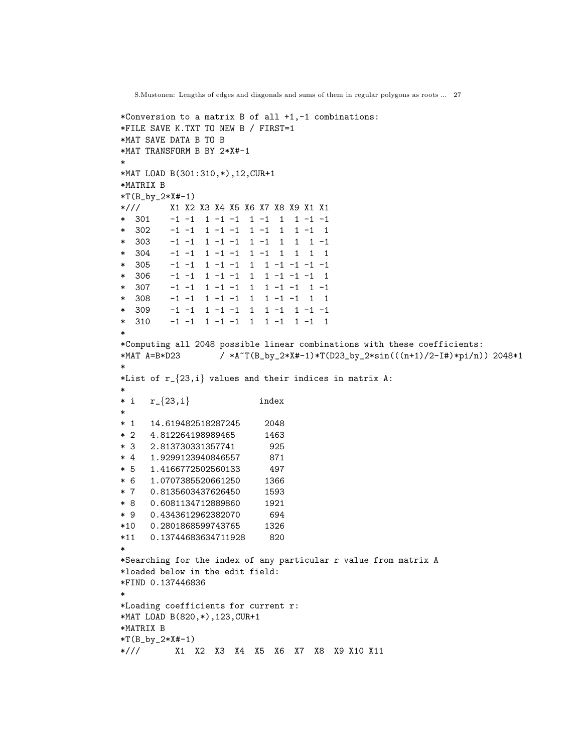```
*Conversion to a matrix B of all +1,-1 combinations:
*FILE SAVE K.TXT TO NEW B / FIRST=1
*MAT SAVE DATA B TO B
*MAT TRANSFORM B BY 2*X#-1
*
*MAT LOAD B(301:310,*),12,CUR+1
*MATRIX B
*T(B_by_2*X#-1)
*///      X1 X2 X3 X4 X5 X6 X7 X8 X9 X1 X1
*  301    -1 -1  1 -1 -1  1 -1  1  1 -1 -1
*  302    -1 -1  1 -1 -1  1 -1  1  1 -1  1
*  303    -1 -1  1 -1 -1  1 -1  1  1  1 -1
*  304    -1 -1  1 -1 -1  1 -1  1  1  1  1
*  305    -1 -1  1 -1 -1  1  1 -1 -1 -1 -1
*  306    -1 -1  1 -1 -1  1  1 -1 -1 -1  1
*  307    -1 -1  1 -1 -1  1  1 -1 -1  1 -1
*  308    -1 -1  1 -1 -1  1  1 -1 -1  1  1
*  309    -1 -1  1 -1 -1  1  1 -1  1 -1 -1
*  310    -1 -1  1 -1 -1  1  1 -1  1 -1  1
*
*Computing all 2048 possible linear combinations with these coefficients:
*MAT A=B*D23       / *A~T(B_by_2*X#-1)*T(D23_by_2*sin(((n+1)/2-I#)*pi/n)) 2048*1
*
*List of r_{23,i} values and their indices in matrix A:
*
* i   r_{23,i}              index
*
* 1   14.619482518287245     2048
* 2   4.812264198989465      1463
* 3   2.813730331357741       925
* 4   1.9299123940846557      871
* 5   1.4166772502560133      497
* 6   1.0707385520661250     1366
* 7   0.8135603437626450     1593
* 8   0.6081134712889860     1921
* 9   0.4343612962382070      694
*10   0.2801868599743765     1326
*11   0.13744683634711928     820
*
*Searching for the index of any particular r value from matrix A
*loaded below in the edit field:
*FIND 0.137446836
*
*Loading coefficients for current r:
*MAT LOAD B(820,*),123,CUR+1
*MATRIX B
*T(B_by_2*X#-1)
*///       X1  X2  X3  X4  X5  X6  X7  X8  X9 X10 X11
```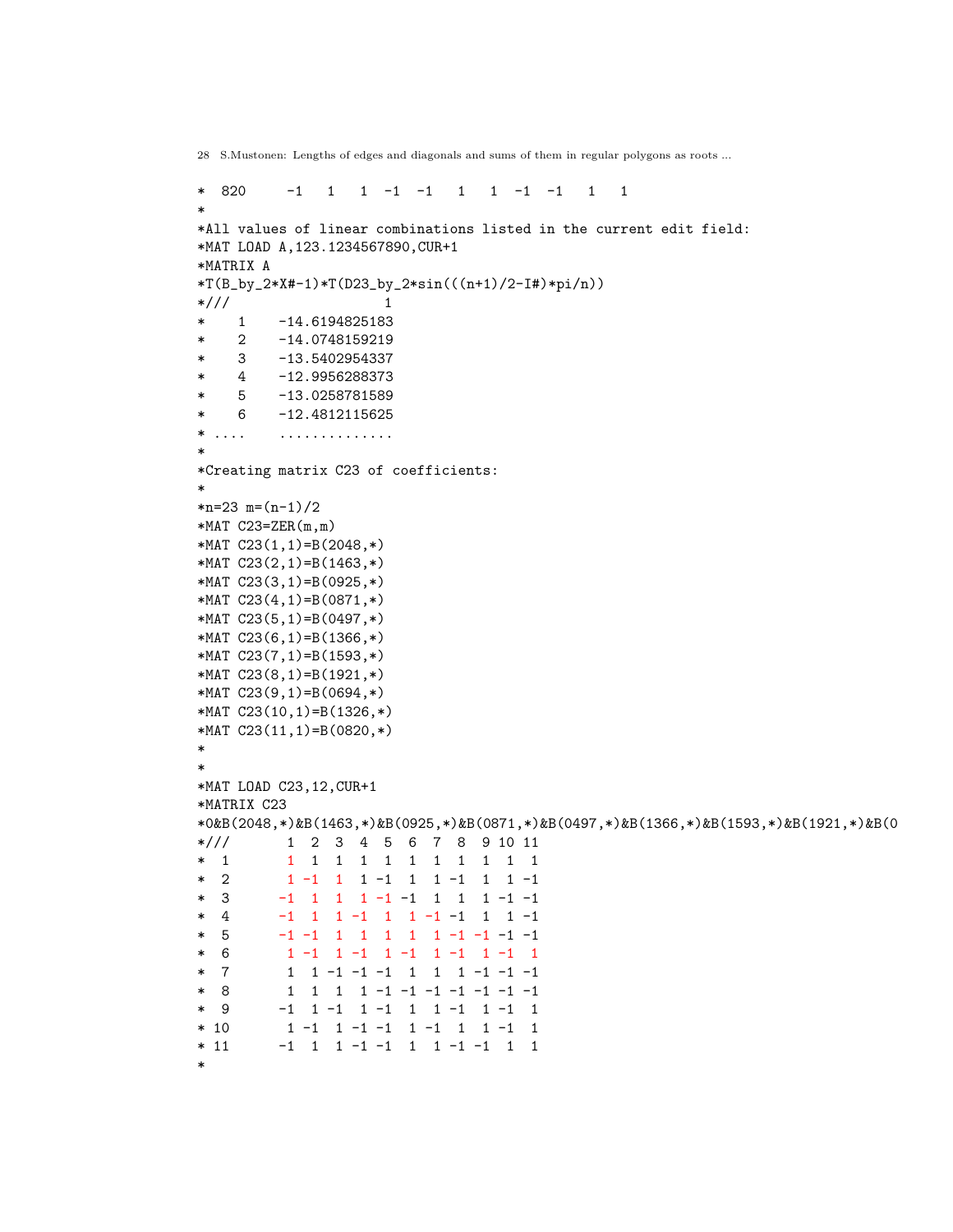```
*  820     -1   1   1  -1  -1   1   1  -1  -1   1   1
*
*All values of linear combinations listed in the current edit field:
*MAT LOAD A,123.1234567890,CUR+1
*MATRIX A
*T(B_by_2*X#-1)*T(D23_by_2*sin(((n+1)/2-I#)*pi/n))
*///                  1
*    1    -14.6194825183
*    2    -14.0748159219
*    3    -13.5402954337
*    4    -12.9956288373
*    5    -13.0258781589
*    6    -12.4812115625
* ....    ..............
*
*Creating matrix C23 of coefficients:
*
*n=23 m=(n-1)/2
*MAT C23=ZER(m,m)
*MAT C23(1,1)=B(2048,*)
*MAT C23(2,1)=B(1463,*)
*MAT C23(3,1)=B(0925,*)
*MAT C23(4,1)=B(0871,*)
*MAT C23(5,1)=B(0497,*)
*MAT C23(6,1)=B(1366,*)
*MAT C23(7,1)=B(1593,*)
*MAT C23(8,1)=B(1921,*)
*MAT C23(9,1)=B(0694,*)
*MAT C23(10,1)=B(1326,*)
*MAT C23(11,1)=B(0820,*)
*
*
*MAT LOAD C23,12,CUR+1
*MATRIX C23
*0&B(2048,*)&B(1463,*)&B(0925,*)&B(0871,*)&B(0497,*)&B(1366,*)&B(1593,*)&B(1921,*)&B(0
*///       1  2  3  4  5  6  7  8  9 10 11
*  1       1  1  1  1  1  1  1  1  1  1  1
*  2       1 -1  1  1 -1  1  1 -1  1  1 -1
*  3      -1  1  1  1 -1 -1  1  1  1 -1 -1
*  4      -1  1  1 -1  1  1 -1 -1  1  1 -1
*  5      -1 -1  1  1  1  1  1 -1 -1 -1 -1
*  6       1 -1  1 -1  1 -1  1 -1  1 -1  1
*  7       1  1 -1 -1 -1  1  1  1 -1 -1 -1
*  8       1  1  1  1 -1 -1 -1 -1 -1 -1 -1
*  9      -1  1 -1  1 -1  1  1 -1  1 -1  1
* 10       1 -1  1 -1 -1  1 -1  1  1 -1  1
* 11      -1  1  1 -1 -1  1  1 -1 -1  1  1
*
```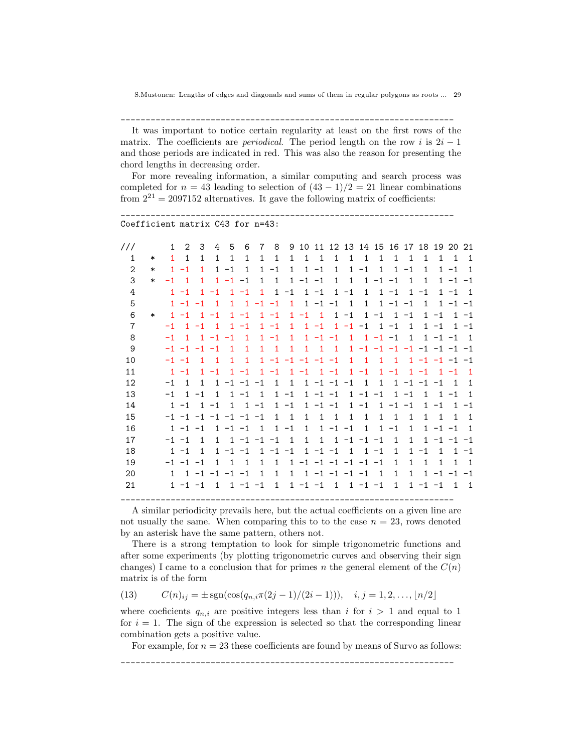---

It was important to notice certain regularity at least on the first rows of the matrix. The coefficients are *periodical*. The period length on the row $i$ is $2i-1$ and those periods are indicated in red. This was also the reason for presenting the chord lengths in decreasing order.

For more revealing information, a similar computing and search process was completed for $n = 43$ leading to selection of $(43-1)/2 = 21$ linear combinations from $2^{21} = 2097152$ alternatives. It gave the following matrix of coefficients:

```
--------------------------------------------------------------------
Coefficient matrix C43 for n=43:

///       1  2  3  4  5  6  7  8  9 10 11 12 13 14 15 16 17 18 19 20 21
  1   *   1  1  1  1  1  1  1  1  1  1  1  1  1  1  1  1  1  1  1  1  1
  2   *   1 -1  1  1 -1  1  1 -1  1  1 -1  1  1 -1  1  1 -1  1  1 -1  1
  3   *  -1  1  1  1 -1 -1  1  1  1 -1 -1  1  1  1 -1 -1  1  1  1 -1 -1
  4       1 -1  1 -1  1 -1  1  1 -1  1 -1  1 -1  1  1 -1  1 -1  1 -1  1
  5       1 -1 -1  1  1  1 -1 -1  1  1 -1 -1  1  1  1 -1 -1  1  1 -1 -1
  6   *   1 -1  1 -1  1 -1  1 -1  1 -1  1  1 -1  1 -1  1 -1  1 -1  1 -1
  7      -1  1 -1  1  1 -1  1 -1  1  1 -1  1 -1 -1  1 -1  1  1 -1  1 -1
  8      -1  1  1 -1 -1  1  1 -1  1  1 -1 -1  1  1 -1 -1  1  1 -1 -1  1
  9      -1 -1 -1 -1  1  1  1  1  1  1  1  1  1 -1 -1 -1 -1 -1 -1 -1 -1
 10      -1 -1  1  1  1  1  1 -1 -1 -1 -1 -1  1  1  1  1  1 -1 -1 -1 -1
 11       1 -1  1 -1  1 -1  1 -1  1 -1  1 -1  1 -1  1 -1  1 -1  1 -1  1
 12      -1  1  1  1 -1 -1 -1  1  1  1 -1 -1 -1  1  1  1 -1 -1 -1  1  1
 13      -1  1 -1  1  1 -1  1  1 -1  1 -1 -1  1 -1 -1  1 -1  1  1 -1  1
 14       1 -1  1 -1  1  1 -1  1 -1  1 -1 -1  1 -1  1 -1 -1  1 -1  1 -1
 15      -1 -1 -1 -1 -1 -1 -1  1  1  1  1  1  1  1  1  1  1  1  1  1  1
 16       1 -1 -1  1 -1 -1  1  1 -1  1  1 -1 -1  1  1 -1  1  1 -1 -1  1
 17      -1 -1  1  1  1 -1 -1 -1  1  1  1  1 -1 -1 -1  1  1  1 -1 -1 -1
 18       1 -1  1  1 -1 -1  1 -1 -1  1 -1 -1  1  1 -1  1  1 -1  1  1 -1
 19      -1 -1 -1  1  1  1  1  1  1 -1 -1 -1 -1 -1 -1  1  1  1  1  1  1
 20       1  1 -1 -1 -1 -1  1  1  1  1 -1 -1 -1 -1  1  1  1  1 -1 -1 -1
 21       1 -1 -1  1  1 -1 -1  1  1 -1 -1  1  1 -1 -1  1  1 -1 -1  1  1
--------------------------------------------------------------------
```

A similar periodicity prevails here, but the actual coefficients on a given line are not usually the same. When comparing this to to the case $n = 23$, rows denoted by an asterisk have the same pattern, others not.

There is a strong temptation to look for simple trigonometric functions and after some experiments (by plotting trigonometric curves and observing their sign changes) I came to a conclusion that for primes $n$ the general element of the $C(n)$ matrix is of the form

$$C(n)_{ij} = \pm\,\mathrm{sgn}(\cos(q_{n,i}\pi(2j-1)/(2i-1))), \quad i,j = 1,2,\ldots,\lfloor n/2 \rfloor \tag{13}$$

where coeficients $q_{n,i}$ are positive integers less than $i$ for $i > 1$ and equal to 1 for $i = 1$. The sign of the expression is selected so that the corresponding linear combination gets a positive value.

For example, for $n = 23$ these coefficients are found by means of Survo as follows:

---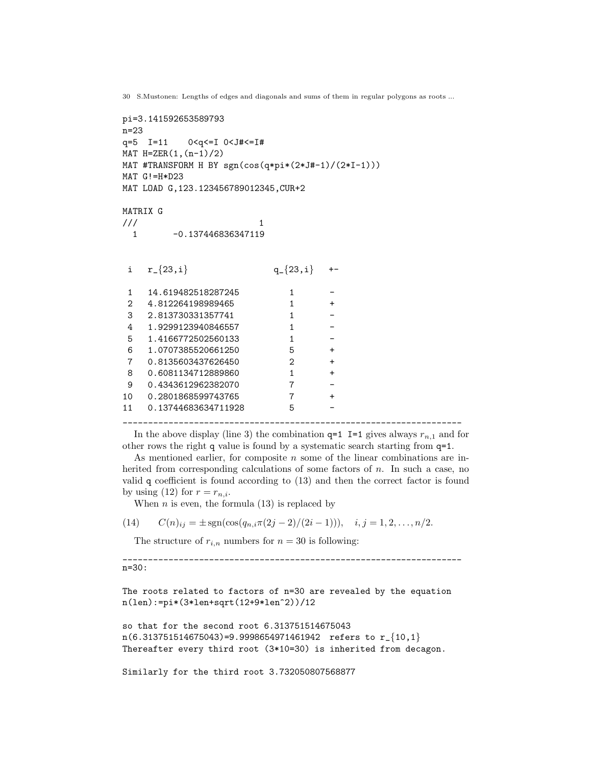```
pi=3.141592653589793
n=23
q=5  I=11    0<q<=I 0<J#<=I#
MAT H=ZER(1,(n-1)/2)
MAT #TRANSFORM H BY sgn(cos(q*pi*(2*J#-1)/(2*I-1)))
MAT G!=H*D23
MAT LOAD G,123.123456789012345,CUR+2

MATRIX G
///                       1
  1       -0.137446836347119


 i   r_{23,i}                 q_{23,i}   +-

 1   14.619482518287245          1       -
 2   4.812264198989465           1       +
 3   2.813730331357741           1       -
 4   1.9299123940846557          1       -
 5   1.4166772502560133          1       -
 6   1.0707385520661250          5       +
 7   0.8135603437626450          2       +
 8   0.6081134712889860          1       +
 9   0.4343612962382070          7       -
10   0.2801868599743765          7       +
11   0.13744683634711928         5       -
-------------------------------------------------------------------
```

In the above display (line 3) the combination `q=1 I=1` gives always $r_{n,1}$ and for other rows the right `q` value is found by a systematic search starting from `q=1`.

As mentioned earlier, for composite $n$ some of the linear combinations are inherited from corresponding calculations of some factors of $n$. In such a case, no valid `q` coefficient is found according to (13) and then the correct factor is found by using (12) for $r = r_{n,i}$.

When $n$ is even, the formula (13) is replaced by

$$C(n)_{ij} = \pm\,\mathrm{sgn}(\cos(q_{n,i}\pi(2j-2)/(2i-1))), \quad i,j = 1,2,\ldots,n/2. \qquad (14)$$

The structure of $r_{i,n}$ numbers for $n = 30$ is following:

```
-------------------------------------------------------------------
n=30:

The roots related to factors of n=30 are revealed by the equation
n(len):=pi*(3*len+sqrt(12+9*len^2))/12

so that for the second root 6.313751514675043
n(6.313751514675043)=9.9998654971461942  refers to r_{10,1}
Thereafter every third root (3*10=30) is inherited from decagon.

Similarly for the third root 3.732050807568877
```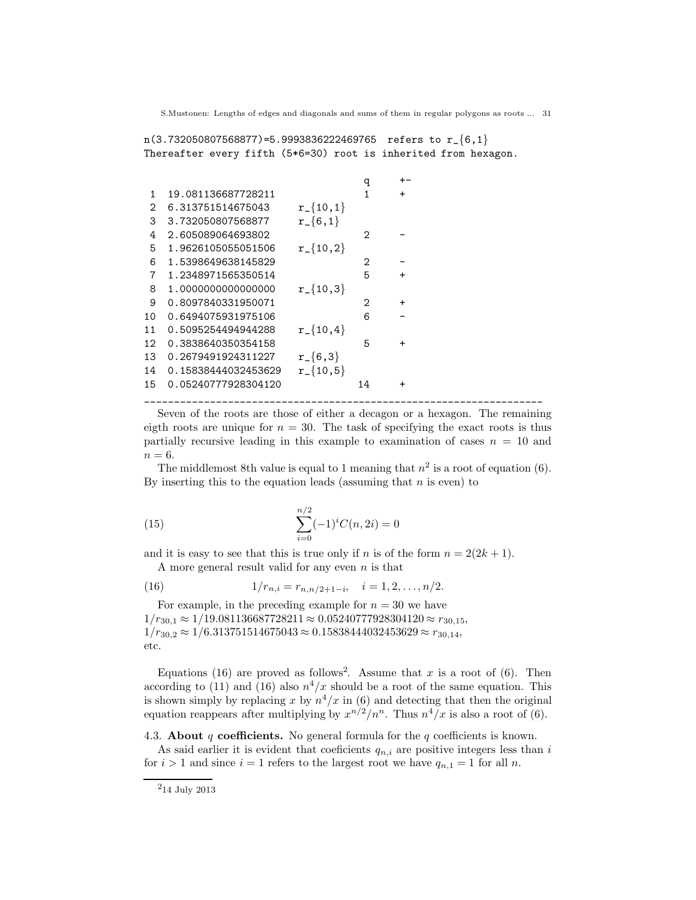```
n(3.732050807568877)=5.9993836222469765  refers to r_{6,1}
Thereafter every fifth (5*6=30) root is inherited from hexagon.

                                          q      +-
 1  19.081136687728211                    1      +
 2  6.313751514675043      r_{10,1}
 3  3.732050807568877      r_{6,1}
 4  2.605089064693802                     2      -
 5  1.9626105055051506     r_{10,2}
 6  1.5398649638145829                    2      -
 7  1.2348971565350514                    5      +
 8  1.0000000000000000     r_{10,3}
 9  0.8097840331950071                    2      +
10  0.6494075931975106                    6      -
11  0.5095254494944288     r_{10,4}
12  0.3838640350354158                    5      +
13  0.2679491924311227     r_{6,3}
14  0.15838444032453629    r_{10,5}
15  0.05240777928304120                  14      +
--------------------------------------------------------------------
```

Seven of the roots are those of either a decagon or a hexagon. The remaining eigth roots are unique for $n = 30$. The task of specifying the exact roots is thus partially recursive leading in this example to examination of cases $n = 10$ and $n = 6$.

The middlemost 8th value is equal to 1 meaning that $n^2$ is a root of equation (6). By inserting this to the equation leads (assuming that $n$ is even) to

$$\sum_{i=0}^{n/2} (-1)^i C(n, 2i) = 0 \tag{15}$$

and it is easy to see that this is true only if $n$ is of the form $n = 2(2k + 1)$.

A more general result valid for any even $n$ is that

$$1/r_{n,i} = r_{n,n/2+1-i}, \quad i = 1, 2, \ldots, n/2. \tag{16}$$

For example, in the preceding example for $n = 30$ we have
$1/r_{30,1} \approx 1/19.081136687728211 \approx 0.05240777928304120 \approx r_{30,15}$,
$1/r_{30,2} \approx 1/6.313751514675043 \approx 0.15838444032453629 \approx r_{30,14}$,
etc.

Equations (16) are proved as follows[2]. Assume that $x$ is a root of (6). Then according to (11) and (16) also $n^4/x$ should be a root of the same equation. This is shown simply by replacing $x$ by $n^4/x$ in (6) and detecting that then the original equation reappears after multiplying by $x^{n/2}/n^n$. Thus $n^4/x$ is also a root of (6).

### 4.3. About $q$ coefficients.

No general formula for the $q$ coefficients is known.

As said earlier it is evident that coeficients $q_{n,i}$ are positive integers less than $i$ for $i > 1$ and since $i = 1$ refers to the largest root we have $q_{n,1} = 1$ for all $n$.

---

[2] 14 July 2013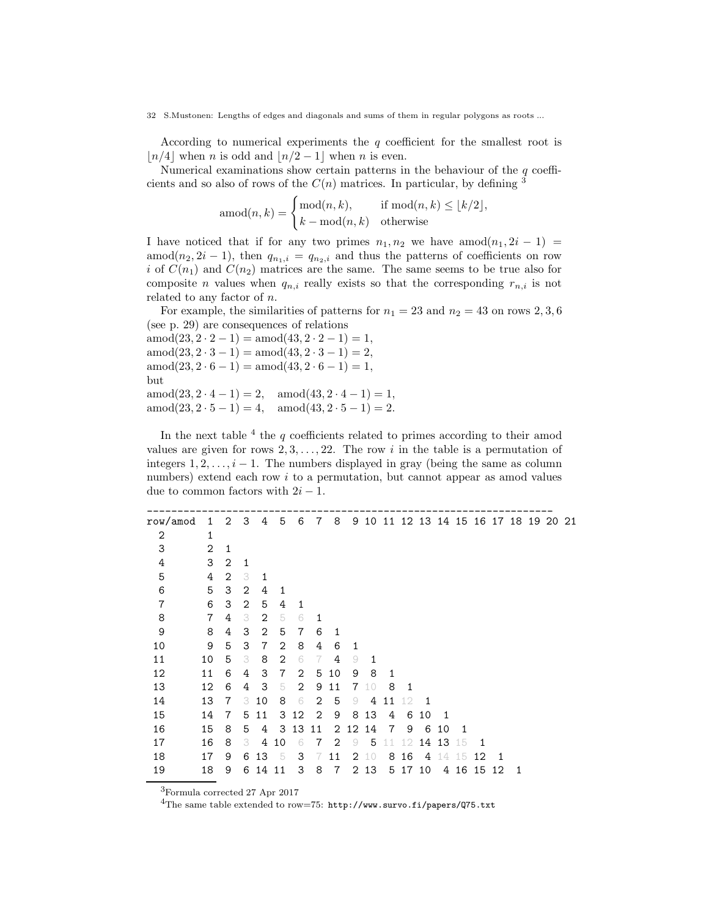According to numerical experiments the $q$ coefficient for the smallest root is $\lfloor n/4 \rfloor$ when $n$ is odd and $\lfloor n/2 - 1 \rfloor$ when $n$ is even.

Numerical examinations show certain patterns in the behaviour of the $q$ coefficients and so also of rows of the $C(n)$ matrices. In particular, by defining [3]

$$\text{amod}(n,k) = \begin{cases} \text{mod}(n,k), & \text{if } \text{mod}(n,k) \le \lfloor k/2 \rfloor, \\ k - \text{mod}(n,k) & \text{otherwise} \end{cases}$$

I have noticed that if for any two primes $n_1, n_2$ we have $\text{amod}(n_1, 2i-1) = \text{amod}(n_2, 2i-1)$, then $q_{n_1,i} = q_{n_2,i}$ and thus the patterns of coefficients on row $i$ of $C(n_1)$ and $C(n_2)$ matrices are the same. The same seems to be true also for composite $n$ values when $q_{n,i}$ really exists so that the corresponding $r_{n,i}$ is not related to any factor of $n$.

For example, the similarities of patterns for $n_1 = 23$ and $n_2 = 43$ on rows $2, 3, 6$ (see p. 29) are consequences of relations
$\text{amod}(23, 2 \cdot 2 - 1) = \text{amod}(43, 2 \cdot 2 - 1) = 1$,
$\text{amod}(23, 2 \cdot 3 - 1) = \text{amod}(43, 2 \cdot 3 - 1) = 2$,
$\text{amod}(23, 2 \cdot 6 - 1) = \text{amod}(43, 2 \cdot 6 - 1) = 1$,
but
$\text{amod}(23, 2 \cdot 4 - 1) = 2, \quad \text{amod}(43, 2 \cdot 4 - 1) = 1$,
$\text{amod}(23, 2 \cdot 5 - 1) = 4, \quad \text{amod}(43, 2 \cdot 5 - 1) = 2$.

In the next table [4] the $q$ coefficients related to primes according to their amod values are given for rows $2, 3, \ldots, 22$. The row $i$ in the table is a permutation of integers $1, 2, \ldots, i-1$. The numbers displayed in gray (being the same as column numbers) extend each row $i$ to a permutation, but cannot appear as amod values due to common factors with $2i - 1$.

```
--------------------------------------------------------------------
row/amod  1  2  3  4  5  6  7  8  9 10 11 12 13 14 15 16 17 18 19 20 21
  2       1
  3       2  1
  4       3  2  1
  5       4  2  3  1
  6       5  3  2  4  1
  7       6  3  2  5  4  1
  8       7  4  3  2  5  6  1
  9       8  4  3  2  5  7  6  1
 10       9  5  3  7  2  8  4  6  1
 11      10  5  3  8  2  6  7  4  9  1
 12      11  6  4  3  7  2  5 10  9  8  1
 13      12  6  4  3  5  2  9 11  7 10  8  1
 14      13  7  3 10  8  6  2  5  9  4 11 12  1
 15      14  7  5 11  3 12  2  9  8 13  4  6 10  1
 16      15  8  5  4  3 13 11  2 12 14  7  9  6 10  1
 17      16  8  3  4 10  6  7  2  9  5 11 12 14 13 15  1
 18      17  9  6 13  5  3  7 11  2 10  8 16  4 14 15 12  1
 19      18  9  6 14 11  3  8  7  2 13  5 17 10  4 16 15 12  1
```

[3] Formula corrected 27 Apr 2017

[4] The same table extended to row=75: http://www.survo.fi/papers/Q75.txt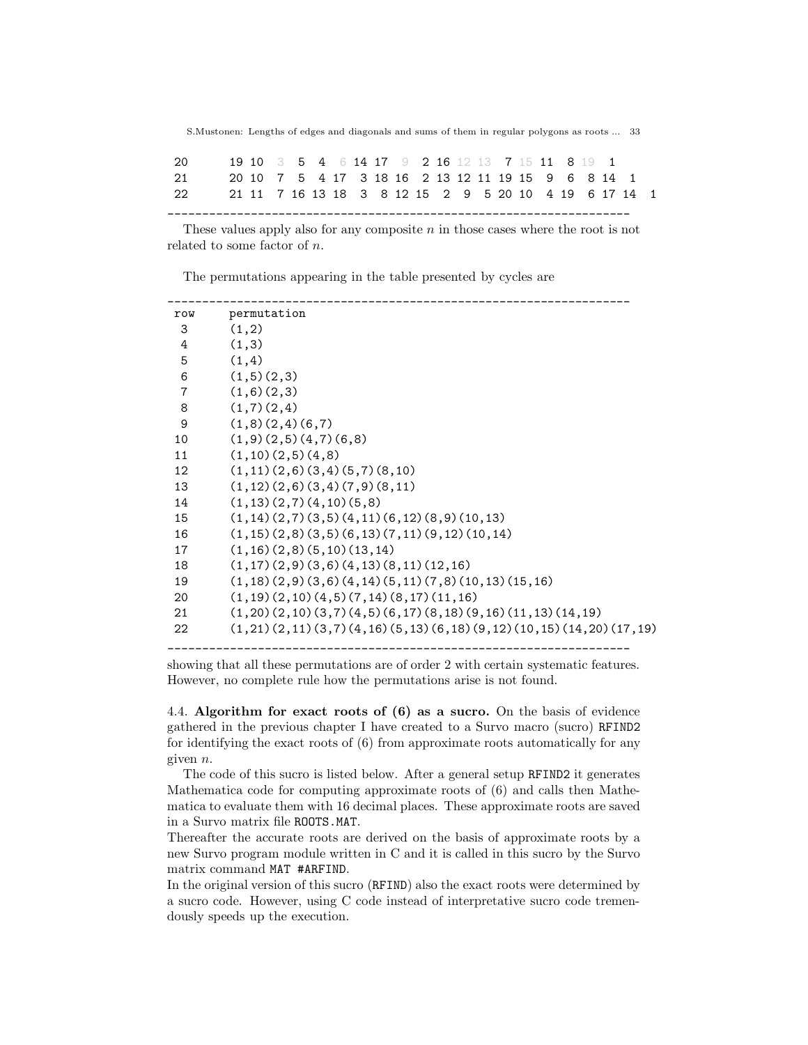```
20      19 10  3  5  4  6 14 17  9  2 16 12 13  7 15 11  8 19  1
21      20 10  7  5  4 17  3 18 16  2 13 12 11 19 15  9  6  8 14  1
22      21 11  7 16 13 18  3  8 12 15  2  9  5 20 10  4 19  6 17 14  1
-----------------------------------------------------------------
```

These values apply also for any composite $n$ in those cases where the root is not related to some factor of $n$.

The permutations appearing in the table presented by cycles are

```
------------------------------------------------------------------
row     permutation
 3      (1,2)
 4      (1,3)
 5      (1,4)
 6      (1,5)(2,3)
 7      (1,6)(2,3)
 8      (1,7)(2,4)
 9      (1,8)(2,4)(6,7)
10      (1,9)(2,5)(4,7)(6,8)
11      (1,10)(2,5)(4,8)
12      (1,11)(2,6)(3,4)(5,7)(8,10)
13      (1,12)(2,6)(3,4)(7,9)(8,11)
14      (1,13)(2,7)(4,10)(5,8)
15      (1,14)(2,7)(3,5)(4,11)(6,12)(8,9)(10,13)
16      (1,15)(2,8)(3,5)(6,13)(7,11)(9,12)(10,14)
17      (1,16)(2,8)(5,10)(13,14)
18      (1,17)(2,9)(3,6)(4,13)(8,11)(12,16)
19      (1,18)(2,9)(3,6)(4,14)(5,11)(7,8)(10,13)(15,16)
20      (1,19)(2,10)(4,5)(7,14)(8,17)(11,16)
21      (1,20)(2,10)(3,7)(4,5)(6,17)(8,18)(9,16)(11,13)(14,19)
22      (1,21)(2,11)(3,7)(4,16)(5,13)(6,18)(9,12)(10,15)(14,20)(17,19)
------------------------------------------------------------------
```

showing that all these permutations are of order 2 with certain systematic features. However, no complete rule how the permutations arise is not found.

4.4. **Algorithm for exact roots of (6) as a sucro.** On the basis of evidence gathered in the previous chapter I have created to a Survo macro (sucro) RFIND2 for identifying the exact roots of (6) from approximate roots automatically for any given $n$.

The code of this sucro is listed below. After a general setup RFIND2 it generates Mathematica code for computing approximate roots of (6) and calls then Mathematica to evaluate them with 16 decimal places. These approximate roots are saved in a Survo matrix file ROOTS.MAT.

Thereafter the accurate roots are derived on the basis of approximate roots by a new Survo program module written in C and it is called in this sucro by the Survo matrix command MAT #ARFIND.

In the original version of this sucro (RFIND) also the exact roots were determined by a sucro code. However, using C code instead of interpretative sucro code tremendously speeds up the execution.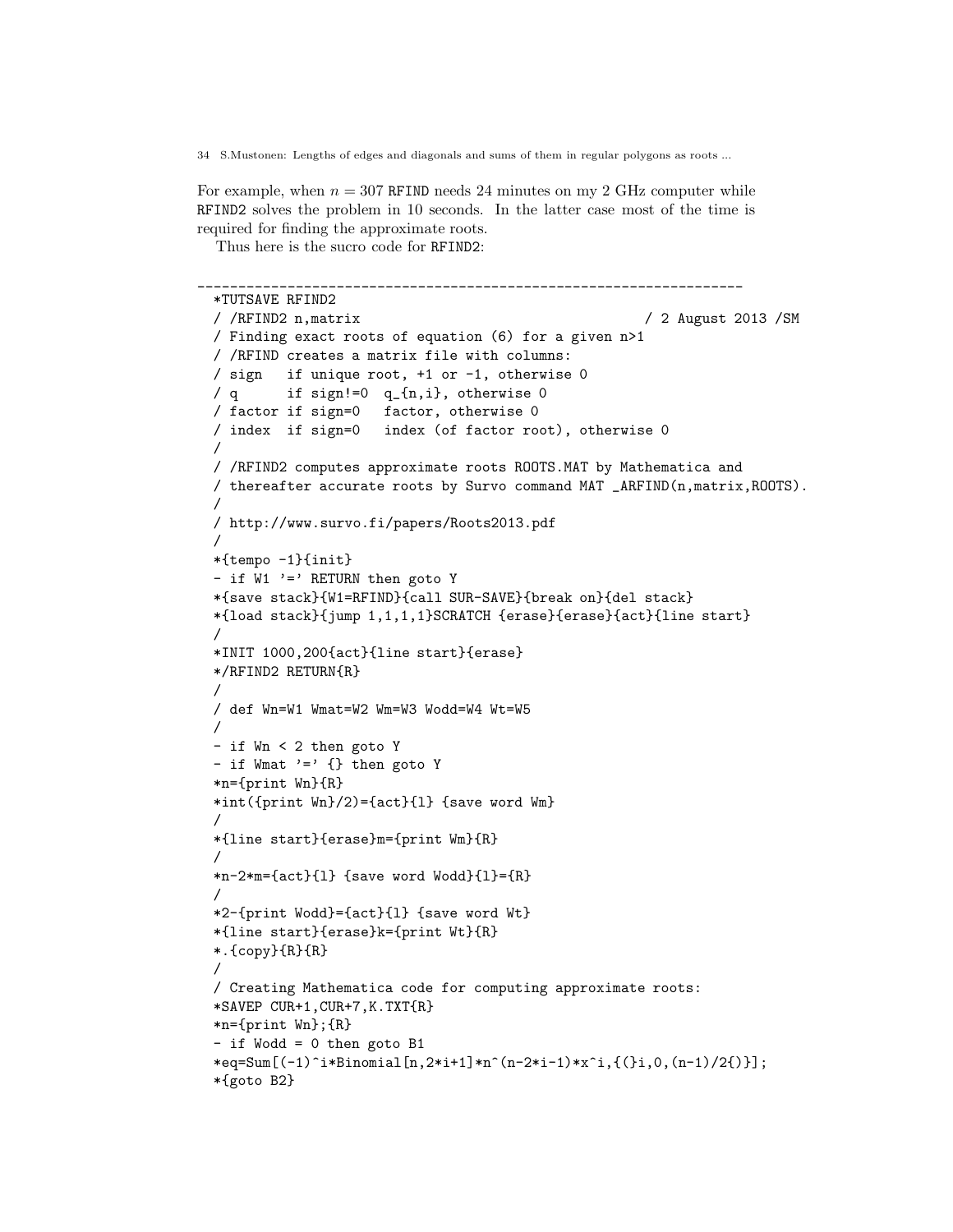For example, when $n = 307$ RFIND needs 24 minutes on my 2 GHz computer while RFIND2 solves the problem in 10 seconds. In the latter case most of the time is required for finding the approximate roots.

Thus here is the sucro code for RFIND2:

```
___________________________________________________________________
*TUTSAVE RFIND2
/ /RFIND2 n,matrix                                  / 2 August 2013 /SM
/ Finding exact roots of equation (6) for a given n>1
/ /RFIND creates a matrix file with columns:
/ sign   if unique root, +1 or -1, otherwise 0
/ q      if sign!=0  q_{n,i}, otherwise 0
/ factor if sign=0   factor, otherwise 0
/ index  if sign=0   index (of factor root), otherwise 0
/
/ /RFIND2 computes approximate roots ROOTS.MAT by Mathematica and
/ thereafter accurate roots by Survo command MAT _ARFIND(n,matrix,ROOTS).
/
/ http://www.survo.fi/papers/Roots2013.pdf
/
*{tempo -1}{init}
- if W1 '=' RETURN then goto Y
*{save stack}{W1=RFIND}{call SUR-SAVE}{break on}{del stack}
*{load stack}{jump 1,1,1,1}SCRATCH {erase}{erase}{act}{line start}
/
*INIT 1000,200{act}{line start}{erase}
*/RFIND2 RETURN{R}
/
/ def Wn=W1 Wmat=W2 Wm=W3 Wodd=W4 Wt=W5
/
- if Wn < 2 then goto Y
- if Wmat '=' {} then goto Y
*n={print Wn}{R}
*int({print Wn}/2)={act}{l} {save word Wm}
/
*{line start}{erase}m={print Wm}{R}
/
*n-2*m={act}{l} {save word Wodd}{l}={R}
/
*2-{print Wodd}={act}{l} {save word Wt}
*{line start}{erase}k={print Wt}{R}
*.{copy}{R}{R}
/
/ Creating Mathematica code for computing approximate roots:
*SAVEP CUR+1,CUR+7,K.TXT{R}
*n={print Wn};{R}
- if Wodd = 0 then goto B1
*eq=Sum[(-1)^i*Binomial[n,2*i+1]*n^(n-2*i-1)*x^i,{(}i,0,(n-1)/2{)}];
*{goto B2}
```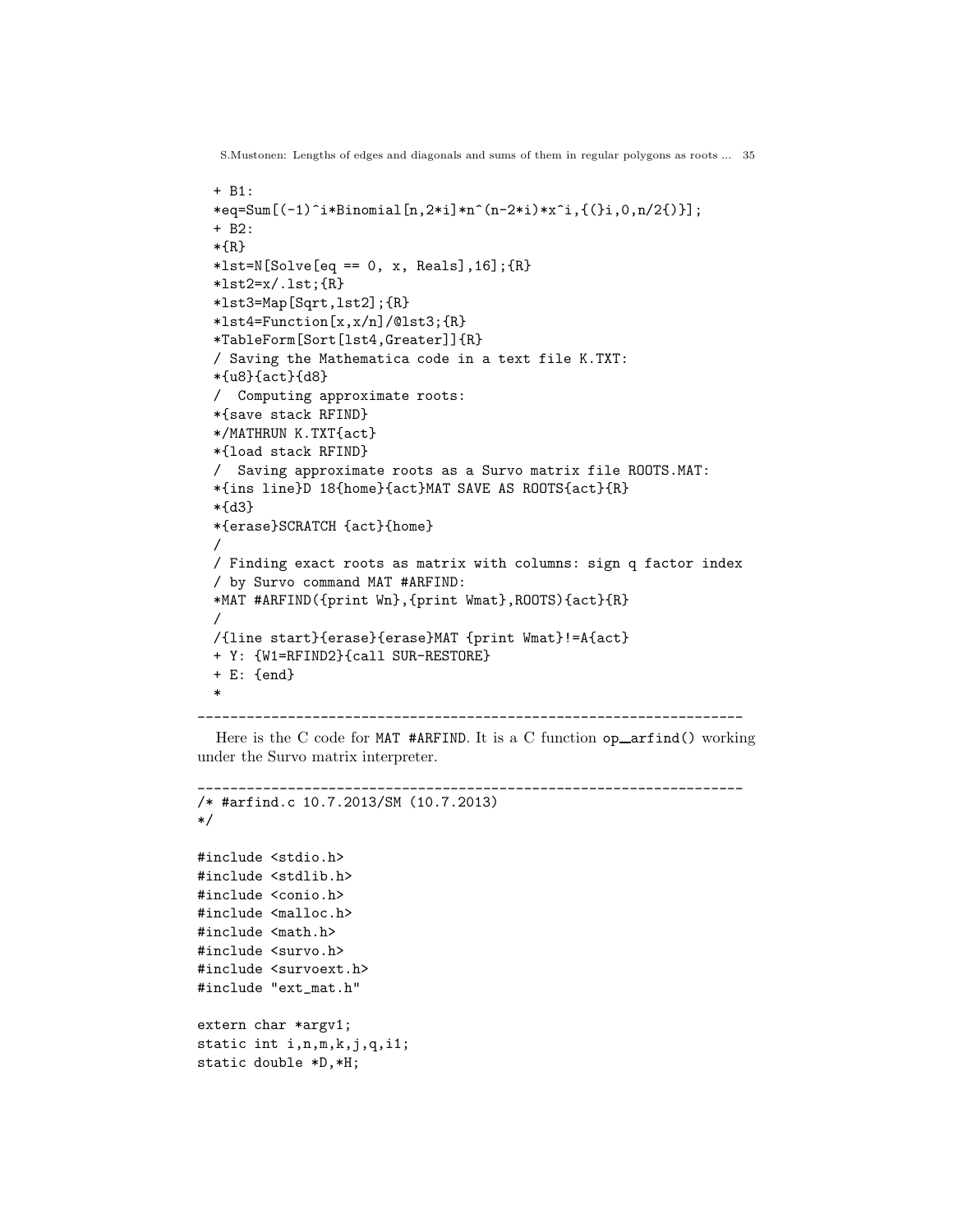```
+ B1:
*eq=Sum[(-1)^i*Binomial[n,2*i]*n^(n-2*i)*x^i,{(}i,0,n/2{)}];
+ B2:
*{R}
*lst=N[Solve[eq == 0, x, Reals],16];{R}
*lst2=x/.lst;{R}
*lst3=Map[Sqrt,lst2];{R}
*lst4=Function[x,x/n]/@lst3;{R}
*TableForm[Sort[lst4,Greater]]{R}
/ Saving the Mathematica code in a text file K.TXT:
*{u8}{act}{d8}
/  Computing approximate roots:
*{save stack RFIND}
*/MATHRUN K.TXT{act}
*{load stack RFIND}
/  Saving approximate roots as a Survo matrix file ROOTS.MAT:
*{ins line}D 18{home}{act}MAT SAVE AS ROOTS{act}{R}
*{d3}
*{erase}SCRATCH {act}{home}
/
/ Finding exact roots as matrix with columns: sign q factor index
/ by Survo command MAT #ARFIND:
*MAT #ARFIND({print Wn},{print Wmat},ROOTS){act}{R}
/
/{line start}{erase}{erase}MAT {print Wmat}!=A{act}
+ Y: {W1=RFIND2}{call SUR-RESTORE}
+ E: {end}
*
```

Here is the C code for MAT #ARFIND. It is a C function op_arfind() working under the Survo matrix interpreter.

```
/* #arfind.c 10.7.2013/SM (10.7.2013)
*/

#include <stdio.h>
#include <stdlib.h>
#include <conio.h>
#include <malloc.h>
#include <math.h>
#include <survo.h>
#include <survoext.h>
#include "ext_mat.h"

extern char *argv1;
static int i,n,m,k,j,q,i1;
static double *D,*H;
```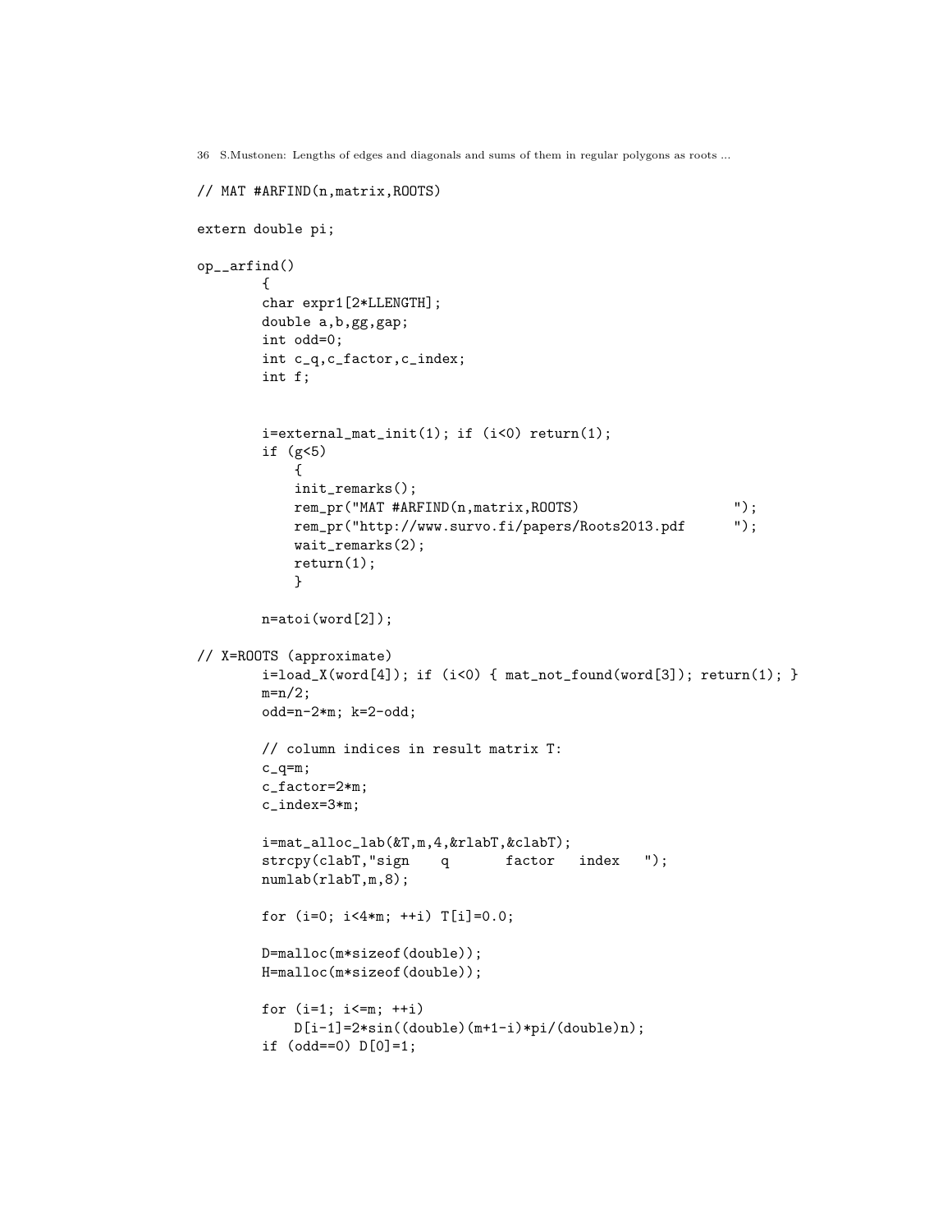```
// MAT #ARFIND(n,matrix,ROOTS)

extern double pi;

op__arfind()
        {
        char expr1[2*LLENGTH];
        double a,b,gg,gap;
        int odd=0;
        int c_q,c_factor,c_index;
        int f;


        i=external_mat_init(1); if (i<0) return(1);
        if (g<5)
            {
            init_remarks();
            rem_pr("MAT #ARFIND(n,matrix,ROOTS)                    ");
            rem_pr("http://www.survo.fi/papers/Roots2013.pdf       ");
            wait_remarks(2);
            return(1);
            }

        n=atoi(word[2]);

// X=ROOTS (approximate)
        i=load_X(word[4]); if (i<0) { mat_not_found(word[3]); return(1); }
        m=n/2;
        odd=n-2*m; k=2-odd;

        // column indices in result matrix T:
        c_q=m;
        c_factor=2*m;
        c_index=3*m;

        i=mat_alloc_lab(&T,m,4,&rlabT,&clabT);
        strcpy(clabT,"sign    q       factor   index   ");
        numlab(rlabT,m,8);

        for (i=0; i<4*m; ++i) T[i]=0.0;

        D=malloc(m*sizeof(double));
        H=malloc(m*sizeof(double));

        for (i=1; i<=m; ++i)
            D[i-1]=2*sin((double)(m+1-i)*pi/(double)n);
        if (odd==0) D[0]=1;
```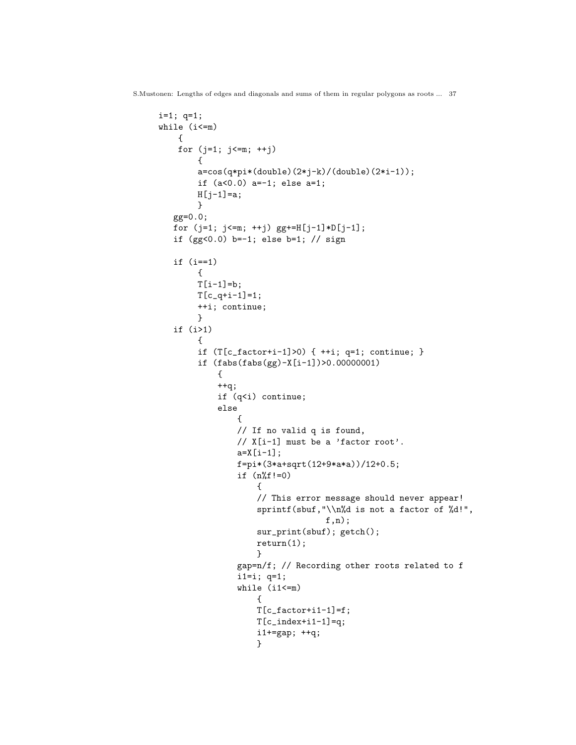```
i=1; q=1;
while (i<=m)
    {
    for (j=1; j<=m; ++j)
        {
        a=cos(q*pi*(double)(2*j-k)/(double)(2*i-1));
        if (a<0.0) a=-1; else a=1;
        H[j-1]=a;
        }
   gg=0.0;
   for (j=1; j<=m; ++j) gg+=H[j-1]*D[j-1];
   if (gg<0.0) b=-1; else b=1; // sign

   if (i==1)
        {
        T[i-1]=b;
        T[c_q+i-1]=1;
        ++i; continue;
        }
   if (i>1)
        {
        if (T[c_factor+i-1]>0) { ++i; q=1; continue; }
        if (fabs(fabs(gg)-X[i-1])>0.00000001)
            {
            ++q;
            if (q<i) continue;
            else
                {
                // If no valid q is found,
                // X[i-1] must be a 'factor root'.
                a=X[i-1];
                f=pi*(3*a+sqrt(12+9*a*a))/12+0.5;
                if (n%f!=0)
                    {
                    // This error message should never appear!
                    sprintf(sbuf,"\\n%d is not a factor of %d!",
                                 f,n);
                    sur_print(sbuf); getch();
                    return(1);
                    }
                gap=n/f; // Recording other roots related to f
                i1=i; q=1;
                while (i1<=m)
                    {
                    T[c_factor+i1-1]=f;
                    T[c_index+i1-1]=q;
                    i1+=gap; ++q;
                    }
```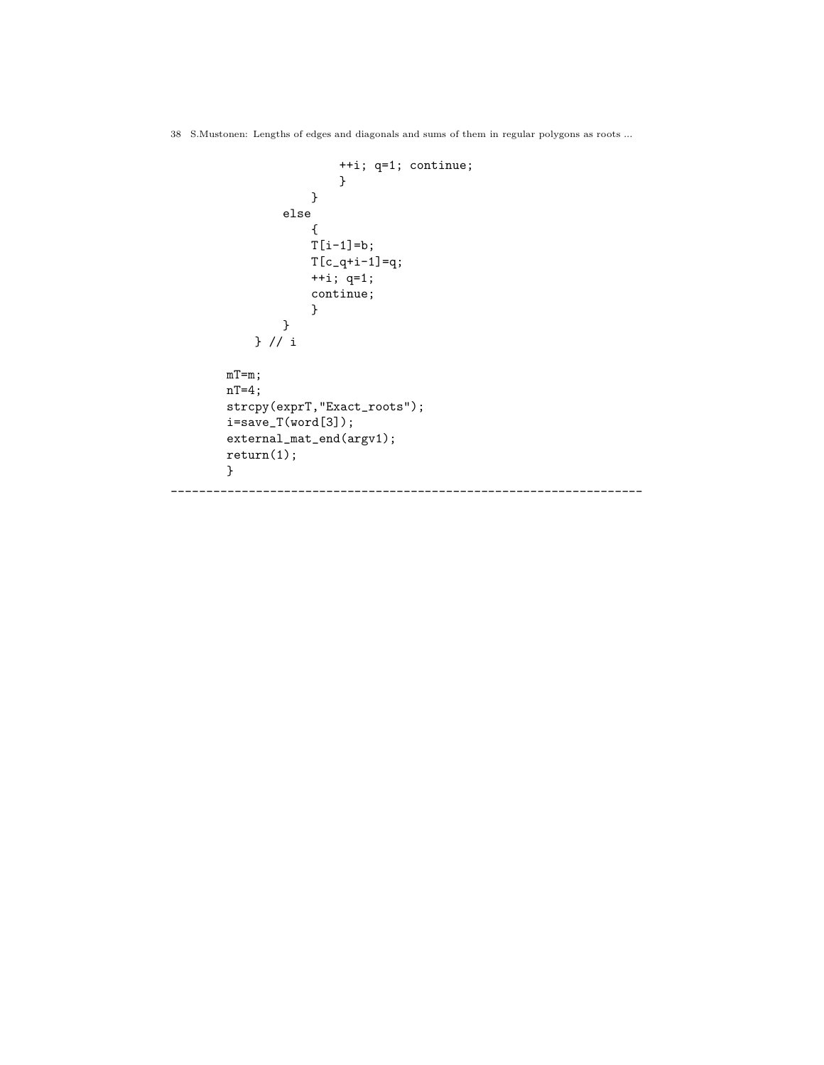```
                    ++i; q=1; continue;
                    }
                }
            else
                {
                T[i-1]=b;
                T[c_q+i-1]=q;
                ++i; q=1;
                continue;
                }
            }
        } // i

    mT=m;
    nT=4;
    strcpy(exprT,"Exact_roots");
    i=save_T(word[3]);
    external_mat_end(argv1);
    return(1);
    }
```

--------------------------------------------------------------------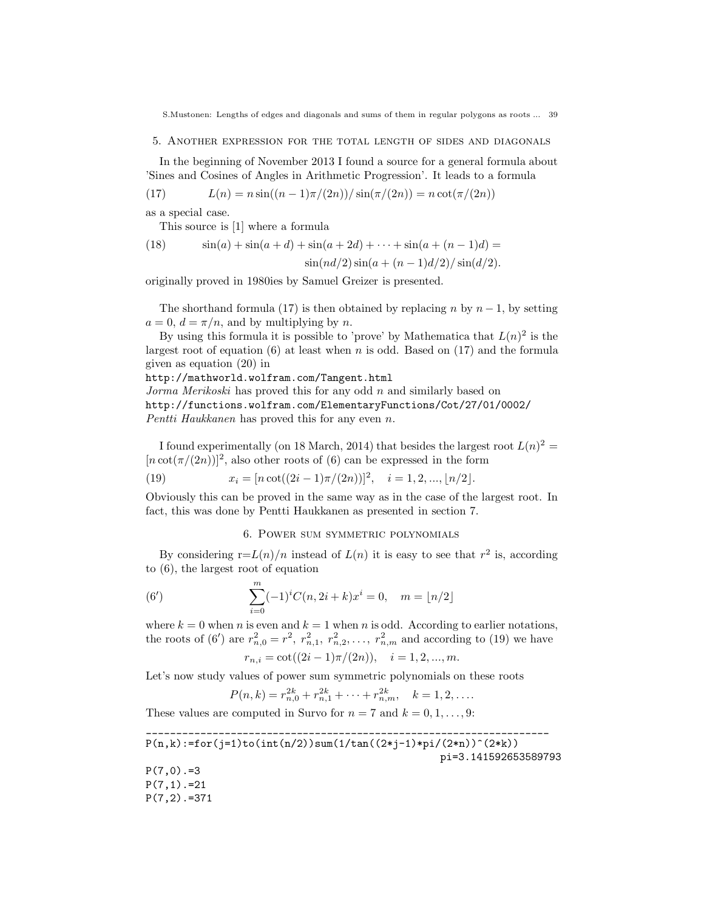## 5. Another expression for the total length of sides and diagonals

In the beginning of November 2013 I found a source for a general formula about 'Sines and Cosines of Angles in Arithmetic Progression'. It leads to a formula

$$L(n) = n\sin((n-1)\pi/(2n))/\sin(\pi/(2n)) = n\cot(\pi/(2n)) \tag{17}$$

as a special case.

This source is [1] where a formula

$$\sin(a) + \sin(a+d) + \sin(a+2d) + \cdots + \sin(a+(n-1)d) = \sin(nd/2)\sin(a+(n-1)d/2)/\sin(d/2). \tag{18}$$

originally proved in 1980ies by Samuel Greizer is presented.

The shorthand formula (17) is then obtained by replacing $n$ by $n-1$, by setting $a = 0$, $d = \pi/n$, and by multiplying by $n$.

By using this formula it is possible to 'prove' by Mathematica that $L(n)^2$ is the largest root of equation (6) at least when $n$ is odd. Based on (17) and the formula given as equation (20) in

http://mathworld.wolfram.com/Tangent.html

*Jorma Merikoski* has proved this for any odd $n$ and similarly based on

http://functions.wolfram.com/ElementaryFunctions/Cot/27/01/0002/

*Pentti Haukkanen* has proved this for any even $n$.

I found experimentally (on 18 March, 2014) that besides the largest root $L(n)^2 = [n\cot(\pi/(2n))]^2$, also other roots of (6) can be expressed in the form

$$x_i = [n\cot((2i-1)\pi/(2n))]^2, \quad i = 1, 2, ..., \lfloor n/2 \rfloor. \tag{19}$$

Obviously this can be proved in the same way as in the case of the largest root. In fact, this was done by Pentti Haukkanen as presented in section 7.

## 6. Power sum symmetric polynomials

By considering $r = L(n)/n$ instead of $L(n)$ it is easy to see that $r^2$ is, according to (6), the largest root of equation

$$\sum_{i=0}^{m} (-1)^i C(n, 2i+k)x^i = 0, \quad m = \lfloor n/2 \rfloor \tag{6'}$$

where $k = 0$ when $n$ is even and $k = 1$ when $n$ is odd. According to earlier notations, the roots of (6′) are $r_{n,0}^2 = r^2,\ r_{n,1}^2,\ r_{n,2}^2, \ldots,\ r_{n,m}^2$ and according to (19) we have

$$r_{n,i} = \cot((2i-1)\pi/(2n)), \quad i = 1, 2, ..., m.$$

Let's now study values of power sum symmetric polynomials on these roots

$$P(n,k) = r_{n,0}^{2k} + r_{n,1}^{2k} + \cdots + r_{n,m}^{2k}, \quad k = 1, 2, \ldots.$$

These values are computed in Survo for $n = 7$ and $k = 0, 1, \ldots, 9$:

```
_____________________________________________________________________
P(n,k):=for(j=1)to(int(n/2))sum(1/tan((2*j-1)*pi/(2*n))^(2*k))
                                                  pi=3.141592653589793

P(7,0).=3
P(7,1).=21
P(7,2).=371
```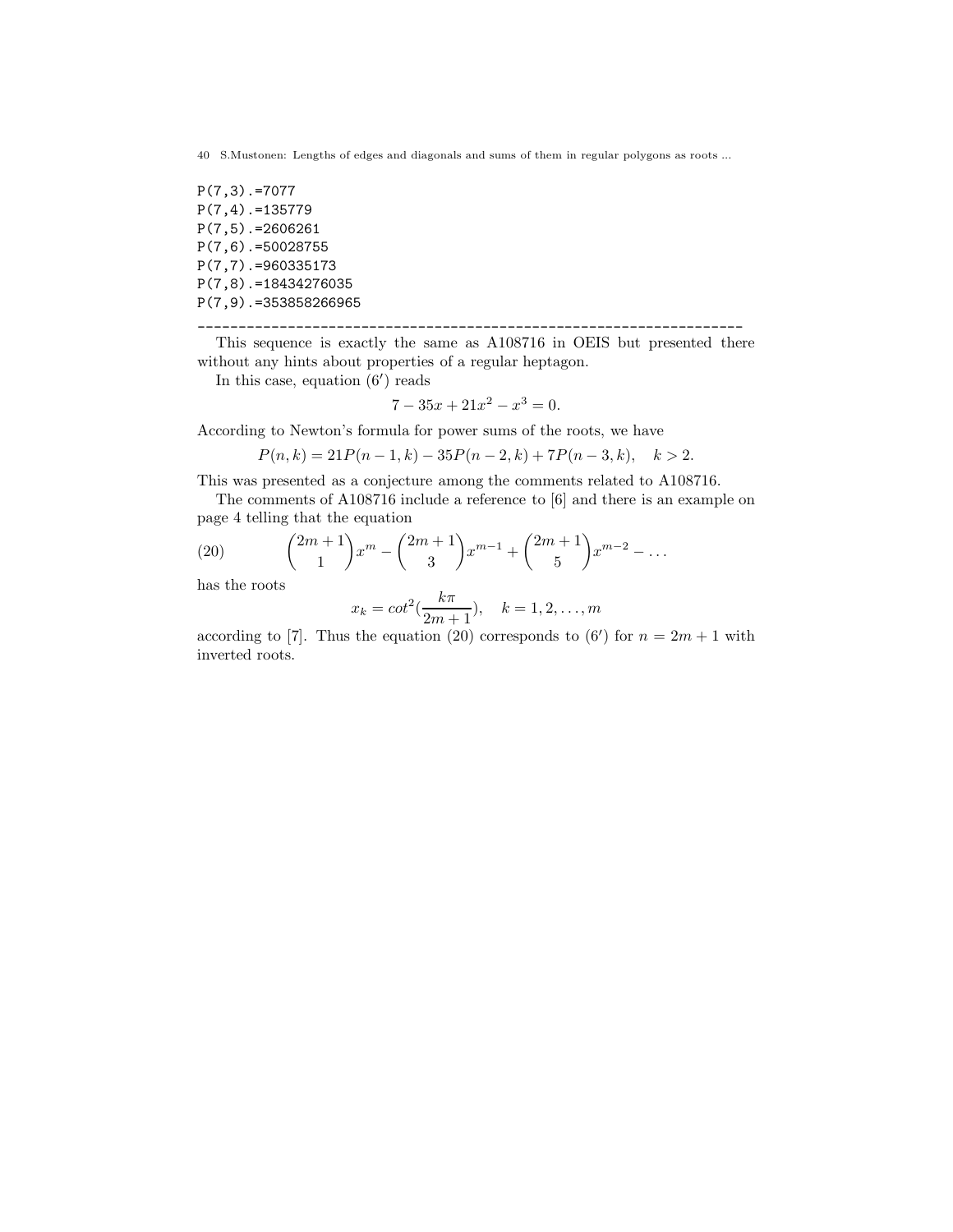```
P(7,3).=7077
P(7,4).=135779
P(7,5).=2606261
P(7,6).=50028755
P(7,7).=960335173
P(7,8).=18434276035
P(7,9).=353858266965
--------------------------------------------------------------------
```

This sequence is exactly the same as A108716 in OEIS but presented there without any hints about properties of a regular heptagon.

In this case, equation $(6')$ reads

$$7 - 35x + 21x^2 - x^3 = 0.$$

According to Newton's formula for power sums of the roots, we have

$$P(n,k) = 21P(n-1,k) - 35P(n-2,k) + 7P(n-3,k), \quad k > 2.$$

This was presented as a conjecture among the comments related to A108716.

The comments of A108716 include a reference to [6] and there is an example on page 4 telling that the equation

$$\binom{2m+1}{1}x^m - \binom{2m+1}{3}x^{m-1} + \binom{2m+1}{5}x^{m-2} - \dots \tag{20}$$

has the roots

$$x_k = cot^2(\frac{k\pi}{2m+1}), \quad k = 1, 2, \dots, m$$

according to [7]. Thus the equation (20) corresponds to $(6')$ for $n = 2m + 1$ with inverted roots.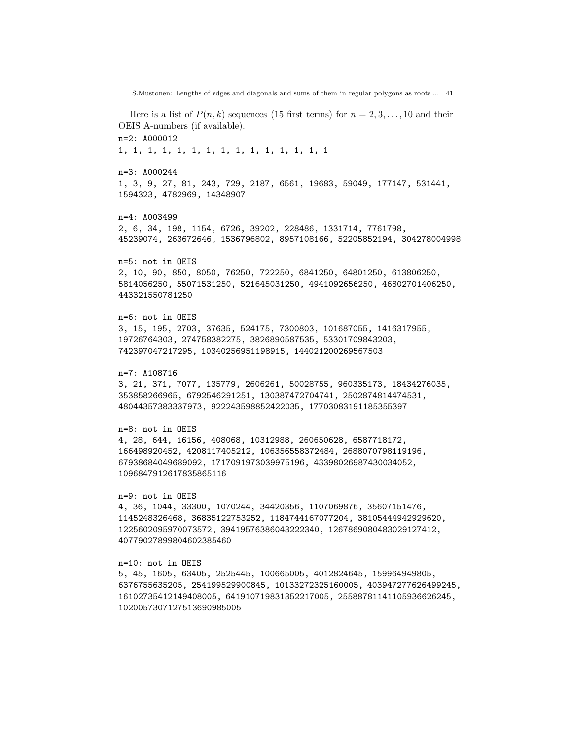Here is a list of $P(n,k)$ sequences (15 first terms) for $n = 2, 3, \ldots, 10$ and their OEIS A-numbers (if available).

```
n=2: A000012
1, 1, 1, 1, 1, 1, 1, 1, 1, 1, 1, 1, 1, 1, 1

n=3: A000244
1, 3, 9, 27, 81, 243, 729, 2187, 6561, 19683, 59049, 177147, 531441,
1594323, 4782969, 14348907

n=4: A003499
2, 6, 34, 198, 1154, 6726, 39202, 228486, 1331714, 7761798,
45239074, 263672646, 1536796802, 8957108166, 52205852194, 304278004998

n=5: not in OEIS
2, 10, 90, 850, 8050, 76250, 722250, 6841250, 64801250, 613806250,
5814056250, 55071531250, 521645031250, 4941092656250, 46802701406250,
443321550781250

n=6: not in OEIS
3, 15, 195, 2703, 37635, 524175, 7300803, 101687055, 1416317955,
19726764303, 274758382275, 3826890587535, 53301709843203,
742397047217295, 10340256951198915, 144021200269567503

n=7: A108716
3, 21, 371, 7077, 135779, 2606261, 50028755, 960335173, 18434276035,
353858266965, 6792546291251, 130387472704741, 2502874814474531,
48044357383337973, 922243598852422035, 17703083191185355397

n=8: not in OEIS
4, 28, 644, 16156, 408068, 10312988, 260650628, 6587718172,
166498920452, 4208117405212, 106356558372484, 2688070798119196,
67938684049689092, 1717091973039975196, 43398026987430034052,
1096847912617835865116

n=9: not in OEIS
4, 36, 1044, 33300, 1070244, 34420356, 1107069876, 35607151476,
1145248326468, 36835122753252, 1184744167077204, 38105444942929620,
1225602095970073572, 39419576386043222340, 1267869080483029127412,
40779027899804602385460

n=10: not in OEIS
5, 45, 1605, 63405, 2525445, 100665005, 4012824645, 159964949805,
6376755635205, 254199529900845, 10133272325160005, 403947277626499245,
16102735412149408005, 641910719831352217005, 25588781141105936626245,
1020057307127513690985005
```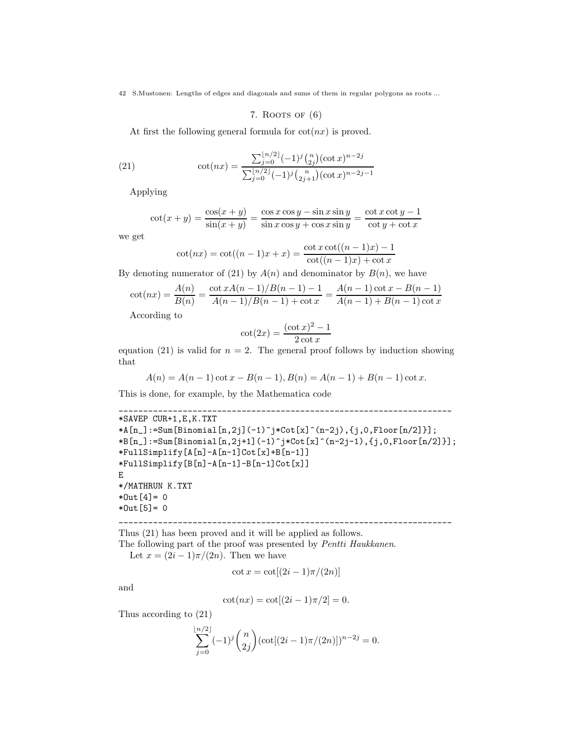## 7. Roots of (6)

At first the following general formula for $\cot(nx)$ is proved.

$$\cot(nx) = \frac{\sum_{j=0}^{\lfloor n/2 \rfloor} (-1)^j \binom{n}{2j} (\cot x)^{n-2j}}{\sum_{j=0}^{\lfloor n/2 \rfloor} (-1)^j \binom{n}{2j+1} (\cot x)^{n-2j-1}} \tag{21}$$

Applying

$$\cot(x+y) = \frac{\cos(x+y)}{\sin(x+y)} = \frac{\cos x \cos y - \sin x \sin y}{\sin x \cos y + \cos x \sin y} = \frac{\cot x \cot y - 1}{\cot y + \cot x}$$

we get

$$\cot(nx) = \cot((n-1)x + x) = \frac{\cot x \cot((n-1)x) - 1}{\cot((n-1)x) + \cot x}$$

By denoting numerator of (21) by $A(n)$ and denominator by $B(n)$, we have

$$\cot(nx) = \frac{A(n)}{B(n)} = \frac{\cot x A(n-1)/B(n-1) - 1}{A(n-1)/B(n-1) + \cot x} = \frac{A(n-1)\cot x - B(n-1)}{A(n-1) + B(n-1)\cot x}$$

According to

$$\cot(2x) = \frac{(\cot x)^2 - 1}{2 \cot x}$$

equation (21) is valid for $n = 2$. The general proof follows by induction showing that

$$A(n) = A(n-1)\cot x - B(n-1), B(n) = A(n-1) + B(n-1)\cot x.$$

This is done, for example, by the Mathematica code

```
______________________________________________________________________
*SAVEP CUR+1,E,K.TXT
*A[n_]:=Sum[Binomial[n,2j](-1)^j*Cot[x]^(n-2j),{j,0,Floor[n/2]}];
*B[n_]:=Sum[Binomial[n,2j+1](-1)^j*Cot[x]^(n-2j-1),{j,0,Floor[n/2]}];
*FullSimplify[A[n]-A[n-1]Cot[x]+B[n-1]]
*FullSimplify[B[n]-A[n-1]-B[n-1]Cot[x]]
E
*/MATHRUN K.TXT
*Out[4]= 0
*Out[5]= 0
______________________________________________________________________
```

Thus (21) has been proved and it will be applied as follows.
The following part of the proof was presented by *Pentti Haukkanen*.

Let $x = (2i-1)\pi/(2n)$. Then we have

$$\cot x = \cot[(2i-1)\pi/(2n)]$$

and

$$\cot(nx) = \cot[(2i-1)\pi/2] = 0.$$

Thus according to (21)

$$\sum_{j=0}^{\lfloor n/2 \rfloor} (-1)^j \binom{n}{2j} (\cot[(2i-1)\pi/(2n)])^{n-2j} = 0.$$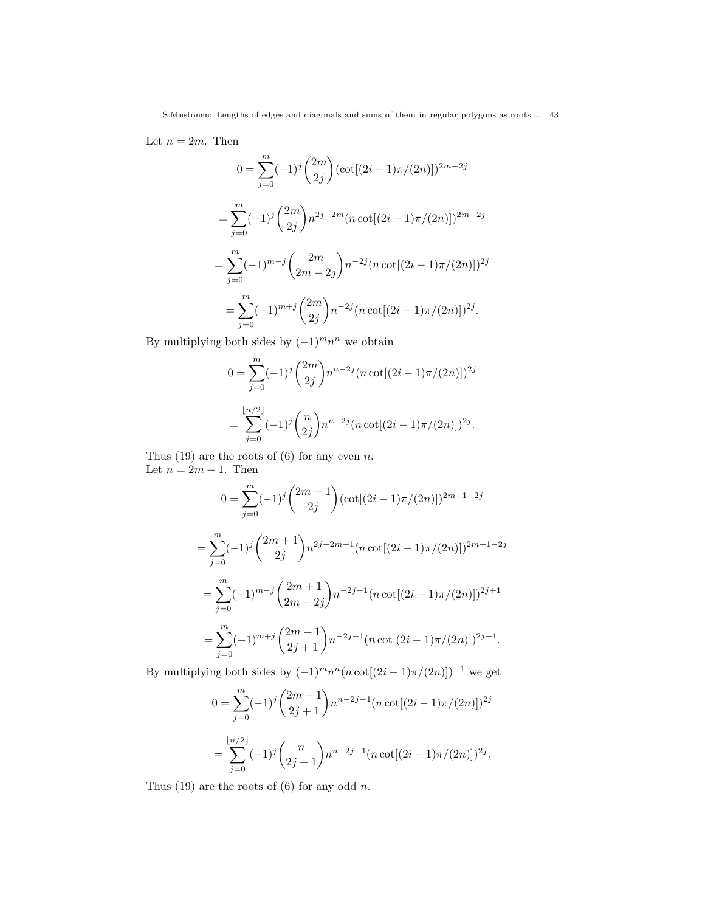Let $n = 2m$. Then

$$0 = \sum_{j=0}^{m} (-1)^j \binom{2m}{2j} (\cot[(2i-1)\pi/(2n)])^{2m-2j}$$

$$= \sum_{j=0}^{m} (-1)^j \binom{2m}{2j} n^{2j-2m} (n \cot[(2i-1)\pi/(2n)])^{2m-2j}$$

$$= \sum_{j=0}^{m} (-1)^{m-j} \binom{2m}{2m-2j} n^{-2j} (n \cot[(2i-1)\pi/(2n)])^{2j}$$

$$= \sum_{j=0}^{m} (-1)^{m+j} \binom{2m}{2j} n^{-2j} (n \cot[(2i-1)\pi/(2n)])^{2j}.$$

By multiplying both sides by $(-1)^m n^n$ we obtain

$$0 = \sum_{j=0}^{m} (-1)^j \binom{2m}{2j} n^{n-2j} (n \cot[(2i-1)\pi/(2n)])^{2j}$$

$$= \sum_{j=0}^{\lfloor n/2 \rfloor} (-1)^j \binom{n}{2j} n^{n-2j} (n \cot[(2i-1)\pi/(2n)])^{2j}.$$

Thus (19) are the roots of (6) for any even $n$.
Let $n = 2m + 1$. Then

$$0 = \sum_{j=0}^{m} (-1)^j \binom{2m+1}{2j} (\cot[(2i-1)\pi/(2n)])^{2m+1-2j}$$

$$= \sum_{j=0}^{m} (-1)^j \binom{2m+1}{2j} n^{2j-2m-1} (n \cot[(2i-1)\pi/(2n)])^{2m+1-2j}$$

$$= \sum_{j=0}^{m} (-1)^{m-j} \binom{2m+1}{2m-2j} n^{-2j-1} (n \cot[(2i-1)\pi/(2n)])^{2j+1}$$

$$= \sum_{j=0}^{m} (-1)^{m+j} \binom{2m+1}{2j+1} n^{-2j-1} (n \cot[(2i-1)\pi/(2n)])^{2j+1}.$$

By multiplying both sides by $(-1)^m n^n (n \cot[(2i-1)\pi/(2n)])^{-1}$ we get

$$0 = \sum_{j=0}^{m} (-1)^j \binom{2m+1}{2j+1} n^{n-2j-1} (n \cot[(2i-1)\pi/(2n)])^{2j}$$

$$= \sum_{j=0}^{\lfloor n/2 \rfloor} (-1)^j \binom{n}{2j+1} n^{n-2j-1} (n \cot[(2i-1)\pi/(2n)])^{2j}.$$

Thus (19) are the roots of (6) for any odd $n$.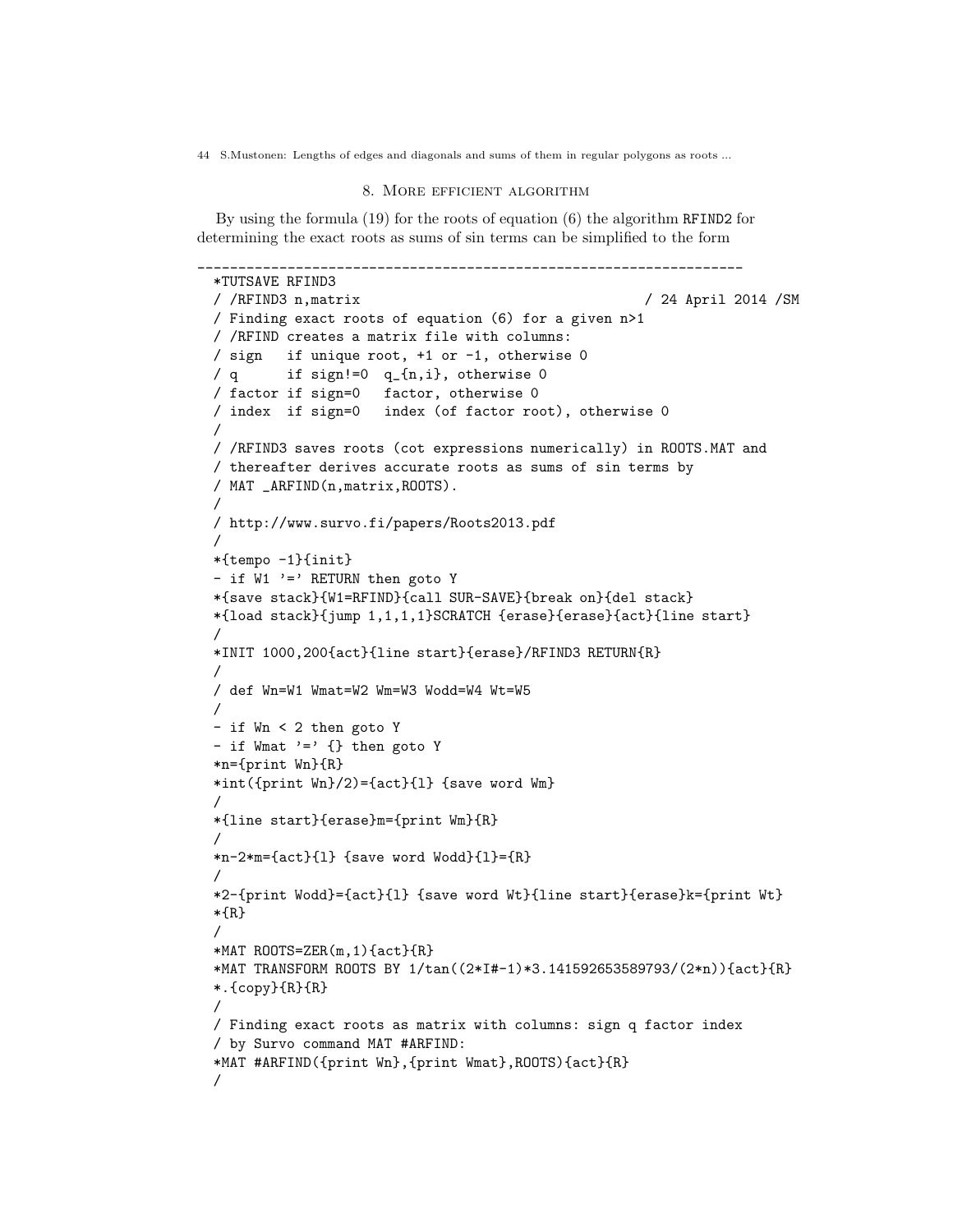## 8. More efficient algorithm

By using the formula (19) for the roots of equation (6) the algorithm RFIND2 for determining the exact roots as sums of sin terms can be simplified to the form

```
____________________________________________________________________
*TUTSAVE RFIND3
/ /RFIND3 n,matrix                                    / 24 April 2014 /SM
/ Finding exact roots of equation (6) for a given n>1
/ /RFIND creates a matrix file with columns:
/ sign   if unique root, +1 or -1, otherwise 0
/ q      if sign!=0  q_{n,i}, otherwise 0
/ factor if sign=0   factor, otherwise 0
/ index  if sign=0   index (of factor root), otherwise 0
/
/ /RFIND3 saves roots (cot expressions numerically) in ROOTS.MAT and
/ thereafter derives accurate roots as sums of sin terms by
/ MAT _ARFIND(n,matrix,ROOTS).
/
/ http://www.survo.fi/papers/Roots2013.pdf
/
*{tempo -1}{init}
- if W1 '=' RETURN then goto Y
*{save stack}{W1=RFIND}{call SUR-SAVE}{break on}{del stack}
*{load stack}{jump 1,1,1,1}SCRATCH {erase}{erase}{act}{line start}
/
*INIT 1000,200{act}{line start}{erase}/RFIND3 RETURN{R}
/
/ def Wn=W1 Wmat=W2 Wm=W3 Wodd=W4 Wt=W5
/
- if Wn < 2 then goto Y
- if Wmat '=' {} then goto Y
*n={print Wn}{R}
*int({print Wn}/2)={act}{l} {save word Wm}
/
*{line start}{erase}m={print Wm}{R}
/
*n-2*m={act}{l} {save word Wodd}{l}={R}
/
*2-{print Wodd}={act}{l} {save word Wt}{line start}{erase}k={print Wt}
*{R}
/
*MAT ROOTS=ZER(m,1){act}{R}
*MAT TRANSFORM ROOTS BY 1/tan((2*I#-1)*3.141592653589793/(2*n)){act}{R}
*.{copy}{R}{R}
/
/ Finding exact roots as matrix with columns: sign q factor index
/ by Survo command MAT #ARFIND:
*MAT #ARFIND({print Wn},{print Wmat},ROOTS){act}{R}
/
```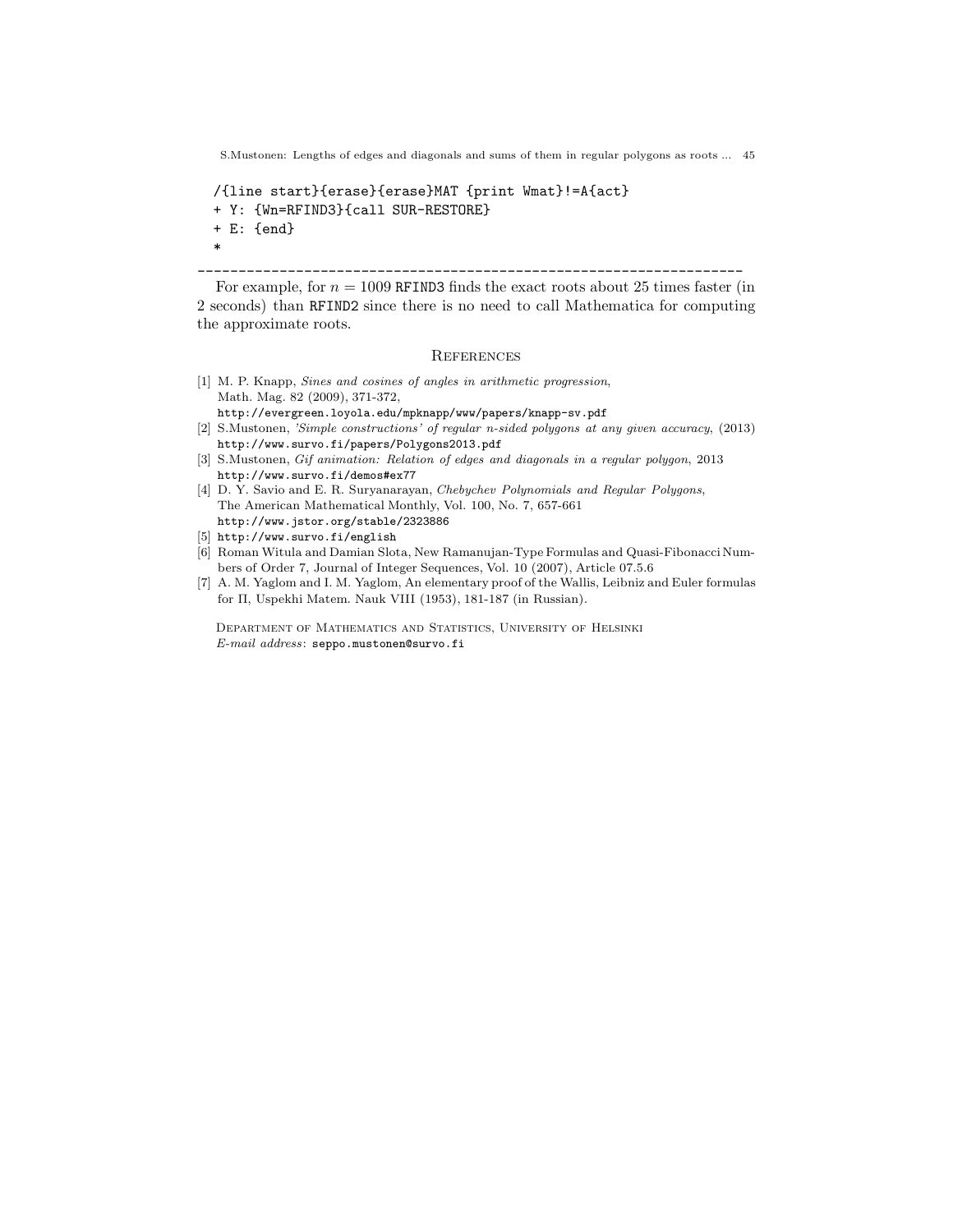```
/{line start}{erase}{erase}MAT {print Wmat}!=A{act}
+ Y: {Wn=RFIND3}{call SUR-RESTORE}
+ E: {end}
*
```

---------------------------------------------------------------------

For example, for $n = 1009$ RFIND3 finds the exact roots about 25 times faster (in 2 seconds) than RFIND2 since there is no need to call Mathematica for computing the approximate roots.

## References

[1] M. P. Knapp, *Sines and cosines of angles in arithmetic progression*, Math. Mag. 82 (2009), 371-372, http://evergreen.loyola.edu/mpknapp/www/papers/knapp-sv.pdf

[2] S.Mustonen, *'Simple constructions' of regular n-sided polygons at any given accuracy*, (2013) http://www.survo.fi/papers/Polygons2013.pdf

[3] S.Mustonen, *Gif animation: Relation of edges and diagonals in a regular polygon*, 2013 http://www.survo.fi/demos#ex77

[4] D. Y. Savio and E. R. Suryanarayan, *Chebychev Polynomials and Regular Polygons*, The American Mathematical Monthly, Vol. 100, No. 7, 657-661 http://www.jstor.org/stable/2323886

[5] http://www.survo.fi/english

[6] Roman Witula and Damian Slota, New Ramanujan-Type Formulas and Quasi-Fibonacci Numbers of Order 7, Journal of Integer Sequences, Vol. 10 (2007), Article 07.5.6

[7] A. M. Yaglom and I. M. Yaglom, An elementary proof of the Wallis, Leibniz and Euler formulas for Π, Uspekhi Matem. Nauk VIII (1953), 181-187 (in Russian).

Department of Mathematics and Statistics, University of Helsinki
*E-mail address*: seppo.mustonen@survo.fi